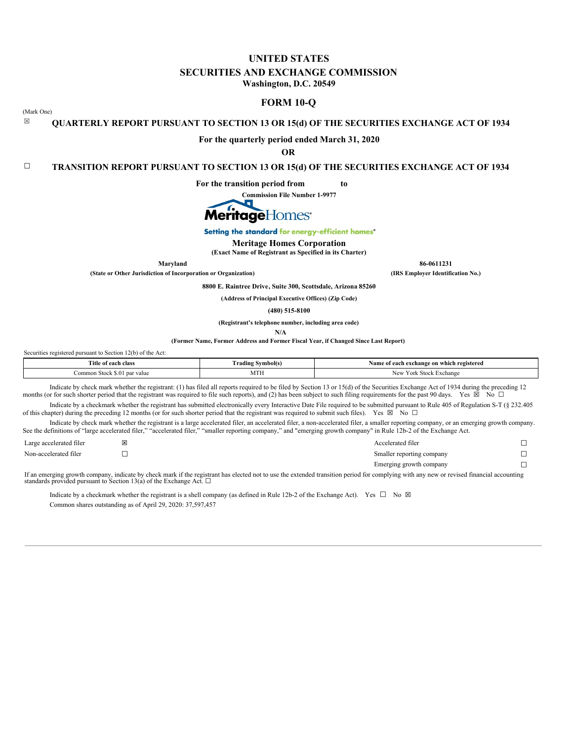# UNITED STATES
# SECURITIES AND EXCHANGE COMMISSION
**Washington, D.C. 20549**

## FORM 10-Q

(Mark One)

☒ **QUARTERLY REPORT PURSUANT TO SECTION 13 OR 15(d) OF THE SECURITIES EXCHANGE ACT OF 1934**

**For the quarterly period ended March 31, 2020**

**OR**

☐ **TRANSITION REPORT PURSUANT TO SECTION 13 OR 15(d) OF THE SECURITIES EXCHANGE ACT OF 1934**

**For the transition period from to**

**Commission File Number 1-9977**

MeritageHomes®

**Setting the standard for energy-efficient homes®**

**Meritage Homes Corporation**
**(Exact Name of Registrant as Specified in its Charter)**

| **Maryland** | **86-0611231** |
|---|---|
| **(State or Other Jurisdiction of Incorporation or Organization)** | **(IRS Employer Identification No.)** |

**8800 E. Raintree Drive, Suite 300, Scottsdale, Arizona 85260**

**(Address of Principal Executive Offices) (Zip Code)**

**(480) 515-8100**

**(Registrant's telephone number, including area code)**

**N/A**

**(Former Name, Former Address and Former Fiscal Year, if Changed Since Last Report)**

Securities registered pursuant to Section 12(b) of the Act:

| Title of each class | Trading Symbol(s) | Name of each exchange on which registered |
|---|---|---|
| Common Stock $.01 par value | MTH | New York Stock Exchange |

Indicate by check mark whether the registrant: (1) has filed all reports required to be filed by Section 13 or 15(d) of the Securities Exchange Act of 1934 during the preceding 12 months (or for such shorter period that the registrant was required to file such reports), and (2) has been subject to such filing requirements for the past 90 days. Yes ☒ No ☐

Indicate by a checkmark whether the registrant has submitted electronically every Interactive Date File required to be submitted pursuant to Rule 405 of Regulation S-T (§ 232.405 of this chapter) during the preceding 12 months (or for such shorter period that the registrant was required to submit such files). Yes ☒ No ☐

Indicate by check mark whether the registrant is a large accelerated filer, an accelerated filer, a non-accelerated filer, a smaller reporting company, or an emerging growth company. See the definitions of "large accelerated filer," "accelerated filer," "smaller reporting company," and "emerging growth company" in Rule 12b-2 of the Exchange Act.

| | | | |
|---|---|---|---|
| Large accelerated filer | ☒ | Accelerated filer | ☐ |
| Non-accelerated filer | ☐ | Smaller reporting company | ☐ |
| | | Emerging growth company | ☐ |

If an emerging growth company, indicate by check mark if the registrant has elected not to use the extended transition period for complying with any new or revised financial accounting standards provided pursuant to Section 13(a) of the Exchange Act. ☐

Indicate by a checkmark whether the registrant is a shell company (as defined in Rule 12b-2 of the Exchange Act). Yes ☐ No ☒

Common shares outstanding as of April 29, 2020: 37,597,457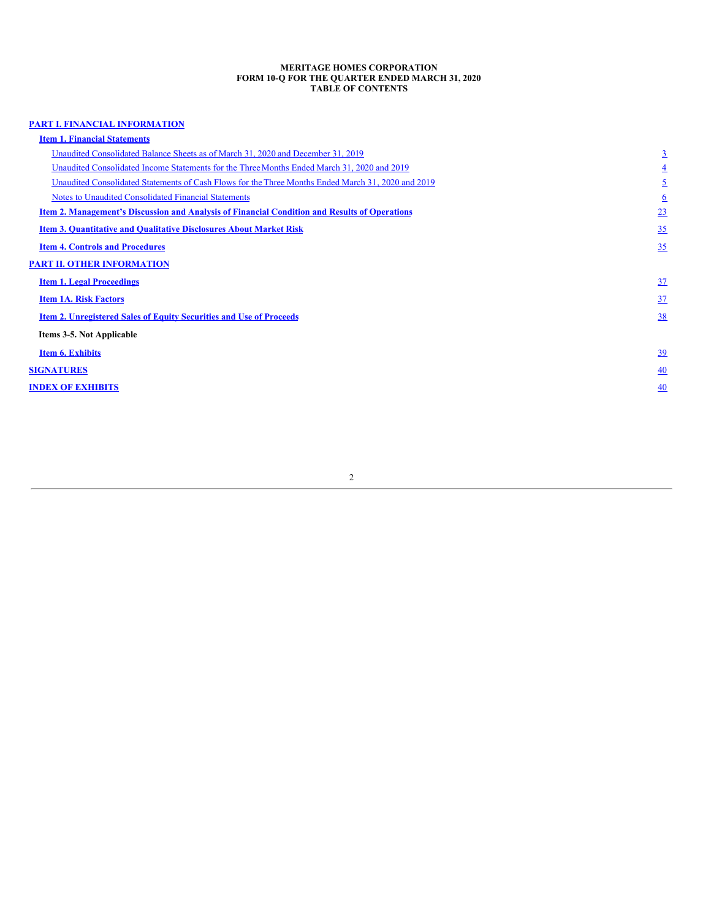**MERITAGE HOMES CORPORATION**
**FORM 10-Q FOR THE QUARTER ENDED MARCH 31, 2020**
**TABLE OF CONTENTS**

| | |
|---|---|
| **PART I. FINANCIAL INFORMATION** | |
| **Item 1. Financial Statements** | |
| Unaudited Consolidated Balance Sheets as of March 31, 2020 and December 31, 2019 | 3 |
| Unaudited Consolidated Income Statements for the Three Months Ended March 31, 2020 and 2019 | 4 |
| Unaudited Consolidated Statements of Cash Flows for the Three Months Ended March 31, 2020 and 2019 | 5 |
| Notes to Unaudited Consolidated Financial Statements | 6 |
| **Item 2. Management's Discussion and Analysis of Financial Condition and Results of Operations** | 23 |
| **Item 3. Quantitative and Qualitative Disclosures About Market Risk** | 35 |
| **Item 4. Controls and Procedures** | 35 |
| **PART II. OTHER INFORMATION** | |
| **Item 1. Legal Proceedings** | 37 |
| **Item 1A. Risk Factors** | 37 |
| **Item 2. Unregistered Sales of Equity Securities and Use of Proceeds** | 38 |
| **Items 3-5. Not Applicable** | |
| **Item 6. Exhibits** | 39 |
| **SIGNATURES** | 40 |
| **INDEX OF EXHIBITS** | 40 |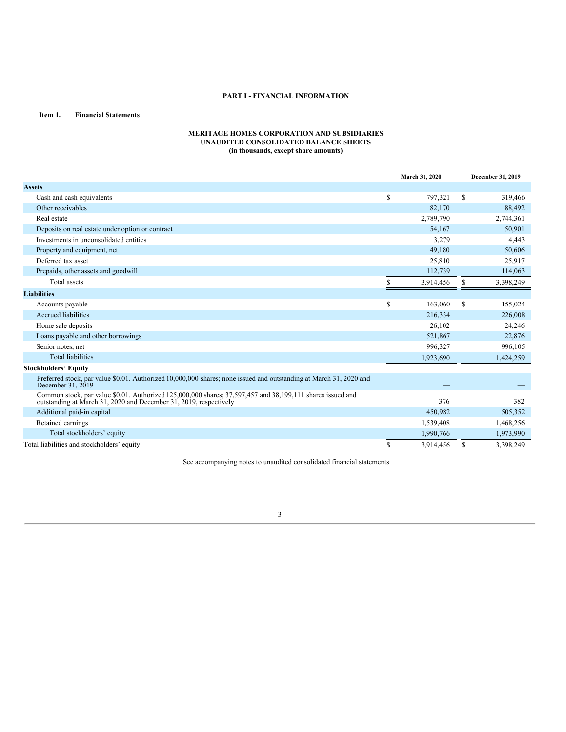# PART I - FINANCIAL INFORMATION

## Item 1. Financial Statements

### MERITAGE HOMES CORPORATION AND SUBSIDIARIES
### UNAUDITED CONSOLIDATED BALANCE SHEETS
### (in thousands, except share amounts)

| | March 31, 2020 | December 31, 2019 |
|---|---|---|
| **Assets** | | |
| Cash and cash equivalents | $ 797,321 | $ 319,466 |
| Other receivables | 82,170 | 88,492 |
| Real estate | 2,789,790 | 2,744,361 |
| Deposits on real estate under option or contract | 54,167 | 50,901 |
| Investments in unconsolidated entities | 3,279 | 4,443 |
| Property and equipment, net | 49,180 | 50,606 |
| Deferred tax asset | 25,810 | 25,917 |
| Prepaids, other assets and goodwill | 112,739 | 114,063 |
| Total assets | $ 3,914,456 | $ 3,398,249 |
| **Liabilities** | | |
| Accounts payable | $ 163,060 | $ 155,024 |
| Accrued liabilities | 216,334 | 226,008 |
| Home sale deposits | 26,102 | 24,246 |
| Loans payable and other borrowings | 521,867 | 22,876 |
| Senior notes, net | 996,327 | 996,105 |
| Total liabilities | 1,923,690 | 1,424,259 |
| **Stockholders' Equity** | | |
| Preferred stock, par value $0.01. Authorized 10,000,000 shares; none issued and outstanding at March 31, 2020 and December 31, 2019 | — | — |
| Common stock, par value $0.01. Authorized 125,000,000 shares; 37,597,457 and 38,199,111 shares issued and outstanding at March 31, 2020 and December 31, 2019, respectively | 376 | 382 |
| Additional paid-in capital | 450,982 | 505,352 |
| Retained earnings | 1,539,408 | 1,468,256 |
| Total stockholders' equity | 1,990,766 | 1,973,990 |
| Total liabilities and stockholders' equity | $ 3,914,456 | $ 3,398,249 |

See accompanying notes to unaudited consolidated financial statements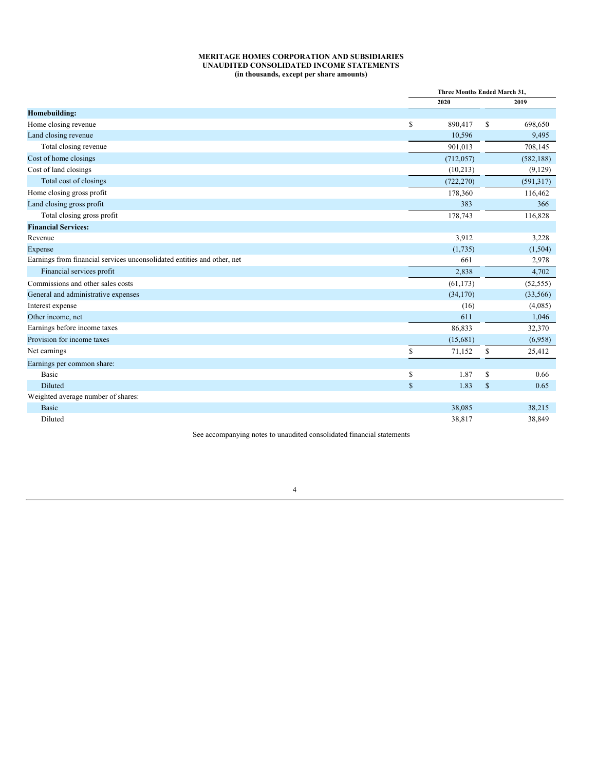**MERITAGE HOMES CORPORATION AND SUBSIDIARIES**
**UNAUDITED CONSOLIDATED INCOME STATEMENTS**
**(in thousands, except per share amounts)**

| | Three Months Ended March 31, | |
|---|---|---|
| | 2020 | 2019 |
| **Homebuilding:** | | |
| Home closing revenue | $ 890,417 | $ 698,650 |
| Land closing revenue | 10,596 | 9,495 |
| Total closing revenue | 901,013 | 708,145 |
| Cost of home closings | (712,057) | (582,188) |
| Cost of land closings | (10,213) | (9,129) |
| Total cost of closings | (722,270) | (591,317) |
| Home closing gross profit | 178,360 | 116,462 |
| Land closing gross profit | 383 | 366 |
| Total closing gross profit | 178,743 | 116,828 |
| **Financial Services:** | | |
| Revenue | 3,912 | 3,228 |
| Expense | (1,735) | (1,504) |
| Earnings from financial services unconsolidated entities and other, net | 661 | 2,978 |
| Financial services profit | 2,838 | 4,702 |
| Commissions and other sales costs | (61,173) | (52,555) |
| General and administrative expenses | (34,170) | (33,566) |
| Interest expense | (16) | (4,085) |
| Other income, net | 611 | 1,046 |
| Earnings before income taxes | 86,833 | 32,370 |
| Provision for income taxes | (15,681) | (6,958) |
| Net earnings | $ 71,152 | $ 25,412 |
| Earnings per common share: | | |
| Basic | $ 1.87 | $ 0.66 |
| Diluted | $ 1.83 | $ 0.65 |
| Weighted average number of shares: | | |
| Basic | 38,085 | 38,215 |
| Diluted | 38,817 | 38,849 |

See accompanying notes to unaudited consolidated financial statements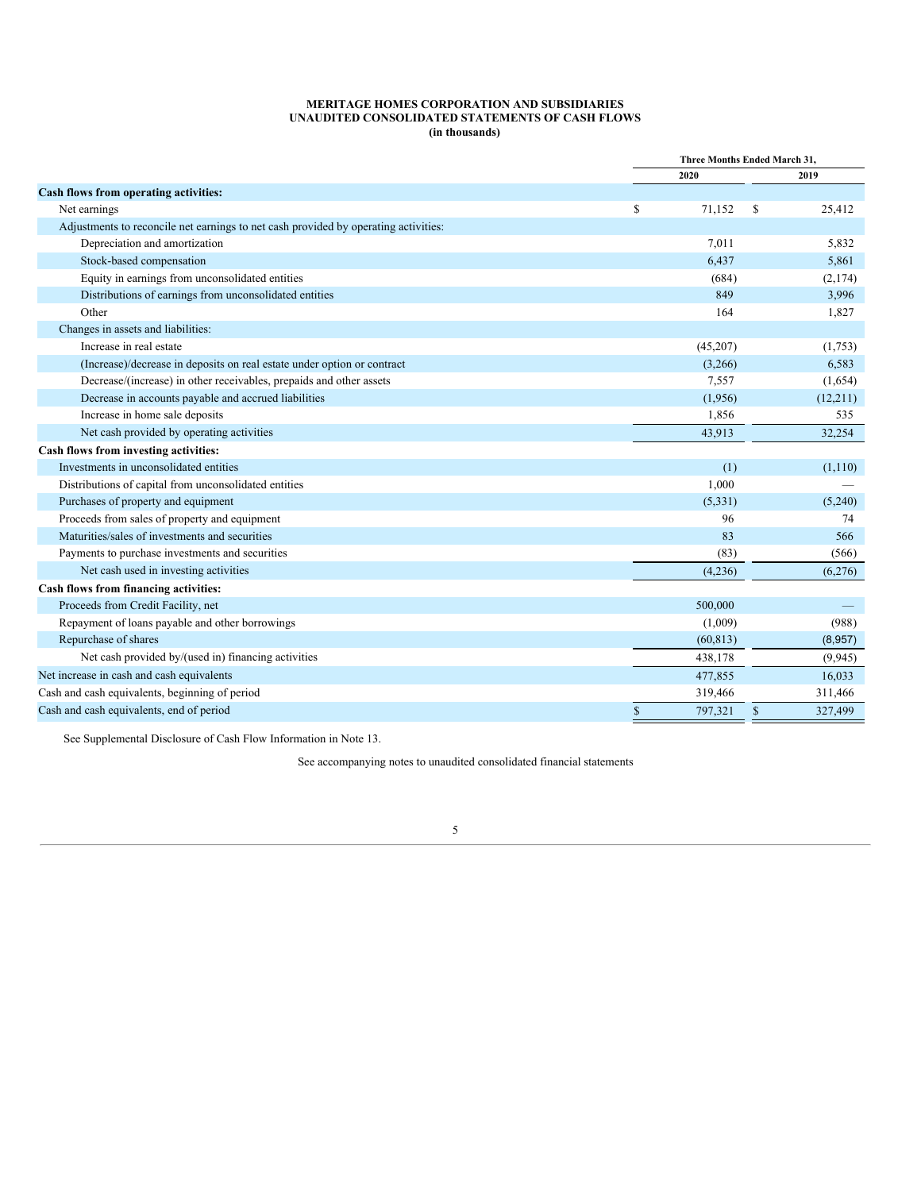**MERITAGE HOMES CORPORATION AND SUBSIDIARIES**
**UNAUDITED CONSOLIDATED STATEMENTS OF CASH FLOWS**
**(in thousands)**

| | Three Months Ended March 31, | |
|---|---|---|
| | 2020 | 2019 |
| **Cash flows from operating activities:** | | |
| Net earnings | $ 71,152 | $ 25,412 |
| Adjustments to reconcile net earnings to net cash provided by operating activities: | | |
| Depreciation and amortization | 7,011 | 5,832 |
| Stock-based compensation | 6,437 | 5,861 |
| Equity in earnings from unconsolidated entities | (684) | (2,174) |
| Distributions of earnings from unconsolidated entities | 849 | 3,996 |
| Other | 164 | 1,827 |
| Changes in assets and liabilities: | | |
| Increase in real estate | (45,207) | (1,753) |
| (Increase)/decrease in deposits on real estate under option or contract | (3,266) | 6,583 |
| Decrease/(increase) in other receivables, prepaids and other assets | 7,557 | (1,654) |
| Decrease in accounts payable and accrued liabilities | (1,956) | (12,211) |
| Increase in home sale deposits | 1,856 | 535 |
| Net cash provided by operating activities | 43,913 | 32,254 |
| **Cash flows from investing activities:** | | |
| Investments in unconsolidated entities | (1) | (1,110) |
| Distributions of capital from unconsolidated entities | 1,000 | — |
| Purchases of property and equipment | (5,331) | (5,240) |
| Proceeds from sales of property and equipment | 96 | 74 |
| Maturities/sales of investments and securities | 83 | 566 |
| Payments to purchase investments and securities | (83) | (566) |
| Net cash used in investing activities | (4,236) | (6,276) |
| **Cash flows from financing activities:** | | |
| Proceeds from Credit Facility, net | 500,000 | — |
| Repayment of loans payable and other borrowings | (1,009) | (988) |
| Repurchase of shares | (60,813) | (8,957) |
| Net cash provided by/(used in) financing activities | 438,178 | (9,945) |
| Net increase in cash and cash equivalents | 477,855 | 16,033 |
| Cash and cash equivalents, beginning of period | 319,466 | 311,466 |
| Cash and cash equivalents, end of period | $ 797,321 | $ 327,499 |

See Supplemental Disclosure of Cash Flow Information in Note 13.

See accompanying notes to unaudited consolidated financial statements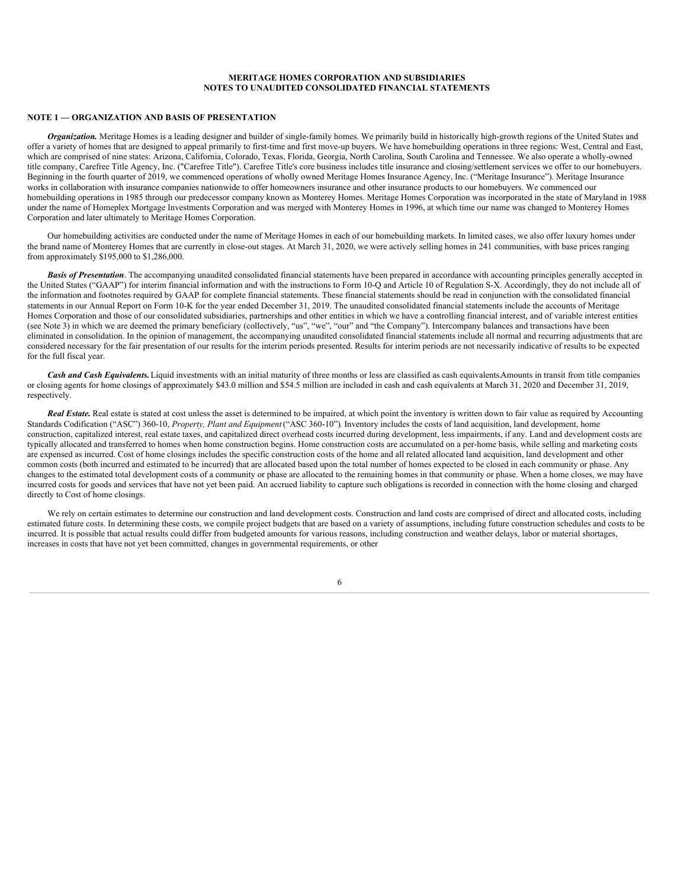**MERITAGE HOMES CORPORATION AND SUBSIDIARIES**
**NOTES TO UNAUDITED CONSOLIDATED FINANCIAL STATEMENTS**

## NOTE 1 — ORGANIZATION AND BASIS OF PRESENTATION

***Organization.*** Meritage Homes is a leading designer and builder of single-family homes. We primarily build in historically high-growth regions of the United States and offer a variety of homes that are designed to appeal primarily to first-time and first move-up buyers. We have homebuilding operations in three regions: West, Central and East, which are comprised of nine states: Arizona, California, Colorado, Texas, Florida, Georgia, North Carolina, South Carolina and Tennessee. We also operate a wholly-owned title company, Carefree Title Agency, Inc. ("Carefree Title"). Carefree Title's core business includes title insurance and closing/settlement services we offer to our homebuyers. Beginning in the fourth quarter of 2019, we commenced operations of wholly owned Meritage Homes Insurance Agency, Inc. ("Meritage Insurance"). Meritage Insurance works in collaboration with insurance companies nationwide to offer homeowners insurance and other insurance products to our homebuyers. We commenced our homebuilding operations in 1985 through our predecessor company known as Monterey Homes. Meritage Homes Corporation was incorporated in the state of Maryland in 1988 under the name of Homeplex Mortgage Investments Corporation and was merged with Monterey Homes in 1996, at which time our name was changed to Monterey Homes Corporation and later ultimately to Meritage Homes Corporation.

Our homebuilding activities are conducted under the name of Meritage Homes in each of our homebuilding markets. In limited cases, we also offer luxury homes under the brand name of Monterey Homes that are currently in close-out stages. At March 31, 2020, we were actively selling homes in 241 communities, with base prices ranging from approximately $195,000 to $1,286,000.

***Basis of Presentation***. The accompanying unaudited consolidated financial statements have been prepared in accordance with accounting principles generally accepted in the United States ("GAAP") for interim financial information and with the instructions to Form 10-Q and Article 10 of Regulation S-X. Accordingly, they do not include all of the information and footnotes required by GAAP for complete financial statements. These financial statements should be read in conjunction with the consolidated financial statements in our Annual Report on Form 10-K for the year ended December 31, 2019. The unaudited consolidated financial statements include the accounts of Meritage Homes Corporation and those of our consolidated subsidiaries, partnerships and other entities in which we have a controlling financial interest, and of variable interest entities (see Note 3) in which we are deemed the primary beneficiary (collectively, "us", "we", "our" and "the Company"). Intercompany balances and transactions have been eliminated in consolidation. In the opinion of management, the accompanying unaudited consolidated financial statements include all normal and recurring adjustments that are considered necessary for the fair presentation of our results for the interim periods presented. Results for interim periods are not necessarily indicative of results to be expected for the full fiscal year.

***Cash and Cash Equivalents.*** Liquid investments with an initial maturity of three months or less are classified as cash equivalents.Amounts in transit from title companies or closing agents for home closings of approximately $43.0 million and $54.5 million are included in cash and cash equivalents at March 31, 2020 and December 31, 2019, respectively.

***Real Estate.*** Real estate is stated at cost unless the asset is determined to be impaired, at which point the inventory is written down to fair value as required by Accounting Standards Codification ("ASC") 360-10, *Property, Plant and Equipment* ("ASC 360-10"). Inventory includes the costs of land acquisition, land development, home construction, capitalized interest, real estate taxes, and capitalized direct overhead costs incurred during development, less impairments, if any. Land and development costs are typically allocated and transferred to homes when home construction begins. Home construction costs are accumulated on a per-home basis, while selling and marketing costs are expensed as incurred. Cost of home closings includes the specific construction costs of the home and all related allocated land acquisition, land development and other common costs (both incurred and estimated to be incurred) that are allocated based upon the total number of homes expected to be closed in each community or phase. Any changes to the estimated total development costs of a community or phase are allocated to the remaining homes in that community or phase. When a home closes, we may have incurred costs for goods and services that have not yet been paid. An accrued liability to capture such obligations is recorded in connection with the home closing and charged directly to Cost of home closings.

We rely on certain estimates to determine our construction and land development costs. Construction and land costs are comprised of direct and allocated costs, including estimated future costs. In determining these costs, we compile project budgets that are based on a variety of assumptions, including future construction schedules and costs to be incurred. It is possible that actual results could differ from budgeted amounts for various reasons, including construction and weather delays, labor or material shortages, increases in costs that have not yet been committed, changes in governmental requirements, or other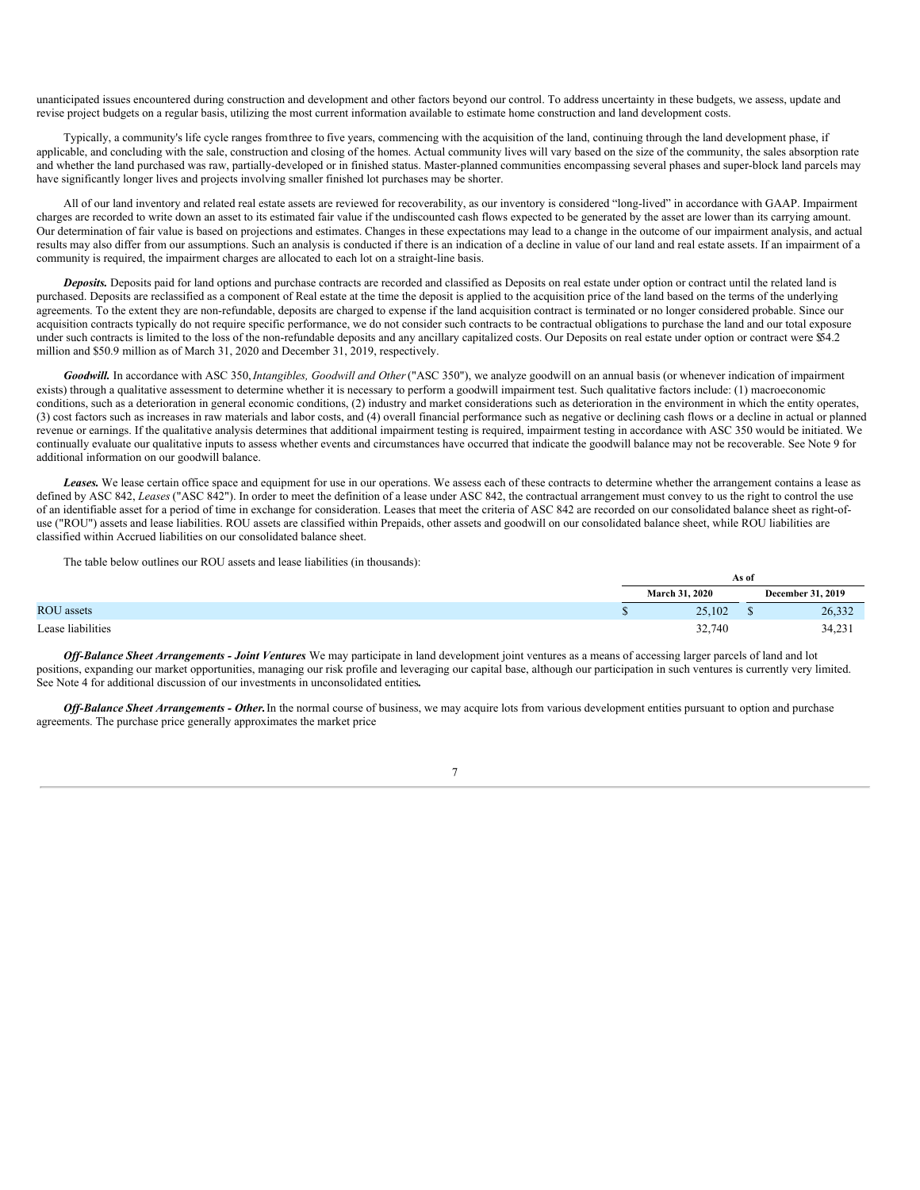unanticipated issues encountered during construction and development and other factors beyond our control. To address uncertainty in these budgets, we assess, update and revise project budgets on a regular basis, utilizing the most current information available to estimate home construction and land development costs.

Typically, a community's life cycle ranges from three to five years, commencing with the acquisition of the land, continuing through the land development phase, if applicable, and concluding with the sale, construction and closing of the homes. Actual community lives will vary based on the size of the community, the sales absorption rate and whether the land purchased was raw, partially-developed or in finished status. Master-planned communities encompassing several phases and super-block land parcels may have significantly longer lives and projects involving smaller finished lot purchases may be shorter.

All of our land inventory and related real estate assets are reviewed for recoverability, as our inventory is considered "long-lived" in accordance with GAAP. Impairment charges are recorded to write down an asset to its estimated fair value if the undiscounted cash flows expected to be generated by the asset are lower than its carrying amount. Our determination of fair value is based on projections and estimates. Changes in these expectations may lead to a change in the outcome of our impairment analysis, and actual results may also differ from our assumptions. Such an analysis is conducted if there is an indication of a decline in value of our land and real estate assets. If an impairment of a community is required, the impairment charges are allocated to each lot on a straight-line basis.

***Deposits.*** Deposits paid for land options and purchase contracts are recorded and classified as Deposits on real estate under option or contract until the related land is purchased. Deposits are reclassified as a component of Real estate at the time the deposit is applied to the acquisition price of the land based on the terms of the underlying agreements. To the extent they are non-refundable, deposits are charged to expense if the land acquisition contract is terminated or no longer considered probable. Since our acquisition contracts typically do not require specific performance, we do not consider such contracts to be contractual obligations to purchase the land and our total exposure under such contracts is limited to the loss of the non-refundable deposits and any ancillary capitalized costs. Our Deposits on real estate under option or contract were $54.2 million and $50.9 million as of March 31, 2020 and December 31, 2019, respectively.

***Goodwill.*** In accordance with ASC 350, *Intangibles, Goodwill and Other* ("ASC 350"), we analyze goodwill on an annual basis (or whenever indication of impairment exists) through a qualitative assessment to determine whether it is necessary to perform a goodwill impairment test. Such qualitative factors include: (1) macroeconomic conditions, such as a deterioration in general economic conditions, (2) industry and market considerations such as deterioration in the environment in which the entity operates, (3) cost factors such as increases in raw materials and labor costs, and (4) overall financial performance such as negative or declining cash flows or a decline in actual or planned revenue or earnings. If the qualitative analysis determines that additional impairment testing is required, impairment testing in accordance with ASC 350 would be initiated. We continually evaluate our qualitative inputs to assess whether events and circumstances have occurred that indicate the goodwill balance may not be recoverable. See Note 9 for additional information on our goodwill balance.

***Leases.*** We lease certain office space and equipment for use in our operations. We assess each of these contracts to determine whether the arrangement contains a lease as defined by ASC 842, *Leases* ("ASC 842"). In order to meet the definition of a lease under ASC 842, the contractual arrangement must convey to us the right to control the use of an identifiable asset for a period of time in exchange for consideration. Leases that meet the criteria of ASC 842 are recorded on our consolidated balance sheet as right-of-use ("ROU") assets and lease liabilities. ROU assets are classified within Prepaids, other assets and goodwill on our consolidated balance sheet, while ROU liabilities are classified within Accrued liabilities on our consolidated balance sheet.

The table below outlines our ROU assets and lease liabilities (in thousands):

| | As of | |
|---|---|---|
| | March 31, 2020 | December 31, 2019 |
| ROU assets | $ 25,102 | $ 26,332 |
| Lease liabilities | 32,740 | 34,231 |

***Off-Balance Sheet Arrangements - Joint Ventures*** We may participate in land development joint ventures as a means of accessing larger parcels of land and lot positions, expanding our market opportunities, managing our risk profile and leveraging our capital base, although our participation in such ventures is currently very limited. See Note 4 for additional discussion of our investments in unconsolidated entities.

***Off-Balance Sheet Arrangements - Other.*** In the normal course of business, we may acquire lots from various development entities pursuant to option and purchase agreements. The purchase price generally approximates the market price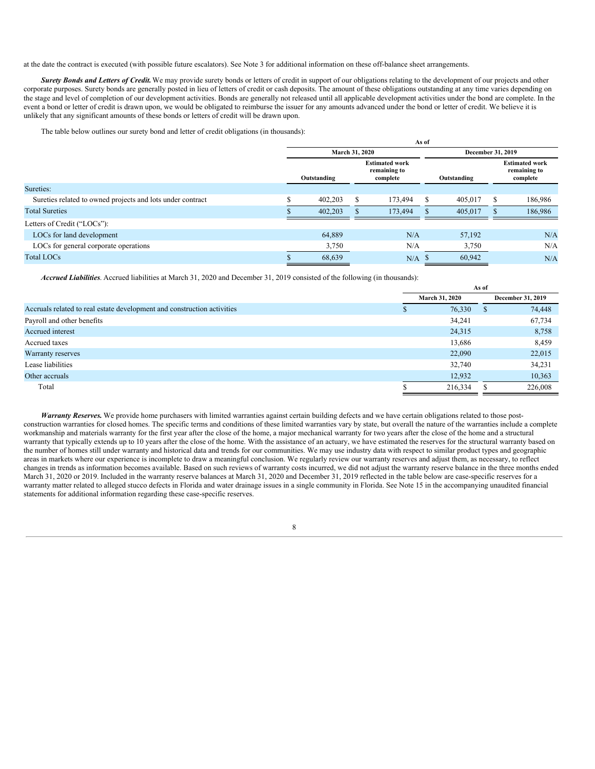at the date the contract is executed (with possible future escalators). See Note 3 for additional information on these off-balance sheet arrangements.

***Surety Bonds and Letters of Credit.*** We may provide surety bonds or letters of credit in support of our obligations relating to the development of our projects and other corporate purposes. Surety bonds are generally posted in lieu of letters of credit or cash deposits. The amount of these obligations outstanding at any time varies depending on the stage and level of completion of our development activities. Bonds are generally not released until all applicable development activities under the bond are complete. In the event a bond or letter of credit is drawn upon, we would be obligated to reimburse the issuer for any amounts advanced under the bond or letter of credit. We believe it is unlikely that any significant amounts of these bonds or letters of credit will be drawn upon.

The table below outlines our surety bond and letter of credit obligations (in thousands):

| | As of | | | |
|---|---|---|---|---|
| | March 31, 2020 | | December 31, 2019 | |
| | Outstanding | Estimated work remaining to complete | Outstanding | Estimated work remaining to complete |
| Sureties: | | | | |
| Sureties related to owned projects and lots under contract | $ 402,203 | $ 173,494 | $ 405,017 | $ 186,986 |
| Total Sureties | $ 402,203 | $ 173,494 | $ 405,017 | $ 186,986 |
| Letters of Credit (“LOCs”): | | | | |
| LOCs for land development | 64,889 | N/A | 57,192 | N/A |
| LOCs for general corporate operations | 3,750 | N/A | 3,750 | N/A |
| Total LOCs | $ 68,639 | N/A | $ 60,942 | N/A |

***Accrued Liabilities***. Accrued liabilities at March 31, 2020 and December 31, 2019 consisted of the following (in thousands):

| | As of | |
|---|---|---|
| | March 31, 2020 | December 31, 2019 |
| Accruals related to real estate development and construction activities | $ 76,330 | $ 74,448 |
| Payroll and other benefits | 34,241 | 67,734 |
| Accrued interest | 24,315 | 8,758 |
| Accrued taxes | 13,686 | 8,459 |
| Warranty reserves | 22,090 | 22,015 |
| Lease liabilities | 32,740 | 34,231 |
| Other accruals | 12,932 | 10,363 |
| Total | $ 216,334 | $ 226,008 |

***Warranty Reserves.*** We provide home purchasers with limited warranties against certain building defects and we have certain obligations related to those post-construction warranties for closed homes. The specific terms and conditions of these limited warranties vary by state, but overall the nature of the warranties include a complete workmanship and materials warranty for the first year after the close of the home, a major mechanical warranty for two years after the close of the home and a structural warranty that typically extends up to 10 years after the close of the home. With the assistance of an actuary, we have estimated the reserves for the structural warranty based on the number of homes still under warranty and historical data and trends for our communities. We may use industry data with respect to similar product types and geographic areas in markets where our experience is incomplete to draw a meaningful conclusion. We regularly review our warranty reserves and adjust them, as necessary, to reflect changes in trends as information becomes available. Based on such reviews of warranty costs incurred, we did not adjust the warranty reserve balance in the three months ended March 31, 2020 or 2019. Included in the warranty reserve balances at March 31, 2020 and December 31, 2019 reflected in the table below are case-specific reserves for a warranty matter related to alleged stucco defects in Florida and water drainage issues in a single community in Florida. See Note 15 in the accompanying unaudited financial statements for additional information regarding these case-specific reserves.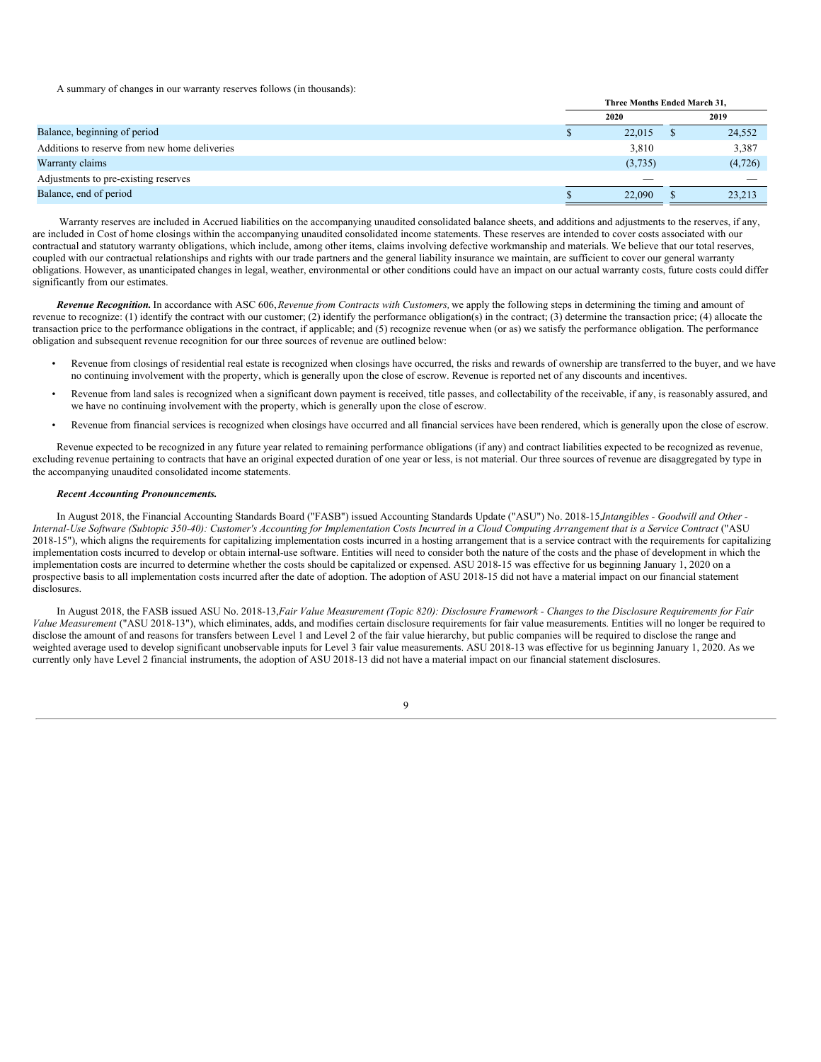A summary of changes in our warranty reserves follows (in thousands):

| | Three Months Ended March 31, | |
|---|---|---|
| | 2020 | 2019 |
| Balance, beginning of period | $ 22,015 | $ 24,552 |
| Additions to reserve from new home deliveries | 3,810 | 3,387 |
| Warranty claims | (3,735) | (4,726) |
| Adjustments to pre-existing reserves | — | — |
| Balance, end of period | $ 22,090 | $ 23,213 |

Warranty reserves are included in Accrued liabilities on the accompanying unaudited consolidated balance sheets, and additions and adjustments to the reserves, if any, are included in Cost of home closings within the accompanying unaudited consolidated income statements. These reserves are intended to cover costs associated with our contractual and statutory warranty obligations, which include, among other items, claims involving defective workmanship and materials. We believe that our total reserves, coupled with our contractual relationships and rights with our trade partners and the general liability insurance we maintain, are sufficient to cover our general warranty obligations. However, as unanticipated changes in legal, weather, environmental or other conditions could have an impact on our actual warranty costs, future costs could differ significantly from our estimates.

***Revenue Recognition.*** In accordance with ASC 606, *Revenue from Contracts with Customers,* we apply the following steps in determining the timing and amount of revenue to recognize: (1) identify the contract with our customer; (2) identify the performance obligation(s) in the contract; (3) determine the transaction price; (4) allocate the transaction price to the performance obligations in the contract, if applicable; and (5) recognize revenue when (or as) we satisfy the performance obligation. The performance obligation and subsequent revenue recognition for our three sources of revenue are outlined below:

- Revenue from closings of residential real estate is recognized when closings have occurred, the risks and rewards of ownership are transferred to the buyer, and we have no continuing involvement with the property, which is generally upon the close of escrow. Revenue is reported net of any discounts and incentives.
- Revenue from land sales is recognized when a significant down payment is received, title passes, and collectability of the receivable, if any, is reasonably assured, and we have no continuing involvement with the property, which is generally upon the close of escrow.
- Revenue from financial services is recognized when closings have occurred and all financial services have been rendered, which is generally upon the close of escrow.

Revenue expected to be recognized in any future year related to remaining performance obligations (if any) and contract liabilities expected to be recognized as revenue, excluding revenue pertaining to contracts that have an original expected duration of one year or less, is not material. Our three sources of revenue are disaggregated by type in the accompanying unaudited consolidated income statements.

***Recent Accounting Pronouncements.***

In August 2018, the Financial Accounting Standards Board ("FASB") issued Accounting Standards Update ("ASU") No. 2018-15, *Intangibles - Goodwill and Other - Internal-Use Software (Subtopic 350-40): Customer's Accounting for Implementation Costs Incurred in a Cloud Computing Arrangement that is a Service Contract* ("ASU 2018-15"), which aligns the requirements for capitalizing implementation costs incurred in a hosting arrangement that is a service contract with the requirements for capitalizing implementation costs incurred to develop or obtain internal-use software. Entities will need to consider both the nature of the costs and the phase of development in which the implementation costs are incurred to determine whether the costs should be capitalized or expensed. ASU 2018-15 was effective for us beginning January 1, 2020 on a prospective basis to all implementation costs incurred after the date of adoption. The adoption of ASU 2018-15 did not have a material impact on our financial statement disclosures.

In August 2018, the FASB issued ASU No. 2018-13, *Fair Value Measurement (Topic 820): Disclosure Framework - Changes to the Disclosure Requirements for Fair Value Measurement* ("ASU 2018-13"), which eliminates, adds, and modifies certain disclosure requirements for fair value measurements. Entities will no longer be required to disclose the amount of and reasons for transfers between Level 1 and Level 2 of the fair value hierarchy, but public companies will be required to disclose the range and weighted average used to develop significant unobservable inputs for Level 3 fair value measurements. ASU 2018-13 was effective for us beginning January 1, 2020. As we currently only have Level 2 financial instruments, the adoption of ASU 2018-13 did not have a material impact on our financial statement disclosures.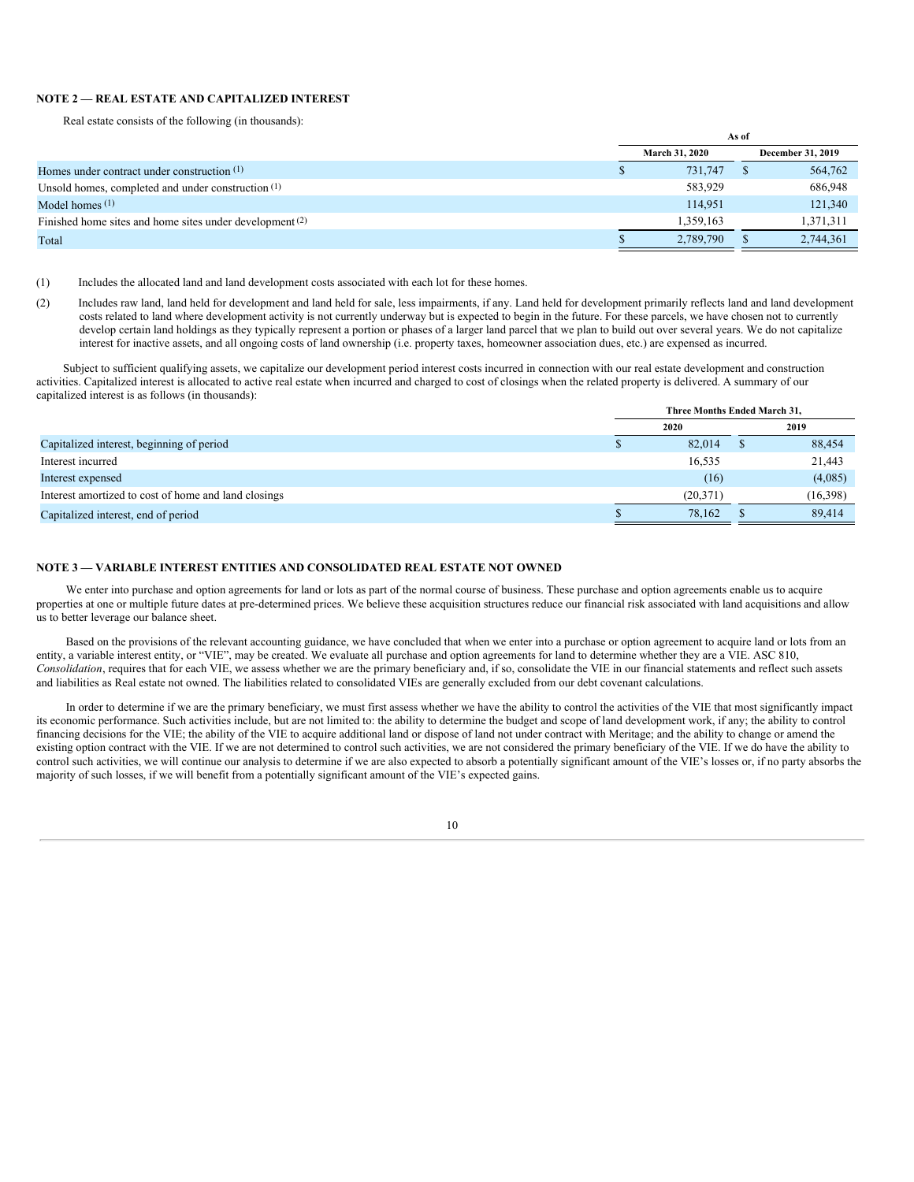### NOTE 2 — REAL ESTATE AND CAPITALIZED INTEREST

Real estate consists of the following (in thousands):

| | As of | |
|---|---|---|
| | March 31, 2020 | December 31, 2019 |
| Homes under contract under construction [(1)] | $ 731,747 | $ 564,762 |
| Unsold homes, completed and under construction [(1)] | 583,929 | 686,948 |
| Model homes [(1)] | 114,951 | 121,340 |
| Finished home sites and home sites under development [(2)] | 1,359,163 | 1,371,311 |
| Total | $ 2,789,790 | $ 2,744,361 |

(1) Includes the allocated land and land development costs associated with each lot for these homes.

(2) Includes raw land, land held for development and land held for sale, less impairments, if any. Land held for development primarily reflects land and land development costs related to land where development activity is not currently underway but is expected to begin in the future. For these parcels, we have chosen not to currently develop certain land holdings as they typically represent a portion or phases of a larger land parcel that we plan to build out over several years. We do not capitalize interest for inactive assets, and all ongoing costs of land ownership (i.e. property taxes, homeowner association dues, etc.) are expensed as incurred.

Subject to sufficient qualifying assets, we capitalize our development period interest costs incurred in connection with our real estate development and construction activities. Capitalized interest is allocated to active real estate when incurred and charged to cost of closings when the related property is delivered. A summary of our capitalized interest is as follows (in thousands):

| | Three Months Ended March 31, | |
|---|---|---|
| | 2020 | 2019 |
| Capitalized interest, beginning of period | $ 82,014 | $ 88,454 |
| Interest incurred | 16,535 | 21,443 |
| Interest expensed | (16) | (4,085) |
| Interest amortized to cost of home and land closings | (20,371) | (16,398) |
| Capitalized interest, end of period | $ 78,162 | $ 89,414 |

### NOTE 3 — VARIABLE INTEREST ENTITIES AND CONSOLIDATED REAL ESTATE NOT OWNED

We enter into purchase and option agreements for land or lots as part of the normal course of business. These purchase and option agreements enable us to acquire properties at one or multiple future dates at pre-determined prices. We believe these acquisition structures reduce our financial risk associated with land acquisitions and allow us to better leverage our balance sheet.

Based on the provisions of the relevant accounting guidance, we have concluded that when we enter into a purchase or option agreement to acquire land or lots from an entity, a variable interest entity, or "VIE", may be created. We evaluate all purchase and option agreements for land to determine whether they are a VIE. ASC 810, *Consolidation*, requires that for each VIE, we assess whether we are the primary beneficiary and, if so, consolidate the VIE in our financial statements and reflect such assets and liabilities as Real estate not owned. The liabilities related to consolidated VIEs are generally excluded from our debt covenant calculations.

In order to determine if we are the primary beneficiary, we must first assess whether we have the ability to control the activities of the VIE that most significantly impact its economic performance. Such activities include, but are not limited to: the ability to determine the budget and scope of land development work, if any; the ability to control financing decisions for the VIE; the ability of the VIE to acquire additional land or dispose of land not under contract with Meritage; and the ability to change or amend the existing option contract with the VIE. If we are not determined to control such activities, we are not considered the primary beneficiary of the VIE. If we do have the ability to control such activities, we will continue our analysis to determine if we are also expected to absorb a potentially significant amount of the VIE's losses or, if no party absorbs the majority of such losses, if we will benefit from a potentially significant amount of the VIE's expected gains.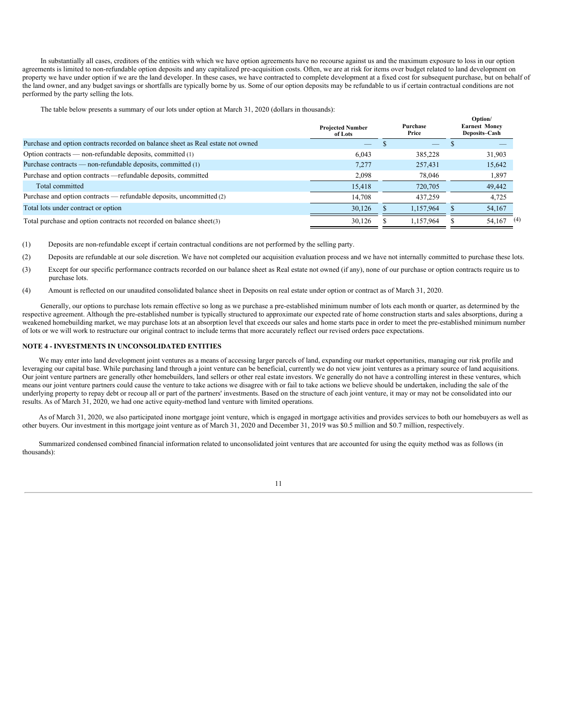In substantially all cases, creditors of the entities with which we have option agreements have no recourse against us and the maximum exposure to loss in our option agreements is limited to non-refundable option deposits and any capitalized pre-acquisition costs. Often, we are at risk for items over budget related to land development on property we have under option if we are the land developer. In these cases, we have contracted to complete development at a fixed cost for subsequent purchase, but on behalf of the land owner, and any budget savings or shortfalls are typically borne by us. Some of our option deposits may be refundable to us if certain contractual conditions are not performed by the party selling the lots.

The table below presents a summary of our lots under option at March 31, 2020 (dollars in thousands):

| | Projected Number of Lots | Purchase Price | Option/ Earnest Money Deposits–Cash |
|---|---|---|---|
| Purchase and option contracts recorded on balance sheet as Real estate not owned | — | $ — | $ — |
| Option contracts — non-refundable deposits, committed (1) | 6,043 | 385,228 | 31,903 |
| Purchase contracts — non-refundable deposits, committed (1) | 7,277 | 257,431 | 15,642 |
| Purchase and option contracts —refundable deposits, committed | 2,098 | 78,046 | 1,897 |
| Total committed | 15,418 | 720,705 | 49,442 |
| Purchase and option contracts — refundable deposits, uncommitted (2) | 14,708 | 437,259 | 4,725 |
| Total lots under contract or option | 30,126 | $ 1,157,964 | $ 54,167 |
| Total purchase and option contracts not recorded on balance sheet(3) | 30,126 | $ 1,157,964 | $ 54,167 (4) |

(1) Deposits are non-refundable except if certain contractual conditions are not performed by the selling party.

(2) Deposits are refundable at our sole discretion. We have not completed our acquisition evaluation process and we have not internally committed to purchase these lots.

(3) Except for our specific performance contracts recorded on our balance sheet as Real estate not owned (if any), none of our purchase or option contracts require us to purchase lots.

(4) Amount is reflected on our unaudited consolidated balance sheet in Deposits on real estate under option or contract as of March 31, 2020.

Generally, our options to purchase lots remain effective so long as we purchase a pre-established minimum number of lots each month or quarter, as determined by the respective agreement. Although the pre-established number is typically structured to approximate our expected rate of home construction starts and sales absorptions, during a weakened homebuilding market, we may purchase lots at an absorption level that exceeds our sales and home starts pace in order to meet the pre-established minimum number of lots or we will work to restructure our original contract to include terms that more accurately reflect our revised orders pace expectations.

## NOTE 4 - INVESTMENTS IN UNCONSOLIDATED ENTITIES

We may enter into land development joint ventures as a means of accessing larger parcels of land, expanding our market opportunities, managing our risk profile and leveraging our capital base. While purchasing land through a joint venture can be beneficial, currently we do not view joint ventures as a primary source of land acquisitions. Our joint venture partners are generally other homebuilders, land sellers or other real estate investors. We generally do not have a controlling interest in these ventures, which means our joint venture partners could cause the venture to take actions we disagree with or fail to take actions we believe should be undertaken, including the sale of the underlying property to repay debt or recoup all or part of the partners' investments. Based on the structure of each joint venture, it may or may not be consolidated into our results. As of March 31, 2020, we had one active equity-method land venture with limited operations.

As of March 31, 2020, we also participated inone mortgage joint venture, which is engaged in mortgage activities and provides services to both our homebuyers as well as other buyers. Our investment in this mortgage joint venture as of March 31, 2020 and December 31, 2019 was $0.5 million and $0.7 million, respectively.

Summarized condensed combined financial information related to unconsolidated joint ventures that are accounted for using the equity method was as follows (in thousands):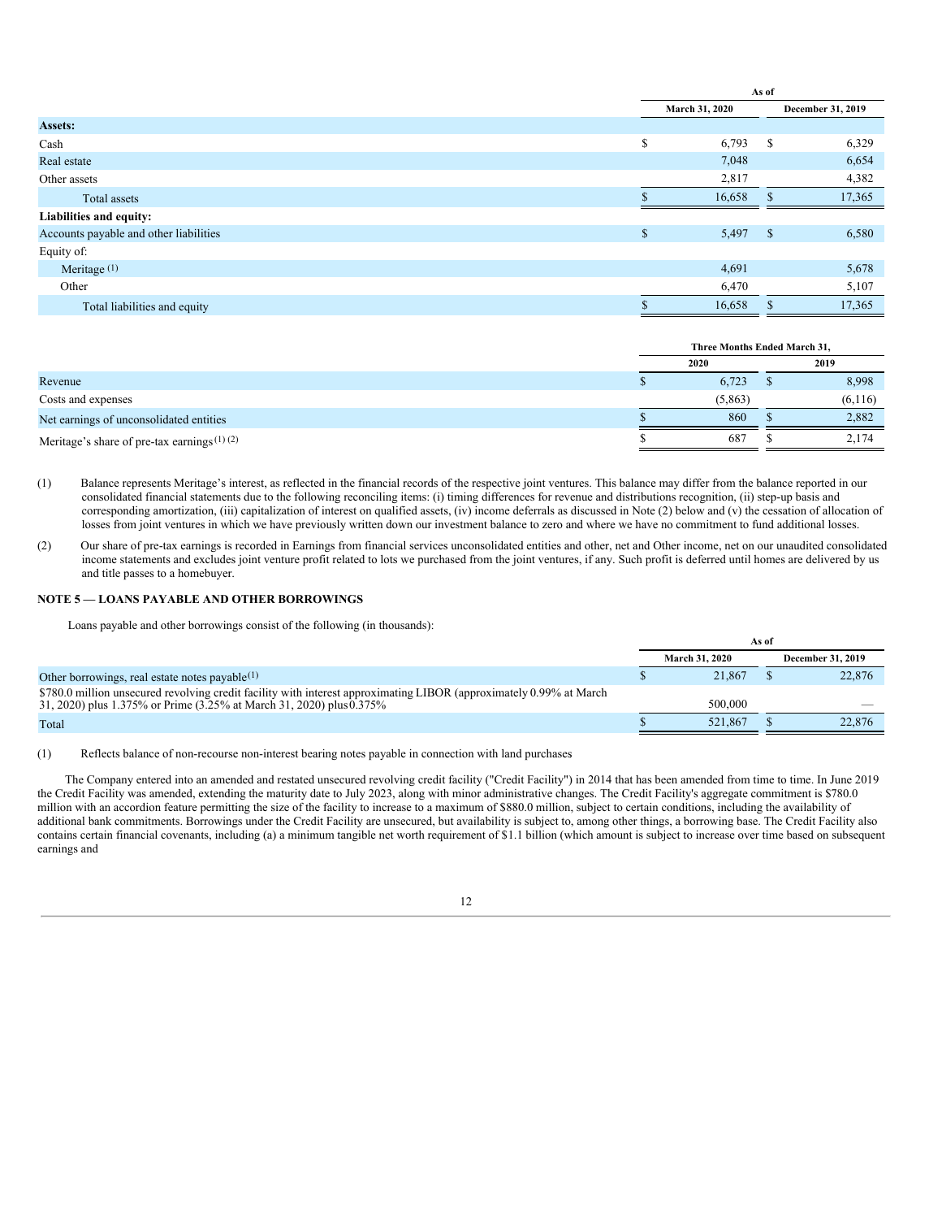| | As of | |
|---|---|---|
| | March 31, 2020 | December 31, 2019 |
| **Assets:** | | |
| Cash | $ 6,793 | $ 6,329 |
| Real estate | 7,048 | 6,654 |
| Other assets | 2,817 | 4,382 |
| Total assets | $ 16,658 | $ 17,365 |
| **Liabilities and equity:** | | |
| Accounts payable and other liabilities | $ 5,497 | $ 6,580 |
| Equity of: | | |
| Meritage [(1)] | 4,691 | 5,678 |
| Other | 6,470 | 5,107 |
| Total liabilities and equity | $ 16,658 | $ 17,365 |

| | Three Months Ended March 31, | |
|---|---|---|
| | 2020 | 2019 |
| Revenue | $ 6,723 | $ 8,998 |
| Costs and expenses | (5,863) | (6,116) |
| Net earnings of unconsolidated entities | $ 860 | $ 2,882 |
| Meritage's share of pre-tax earnings [(1) (2)] | $ 687 | $ 2,174 |

(1) Balance represents Meritage's interest, as reflected in the financial records of the respective joint ventures. This balance may differ from the balance reported in our consolidated financial statements due to the following reconciling items: (i) timing differences for revenue and distributions recognition, (ii) step-up basis and corresponding amortization, (iii) capitalization of interest on qualified assets, (iv) income deferrals as discussed in Note (2) below and (v) the cessation of allocation of losses from joint ventures in which we have previously written down our investment balance to zero and where we have no commitment to fund additional losses.

(2) Our share of pre-tax earnings is recorded in Earnings from financial services unconsolidated entities and other, net and Other income, net on our unaudited consolidated income statements and excludes joint venture profit related to lots we purchased from the joint ventures, if any. Such profit is deferred until homes are delivered by us and title passes to a homebuyer.

## NOTE 5 — LOANS PAYABLE AND OTHER BORROWINGS

Loans payable and other borrowings consist of the following (in thousands):

| | As of | |
|---|---|---|
| | March 31, 2020 | December 31, 2019 |
| Other borrowings, real estate notes payable[(1)] | $ 21,867 | $ 22,876 |
| $780.0 million unsecured revolving credit facility with interest approximating LIBOR (approximately 0.99% at March 31, 2020) plus 1.375% or Prime (3.25% at March 31, 2020) plus 0.375% | 500,000 | — |
| Total | $ 521,867 | $ 22,876 |

(1) Reflects balance of non-recourse non-interest bearing notes payable in connection with land purchases

The Company entered into an amended and restated unsecured revolving credit facility ("Credit Facility") in 2014 that has been amended from time to time. In June 2019 the Credit Facility was amended, extending the maturity date to July 2023, along with minor administrative changes. The Credit Facility's aggregate commitment is $780.0 million with an accordion feature permitting the size of the facility to increase to a maximum of $880.0 million, subject to certain conditions, including the availability of additional bank commitments. Borrowings under the Credit Facility are unsecured, but availability is subject to, among other things, a borrowing base. The Credit Facility also contains certain financial covenants, including (a) a minimum tangible net worth requirement of $1.1 billion (which amount is subject to increase over time based on subsequent earnings and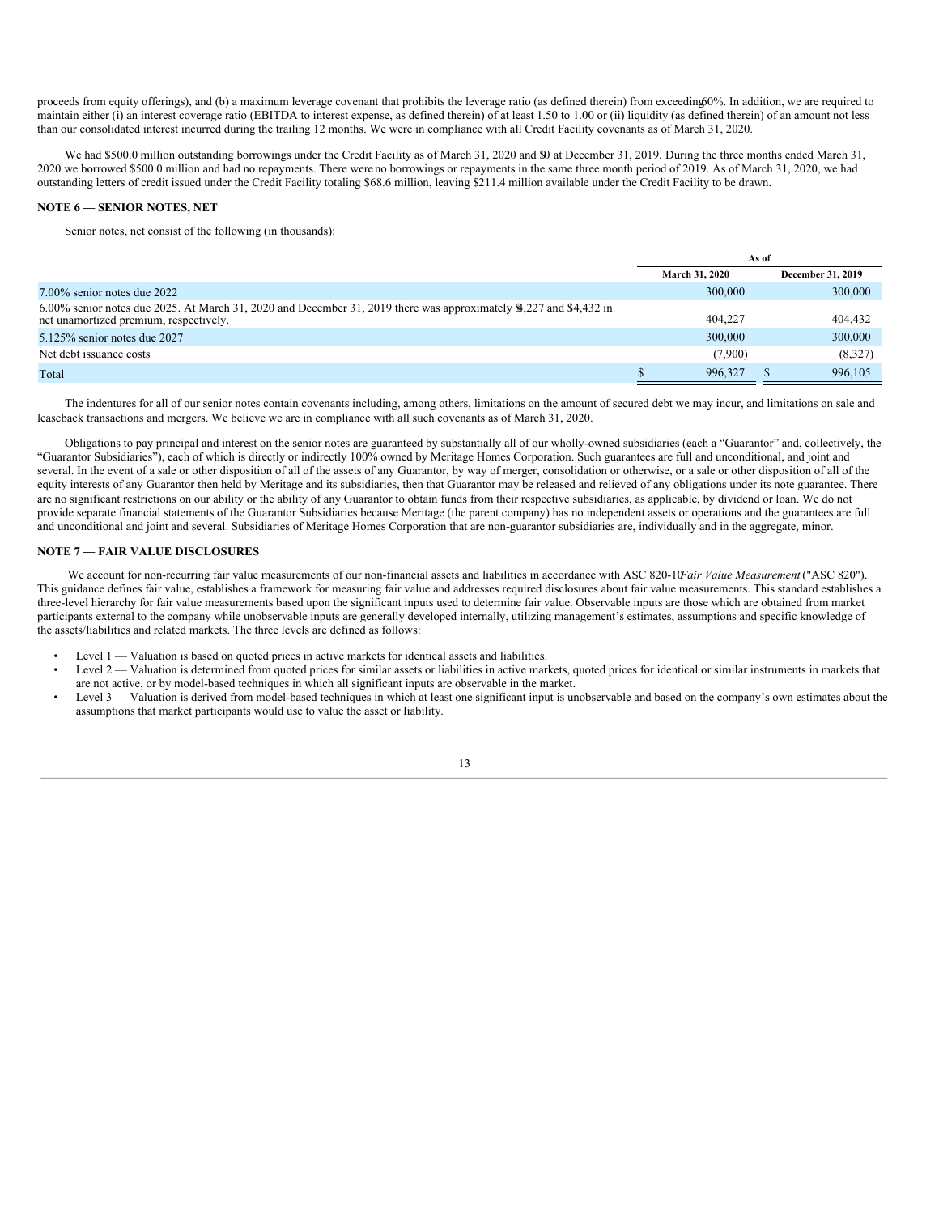proceeds from equity offerings), and (b) a maximum leverage covenant that prohibits the leverage ratio (as defined therein) from exceeding 60%. In addition, we are required to maintain either (i) an interest coverage ratio (EBITDA to interest expense, as defined therein) of at least 1.50 to 1.00 or (ii) liquidity (as defined therein) of an amount not less than our consolidated interest incurred during the trailing 12 months. We were in compliance with all Credit Facility covenants as of March 31, 2020.

We had $500.0 million outstanding borrowings under the Credit Facility as of March 31, 2020 and $0 at December 31, 2019. During the three months ended March 31, 2020 we borrowed $500.0 million and had no repayments. There were no borrowings or repayments in the same three month period of 2019. As of March 31, 2020, we had outstanding letters of credit issued under the Credit Facility totaling $68.6 million, leaving $211.4 million available under the Credit Facility to be drawn.

**NOTE 6 — SENIOR NOTES, NET**

Senior notes, net consist of the following (in thousands):

| | As of | |
|---|---|---|
| | March 31, 2020 | December 31, 2019 |
| 7.00% senior notes due 2022 | 300,000 | 300,000 |
| 6.00% senior notes due 2025. At March 31, 2020 and December 31, 2019 there was approximately $4,227 and $4,432 in net unamortized premium, respectively. | 404,227 | 404,432 |
| 5.125% senior notes due 2027 | 300,000 | 300,000 |
| Net debt issuance costs | (7,900) | (8,327) |
| Total | $ 996,327 | $ 996,105 |

The indentures for all of our senior notes contain covenants including, among others, limitations on the amount of secured debt we may incur, and limitations on sale and leaseback transactions and mergers. We believe we are in compliance with all such covenants as of March 31, 2020.

Obligations to pay principal and interest on the senior notes are guaranteed by substantially all of our wholly-owned subsidiaries (each a "Guarantor" and, collectively, the "Guarantor Subsidiaries"), each of which is directly or indirectly 100% owned by Meritage Homes Corporation. Such guarantees are full and unconditional, and joint and several. In the event of a sale or other disposition of all of the assets of any Guarantor, by way of merger, consolidation or otherwise, or a sale or other disposition of all of the equity interests of any Guarantor then held by Meritage and its subsidiaries, then that Guarantor may be released and relieved of any obligations under its note guarantee. There are no significant restrictions on our ability or the ability of any Guarantor to obtain funds from their respective subsidiaries, as applicable, by dividend or loan. We do not provide separate financial statements of the Guarantor Subsidiaries because Meritage (the parent company) has no independent assets or operations and the guarantees are full and unconditional and joint and several. Subsidiaries of Meritage Homes Corporation that are non-guarantor subsidiaries are, individually and in the aggregate, minor.

**NOTE 7 — FAIR VALUE DISCLOSURES**

We account for non-recurring fair value measurements of our non-financial assets and liabilities in accordance with ASC 820-10 *Fair Value Measurement* ("ASC 820"). This guidance defines fair value, establishes a framework for measuring fair value and addresses required disclosures about fair value measurements. This standard establishes a three-level hierarchy for fair value measurements based upon the significant inputs used to determine fair value. Observable inputs are those which are obtained from market participants external to the company while unobservable inputs are generally developed internally, utilizing management's estimates, assumptions and specific knowledge of the assets/liabilities and related markets. The three levels are defined as follows:

- Level 1 — Valuation is based on quoted prices in active markets for identical assets and liabilities.
- Level 2 — Valuation is determined from quoted prices for similar assets or liabilities in active markets, quoted prices for identical or similar instruments in markets that are not active, or by model-based techniques in which all significant inputs are observable in the market.
- Level 3 — Valuation is derived from model-based techniques in which at least one significant input is unobservable and based on the company's own estimates about the assumptions that market participants would use to value the asset or liability.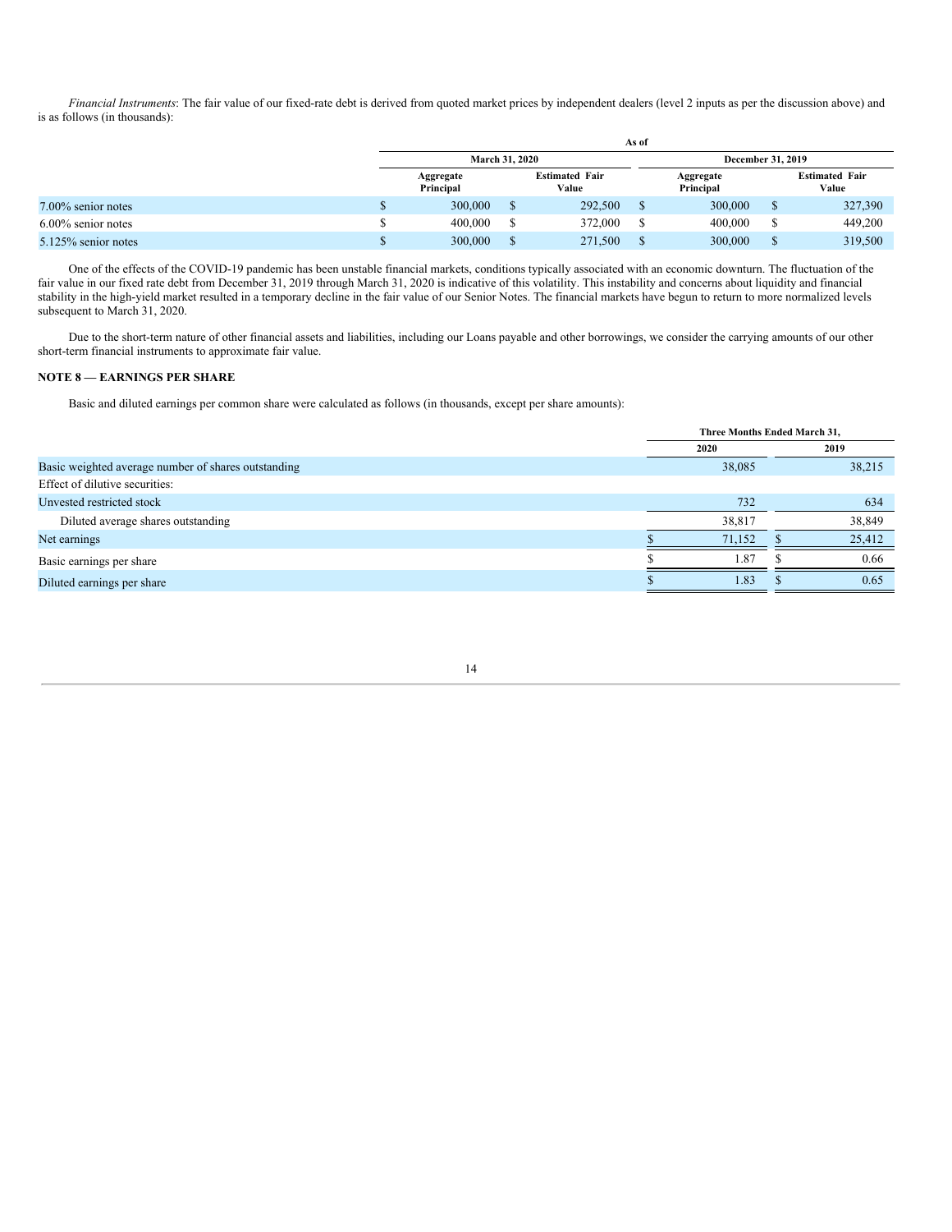*Financial Instruments*: The fair value of our fixed-rate debt is derived from quoted market prices by independent dealers (level 2 inputs as per the discussion above) and is as follows (in thousands):

| | As of | | | |
|---|---|---|---|---|
| | March 31, 2020 | | December 31, 2019 | |
| | Aggregate Principal | Estimated Fair Value | Aggregate Principal | Estimated Fair Value |
| 7.00% senior notes | $ 300,000 | $ 292,500 | $ 300,000 | $ 327,390 |
| 6.00% senior notes | $ 400,000 | $ 372,000 | $ 400,000 | $ 449,200 |
| 5.125% senior notes | $ 300,000 | $ 271,500 | $ 300,000 | $ 319,500 |

One of the effects of the COVID-19 pandemic has been unstable financial markets, conditions typically associated with an economic downturn. The fluctuation of the fair value in our fixed rate debt from December 31, 2019 through March 31, 2020 is indicative of this volatility. This instability and concerns about liquidity and financial stability in the high-yield market resulted in a temporary decline in the fair value of our Senior Notes. The financial markets have begun to return to more normalized levels subsequent to March 31, 2020.

Due to the short-term nature of other financial assets and liabilities, including our Loans payable and other borrowings, we consider the carrying amounts of our other short-term financial instruments to approximate fair value.

## NOTE 8 — EARNINGS PER SHARE

Basic and diluted earnings per common share were calculated as follows (in thousands, except per share amounts):

| | Three Months Ended March 31, | |
|---|---|---|
| | 2020 | 2019 |
| Basic weighted average number of shares outstanding | 38,085 | 38,215 |
| Effect of dilutive securities: | | |
| Unvested restricted stock | 732 | 634 |
| Diluted average shares outstanding | 38,817 | 38,849 |
| Net earnings | $ 71,152 | $ 25,412 |
| Basic earnings per share | $ 1.87 | $ 0.66 |
| Diluted earnings per share | $ 1.83 | $ 0.65 |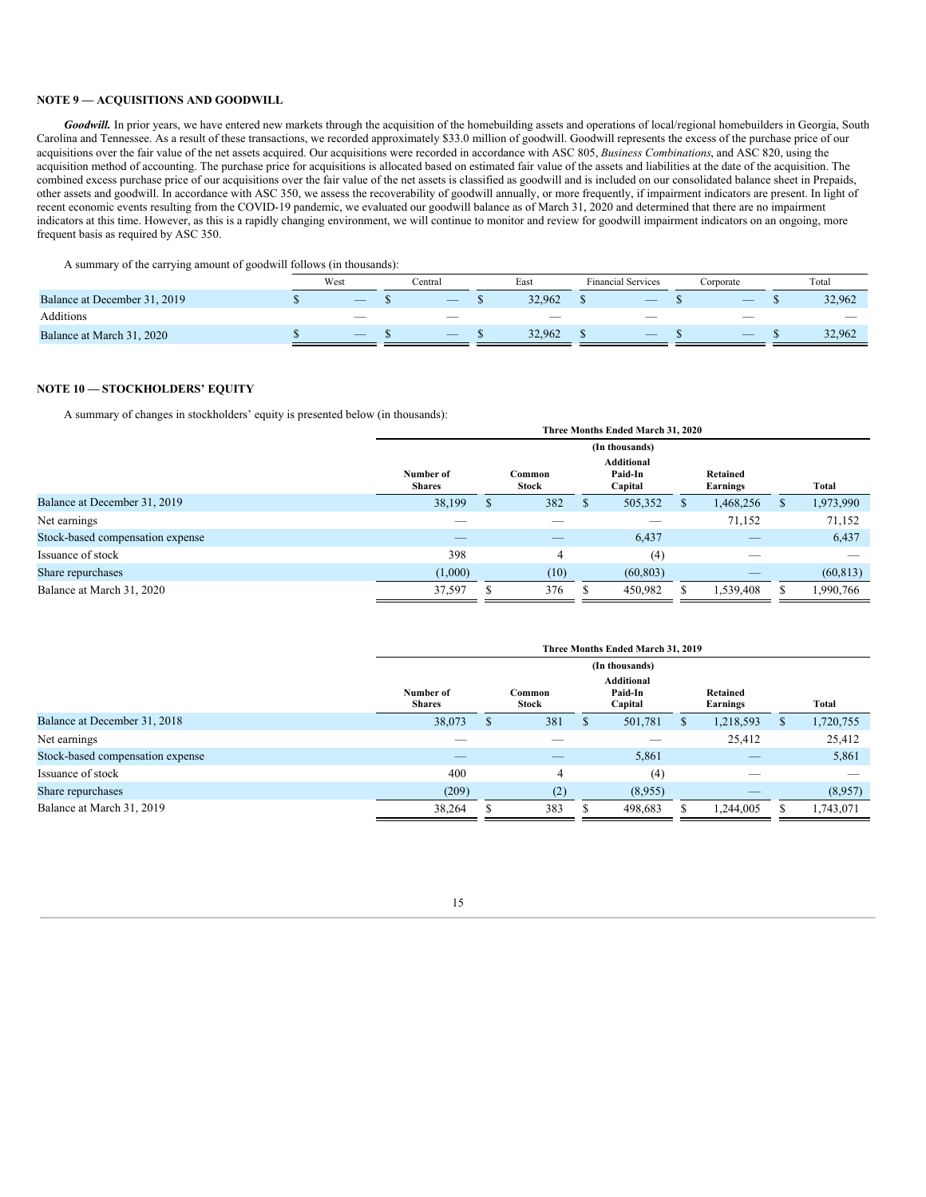## NOTE 9 — ACQUISITIONS AND GOODWILL

***Goodwill.*** In prior years, we have entered new markets through the acquisition of the homebuilding assets and operations of local/regional homebuilders in Georgia, South Carolina and Tennessee. As a result of these transactions, we recorded approximately $33.0 million of goodwill. Goodwill represents the excess of the purchase price of our acquisitions over the fair value of the net assets acquired. Our acquisitions were recorded in accordance with ASC 805, *Business Combinations*, and ASC 820, using the acquisition method of accounting. The purchase price for acquisitions is allocated based on estimated fair value of the assets and liabilities at the date of the acquisition. The combined excess purchase price of our acquisitions over the fair value of the net assets is classified as goodwill and is included on our consolidated balance sheet in Prepaids, other assets and goodwill. In accordance with ASC 350, we assess the recoverability of goodwill annually, or more frequently, if impairment indicators are present. In light of recent economic events resulting from the COVID-19 pandemic, we evaluated our goodwill balance as of March 31, 2020 and determined that there are no impairment indicators at this time. However, as this is a rapidly changing environment, we will continue to monitor and review for goodwill impairment indicators on an ongoing, more frequent basis as required by ASC 350.

A summary of the carrying amount of goodwill follows (in thousands):

| | West | Central | East | Financial Services | Corporate | Total |
|---|---|---|---|---|---|---|
| Balance at December 31, 2019 | $ — | $ — | $ 32,962 | $ — | $ — | $ 32,962 |
| Additions | — | — | — | — | — | — |
| Balance at March 31, 2020 | $ — | $ — | $ 32,962 | $ — | $ — | $ 32,962 |

## NOTE 10 — STOCKHOLDERS' EQUITY

A summary of changes in stockholders' equity is presented below (in thousands):

| | Three Months Ended March 31, 2020 | | | | |
|---|---|---|---|---|---|
| | (In thousands) | | | | |
| | Number of Shares | Common Stock | Additional Paid-In Capital | Retained Earnings | Total |
| Balance at December 31, 2019 | 38,199 | $ 382 | $ 505,352 | $ 1,468,256 | $ 1,973,990 |
| Net earnings | — | — | — | 71,152 | 71,152 |
| Stock-based compensation expense | — | — | 6,437 | — | 6,437 |
| Issuance of stock | 398 | 4 | (4) | — | — |
| Share repurchases | (1,000) | (10) | (60,803) | — | (60,813) |
| Balance at March 31, 2020 | 37,597 | $ 376 | $ 450,982 | $ 1,539,408 | $ 1,990,766 |

| | Three Months Ended March 31, 2019 | | | | |
|---|---|---|---|---|---|
| | (In thousands) | | | | |
| | Number of Shares | Common Stock | Additional Paid-In Capital | Retained Earnings | Total |
| Balance at December 31, 2018 | 38,073 | $ 381 | $ 501,781 | $ 1,218,593 | $ 1,720,755 |
| Net earnings | — | — | — | 25,412 | 25,412 |
| Stock-based compensation expense | — | — | 5,861 | — | 5,861 |
| Issuance of stock | 400 | 4 | (4) | — | — |
| Share repurchases | (209) | (2) | (8,955) | — | (8,957) |
| Balance at March 31, 2019 | 38,264 | $ 383 | $ 498,683 | $ 1,244,005 | $ 1,743,071 |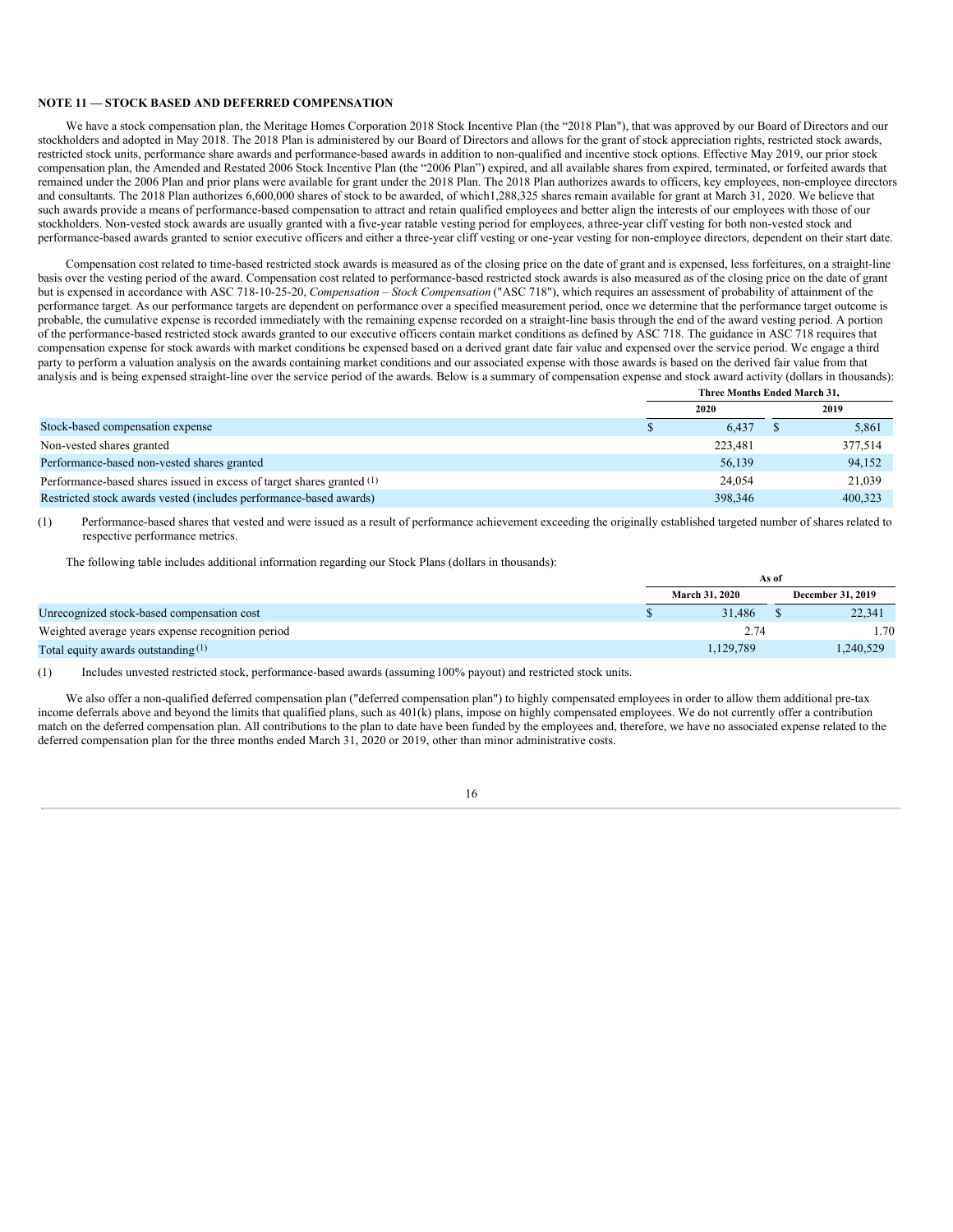**NOTE 11 — STOCK BASED AND DEFERRED COMPENSATION**

We have a stock compensation plan, the Meritage Homes Corporation 2018 Stock Incentive Plan (the "2018 Plan"), that was approved by our Board of Directors and our stockholders and adopted in May 2018. The 2018 Plan is administered by our Board of Directors and allows for the grant of stock appreciation rights, restricted stock awards, restricted stock units, performance share awards and performance-based awards in addition to non-qualified and incentive stock options. Effective May 2019, our prior stock compensation plan, the Amended and Restated 2006 Stock Incentive Plan (the "2006 Plan") expired, and all available shares from expired, terminated, or forfeited awards that remained under the 2006 Plan and prior plans were available for grant under the 2018 Plan. The 2018 Plan authorizes awards to officers, key employees, non-employee directors and consultants. The 2018 Plan authorizes 6,600,000 shares of stock to be awarded, of which1,288,325 shares remain available for grant at March 31, 2020. We believe that such awards provide a means of performance-based compensation to attract and retain qualified employees and better align the interests of our employees with those of our stockholders. Non-vested stock awards are usually granted with a five-year ratable vesting period for employees, athree-year cliff vesting for both non-vested stock and performance-based awards granted to senior executive officers and either a three-year cliff vesting or one-year vesting for non-employee directors, dependent on their start date.

Compensation cost related to time-based restricted stock awards is measured as of the closing price on the date of grant and is expensed, less forfeitures, on a straight-line basis over the vesting period of the award. Compensation cost related to performance-based restricted stock awards is also measured as of the closing price on the date of grant but is expensed in accordance with ASC 718-10-25-20, *Compensation – Stock Compensation* ("ASC 718"), which requires an assessment of probability of attainment of the performance target. As our performance targets are dependent on performance over a specified measurement period, once we determine that the performance target outcome is probable, the cumulative expense is recorded immediately with the remaining expense recorded on a straight-line basis through the end of the award vesting period. A portion of the performance-based restricted stock awards granted to our executive officers contain market conditions as defined by ASC 718. The guidance in ASC 718 requires that compensation expense for stock awards with market conditions be expensed based on a derived grant date fair value and expensed over the service period. We engage a third party to perform a valuation analysis on the awards containing market conditions and our associated expense with those awards is based on the derived fair value from that analysis and is being expensed straight-line over the service period of the awards. Below is a summary of compensation expense and stock award activity (dollars in thousands):

| | Three Months Ended March 31, | |
|---|---|---|
| | 2020 | 2019 |
| Stock-based compensation expense | $ 6,437 | $ 5,861 |
| Non-vested shares granted | 223,481 | 377,514 |
| Performance-based non-vested shares granted | 56,139 | 94,152 |
| Performance-based shares issued in excess of target shares granted (1) | 24,054 | 21,039 |
| Restricted stock awards vested (includes performance-based awards) | 398,346 | 400,323 |

(1) Performance-based shares that vested and were issued as a result of performance achievement exceeding the originally established targeted number of shares related to respective performance metrics.

The following table includes additional information regarding our Stock Plans (dollars in thousands):

| | As of | |
|---|---|---|
| | March 31, 2020 | December 31, 2019 |
| Unrecognized stock-based compensation cost | $ 31,486 | $ 22,341 |
| Weighted average years expense recognition period | 2.74 | 1.70 |
| Total equity awards outstanding (1) | 1,129,789 | 1,240,529 |

(1) Includes unvested restricted stock, performance-based awards (assuming 100% payout) and restricted stock units.

We also offer a non-qualified deferred compensation plan ("deferred compensation plan") to highly compensated employees in order to allow them additional pre-tax income deferrals above and beyond the limits that qualified plans, such as 401(k) plans, impose on highly compensated employees. We do not currently offer a contribution match on the deferred compensation plan. All contributions to the plan to date have been funded by the employees and, therefore, we have no associated expense related to the deferred compensation plan for the three months ended March 31, 2020 or 2019, other than minor administrative costs.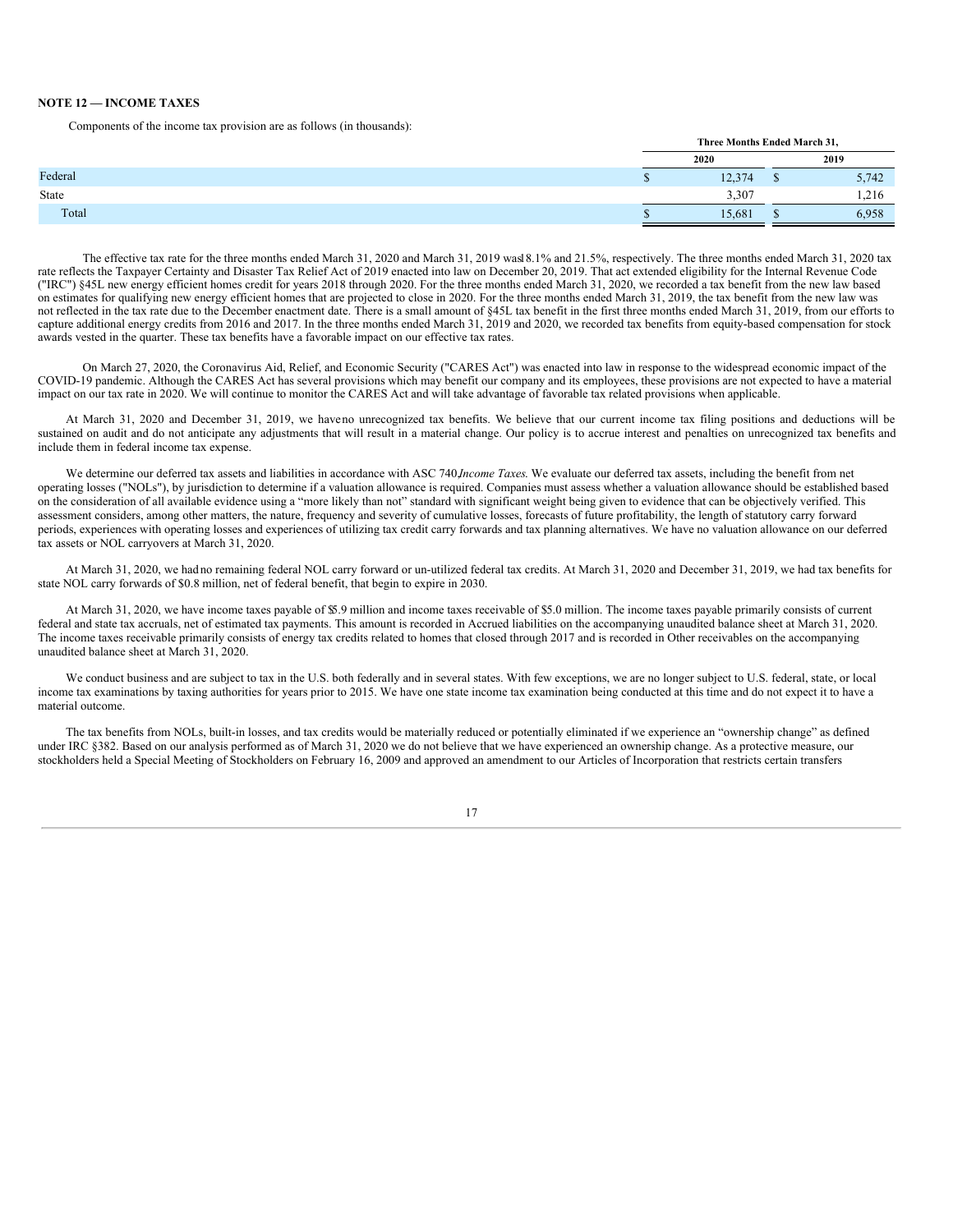**NOTE 12 — INCOME TAXES**

Components of the income tax provision are as follows (in thousands):

| | Three Months Ended March 31, | |
|---|---|---|
| | 2020 | 2019 |
| Federal | $ 12,374 | $ 5,742 |
| State | 3,307 | 1,216 |
| Total | $ 15,681 | $ 6,958 |

The effective tax rate for the three months ended March 31, 2020 and March 31, 2019 was18.1% and 21.5%, respectively. The three months ended March 31, 2020 tax rate reflects the Taxpayer Certainty and Disaster Tax Relief Act of 2019 enacted into law on December 20, 2019. That act extended eligibility for the Internal Revenue Code ("IRC") §45L new energy efficient homes credit for years 2018 through 2020. For the three months ended March 31, 2020, we recorded a tax benefit from the new law based on estimates for qualifying new energy efficient homes that are projected to close in 2020. For the three months ended March 31, 2019, the tax benefit from the new law was not reflected in the tax rate due to the December enactment date. There is a small amount of §45L tax benefit in the first three months ended March 31, 2019, from our efforts to capture additional energy credits from 2016 and 2017. In the three months ended March 31, 2019 and 2020, we recorded tax benefits from equity-based compensation for stock awards vested in the quarter. These tax benefits have a favorable impact on our effective tax rates.

On March 27, 2020, the Coronavirus Aid, Relief, and Economic Security ("CARES Act") was enacted into law in response to the widespread economic impact of the COVID-19 pandemic. Although the CARES Act has several provisions which may benefit our company and its employees, these provisions are not expected to have a material impact on our tax rate in 2020. We will continue to monitor the CARES Act and will take advantage of favorable tax related provisions when applicable.

At March 31, 2020 and December 31, 2019, we haveno unrecognized tax benefits. We believe that our current income tax filing positions and deductions will be sustained on audit and do not anticipate any adjustments that will result in a material change. Our policy is to accrue interest and penalties on unrecognized tax benefits and include them in federal income tax expense.

We determine our deferred tax assets and liabilities in accordance with ASC 740*Income Taxes*. We evaluate our deferred tax assets, including the benefit from net operating losses ("NOLs"), by jurisdiction to determine if a valuation allowance is required. Companies must assess whether a valuation allowance should be established based on the consideration of all available evidence using a "more likely than not" standard with significant weight being given to evidence that can be objectively verified. This assessment considers, among other matters, the nature, frequency and severity of cumulative losses, forecasts of future profitability, the length of statutory carry forward periods, experiences with operating losses and experiences of utilizing tax credit carry forwards and tax planning alternatives. We have no valuation allowance on our deferred tax assets or NOL carryovers at March 31, 2020.

At March 31, 2020, we hadno remaining federal NOL carry forward or un-utilized federal tax credits. At March 31, 2020 and December 31, 2019, we had tax benefits for state NOL carry forwards of $0.8 million, net of federal benefit, that begin to expire in 2030.

At March 31, 2020, we have income taxes payable of $5.9 million and income taxes receivable of $5.0 million. The income taxes payable primarily consists of current federal and state tax accruals, net of estimated tax payments. This amount is recorded in Accrued liabilities on the accompanying unaudited balance sheet at March 31, 2020. The income taxes receivable primarily consists of energy tax credits related to homes that closed through 2017 and is recorded in Other receivables on the accompanying unaudited balance sheet at March 31, 2020.

We conduct business and are subject to tax in the U.S. both federally and in several states. With few exceptions, we are no longer subject to U.S. federal, state, or local income tax examinations by taxing authorities for years prior to 2015. We have one state income tax examination being conducted at this time and do not expect it to have a material outcome.

The tax benefits from NOLs, built-in losses, and tax credits would be materially reduced or potentially eliminated if we experience an "ownership change" as defined under IRC §382. Based on our analysis performed as of March 31, 2020 we do not believe that we have experienced an ownership change. As a protective measure, our stockholders held a Special Meeting of Stockholders on February 16, 2009 and approved an amendment to our Articles of Incorporation that restricts certain transfers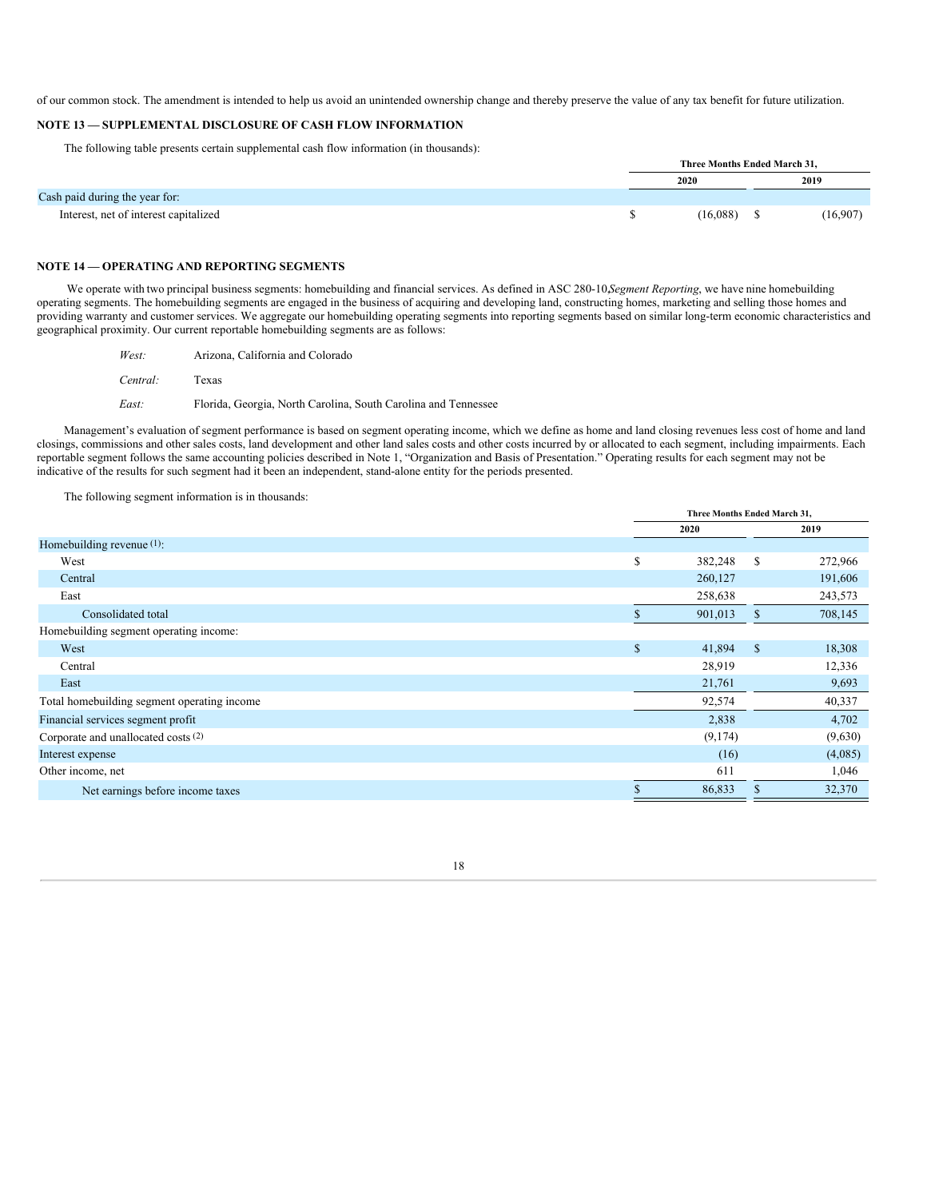of our common stock. The amendment is intended to help us avoid an unintended ownership change and thereby preserve the value of any tax benefit for future utilization.

**NOTE 13 — SUPPLEMENTAL DISCLOSURE OF CASH FLOW INFORMATION**

The following table presents certain supplemental cash flow information (in thousands):

| | Three Months Ended March 31, | |
|---|---|---|
| | 2020 | 2019 |
| Cash paid during the year for: | | |
| Interest, net of interest capitalized | $ (16,088) | $ (16,907) |

**NOTE 14 — OPERATING AND REPORTING SEGMENTS**

We operate with two principal business segments: homebuilding and financial services. As defined in ASC 280-10, *Segment Reporting*, we have nine homebuilding operating segments. The homebuilding segments are engaged in the business of acquiring and developing land, constructing homes, marketing and selling those homes and providing warranty and customer services. We aggregate our homebuilding operating segments into reporting segments based on similar long-term economic characteristics and geographical proximity. Our current reportable homebuilding segments are as follows:

*West:* Arizona, California and Colorado

*Central:* Texas

*East:* Florida, Georgia, North Carolina, South Carolina and Tennessee

Management's evaluation of segment performance is based on segment operating income, which we define as home and land closing revenues less cost of home and land closings, commissions and other sales costs, land development and other land sales costs and other costs incurred by or allocated to each segment, including impairments. Each reportable segment follows the same accounting policies described in Note 1, "Organization and Basis of Presentation." Operating results for each segment may not be indicative of the results for such segment had it been an independent, stand-alone entity for the periods presented.

The following segment information is in thousands:

| | Three Months Ended March 31, | |
|---|---|---|
| | 2020 | 2019 |
| Homebuilding revenue [(1)]: | | |
| West | $ 382,248 | $ 272,966 |
| Central | 260,127 | 191,606 |
| East | 258,638 | 243,573 |
| Consolidated total | $ 901,013 | $ 708,145 |
| Homebuilding segment operating income: | | |
| West | $ 41,894 | $ 18,308 |
| Central | 28,919 | 12,336 |
| East | 21,761 | 9,693 |
| Total homebuilding segment operating income | 92,574 | 40,337 |
| Financial services segment profit | 2,838 | 4,702 |
| Corporate and unallocated costs [(2)] | (9,174) | (9,630) |
| Interest expense | (16) | (4,085) |
| Other income, net | 611 | 1,046 |
| Net earnings before income taxes | $ 86,833 | $ 32,370 |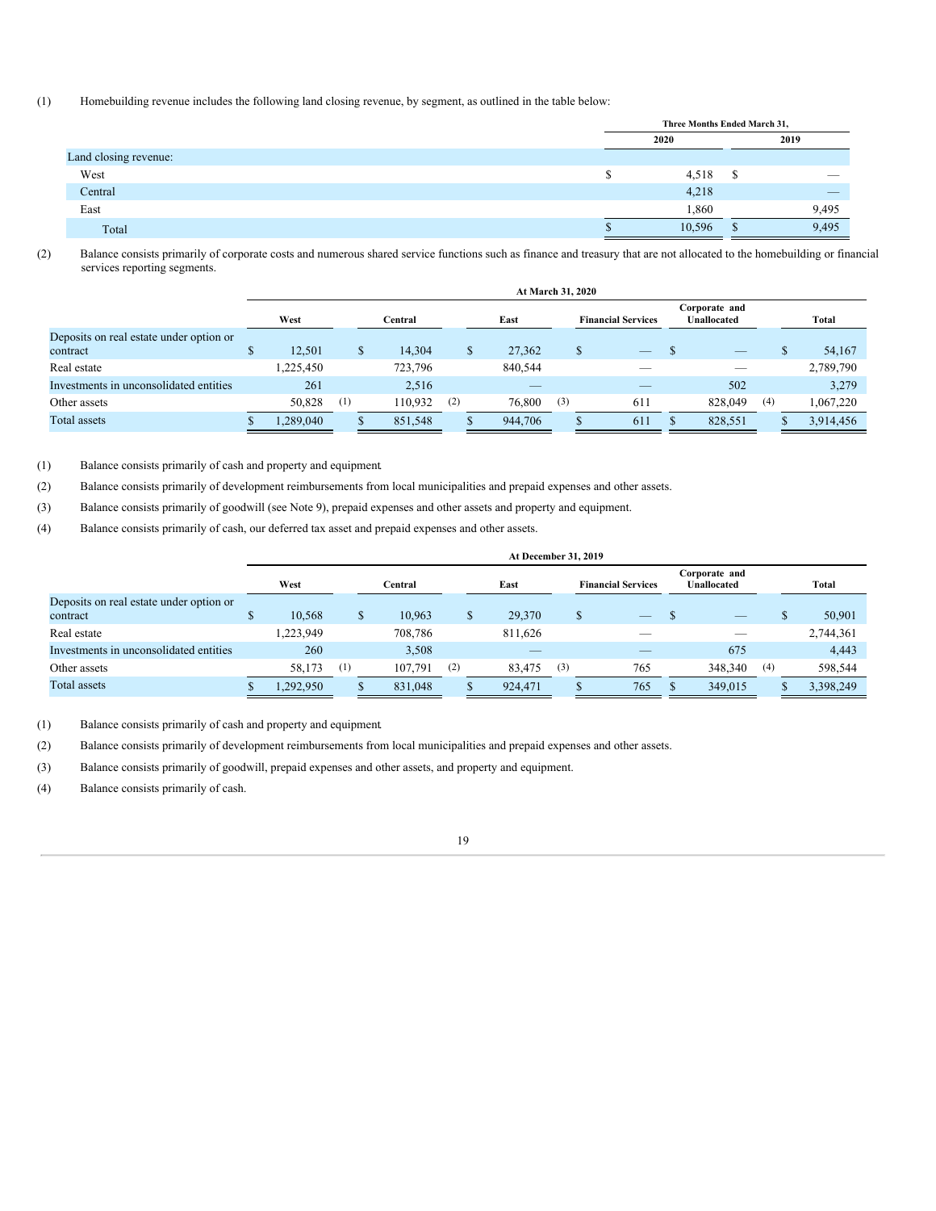(1) Homebuilding revenue includes the following land closing revenue, by segment, as outlined in the table below:

| | Three Months Ended March 31, | |
|---|---|---|
| | 2020 | 2019 |
| Land closing revenue: | | |
| West | $ 4,518 | $ — |
| Central | 4,218 | — |
| East | 1,860 | 9,495 |
| Total | $ 10,596 | $ 9,495 |

(2) Balance consists primarily of corporate costs and numerous shared service functions such as finance and treasury that are not allocated to the homebuilding or financial services reporting segments.

| | At March 31, 2020 | | | | | |
|---|---|---|---|---|---|---|
| | West | Central | East | Financial Services | Corporate and Unallocated | Total |
| Deposits on real estate under option or contract | $ 12,501 | $ 14,304 | $ 27,362 | $ — | $ — | $ 54,167 |
| Real estate | 1,225,450 | 723,796 | 840,544 | — | — | 2,789,790 |
| Investments in unconsolidated entities | 261 | 2,516 | — | — | 502 | 3,279 |
| Other assets | 50,828 (1) | 110,932 (2) | 76,800 (3) | 611 | 828,049 (4) | 1,067,220 |
| Total assets | $ 1,289,040 | $ 851,548 | $ 944,706 | $ 611 | $ 828,551 | $ 3,914,456 |

(1) Balance consists primarily of cash and property and equipment.

(2) Balance consists primarily of development reimbursements from local municipalities and prepaid expenses and other assets.

(3) Balance consists primarily of goodwill (see Note 9), prepaid expenses and other assets and property and equipment.

(4) Balance consists primarily of cash, our deferred tax asset and prepaid expenses and other assets.

| | At December 31, 2019 | | | | | |
|---|---|---|---|---|---|---|
| | West | Central | East | Financial Services | Corporate and Unallocated | Total |
| Deposits on real estate under option or contract | $ 10,568 | $ 10,963 | $ 29,370 | $ — | $ — | $ 50,901 |
| Real estate | 1,223,949 | 708,786 | 811,626 | — | — | 2,744,361 |
| Investments in unconsolidated entities | 260 | 3,508 | — | — | 675 | 4,443 |
| Other assets | 58,173 (1) | 107,791 (2) | 83,475 (3) | 765 | 348,340 (4) | 598,544 |
| Total assets | $ 1,292,950 | $ 831,048 | $ 924,471 | $ 765 | $ 349,015 | $ 3,398,249 |

(1) Balance consists primarily of cash and property and equipment.

(2) Balance consists primarily of development reimbursements from local municipalities and prepaid expenses and other assets.

(3) Balance consists primarily of goodwill, prepaid expenses and other assets, and property and equipment.

(4) Balance consists primarily of cash.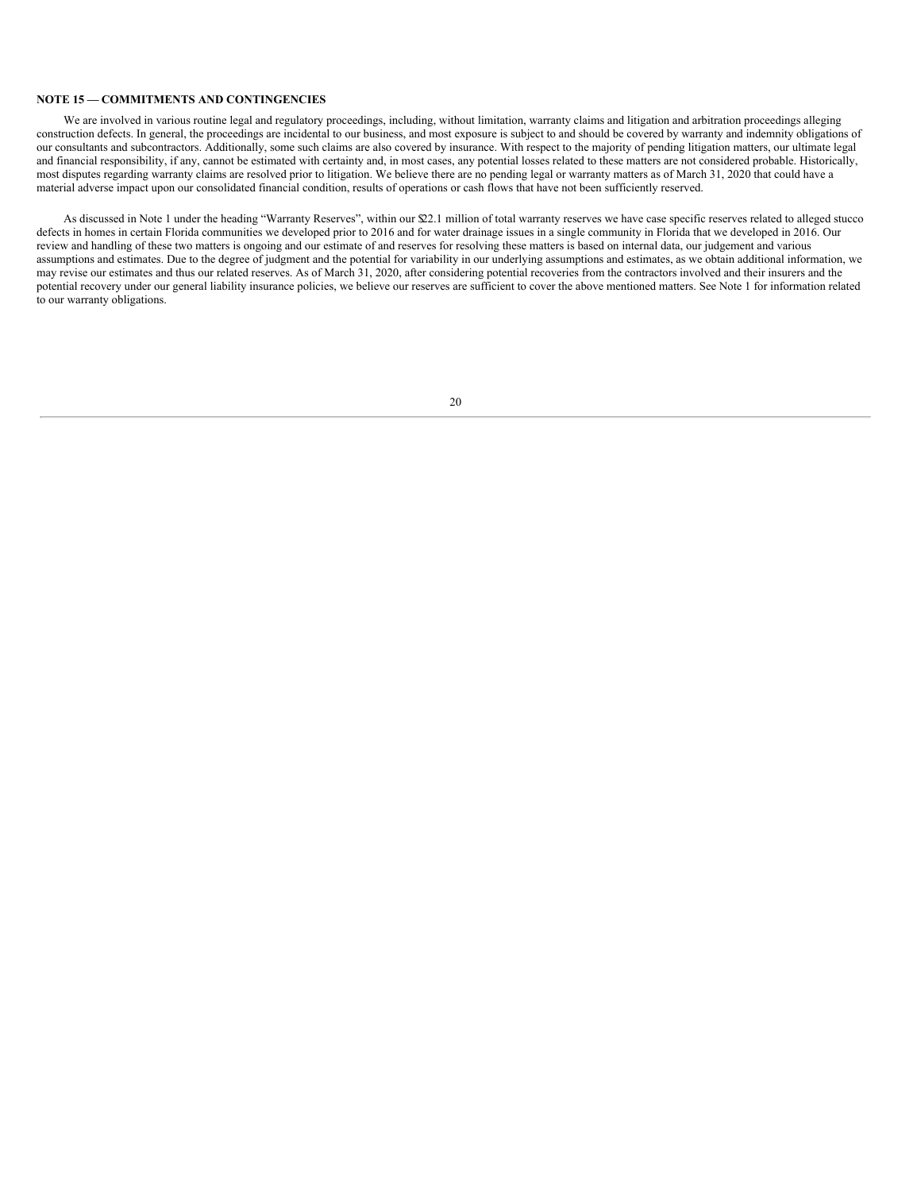**NOTE 15 — COMMITMENTS AND CONTINGENCIES**

We are involved in various routine legal and regulatory proceedings, including, without limitation, warranty claims and litigation and arbitration proceedings alleging construction defects. In general, the proceedings are incidental to our business, and most exposure is subject to and should be covered by warranty and indemnity obligations of our consultants and subcontractors. Additionally, some such claims are also covered by insurance. With respect to the majority of pending litigation matters, our ultimate legal and financial responsibility, if any, cannot be estimated with certainty and, in most cases, any potential losses related to these matters are not considered probable. Historically, most disputes regarding warranty claims are resolved prior to litigation. We believe there are no pending legal or warranty matters as of March 31, 2020 that could have a material adverse impact upon our consolidated financial condition, results of operations or cash flows that have not been sufficiently reserved.

As discussed in Note 1 under the heading "Warranty Reserves", within our $22.1 million of total warranty reserves we have case specific reserves related to alleged stucco defects in homes in certain Florida communities we developed prior to 2016 and for water drainage issues in a single community in Florida that we developed in 2016. Our review and handling of these two matters is ongoing and our estimate of and reserves for resolving these matters is based on internal data, our judgement and various assumptions and estimates. Due to the degree of judgment and the potential for variability in our underlying assumptions and estimates, as we obtain additional information, we may revise our estimates and thus our related reserves. As of March 31, 2020, after considering potential recoveries from the contractors involved and their insurers and the potential recovery under our general liability insurance policies, we believe our reserves are sufficient to cover the above mentioned matters. See Note 1 for information related to our warranty obligations.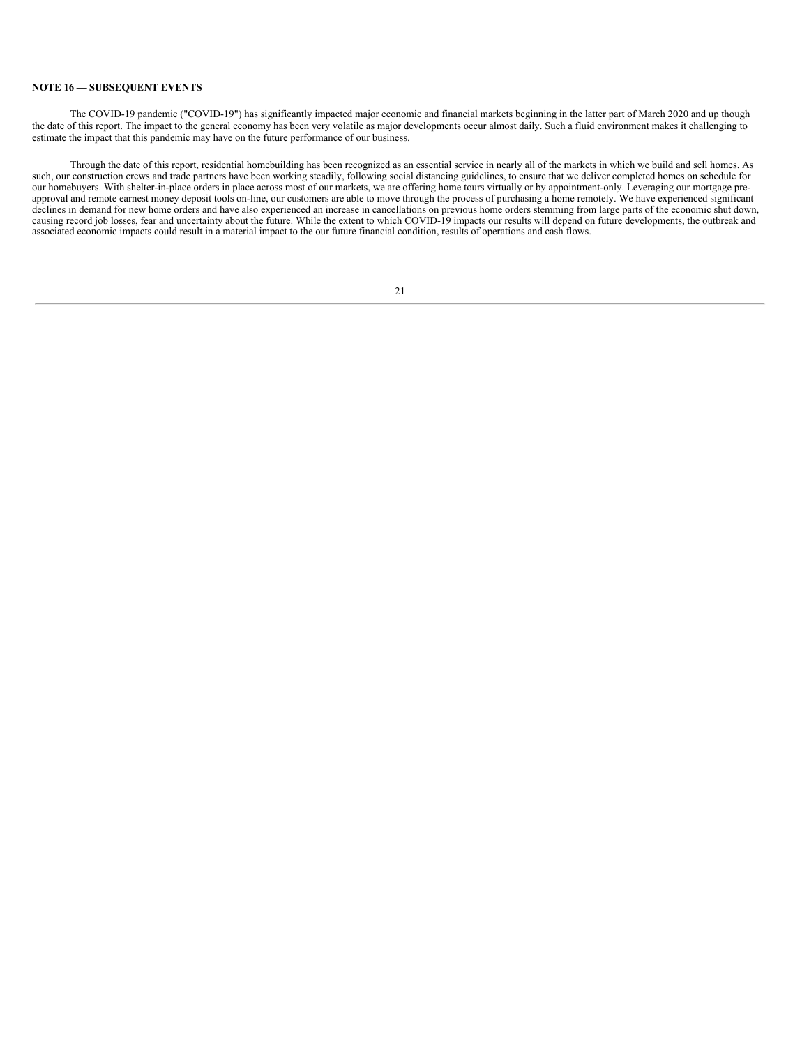**NOTE 16 — SUBSEQUENT EVENTS**

The COVID-19 pandemic ("COVID-19") has significantly impacted major economic and financial markets beginning in the latter part of March 2020 and up though the date of this report. The impact to the general economy has been very volatile as major developments occur almost daily. Such a fluid environment makes it challenging to estimate the impact that this pandemic may have on the future performance of our business.

Through the date of this report, residential homebuilding has been recognized as an essential service in nearly all of the markets in which we build and sell homes. As such, our construction crews and trade partners have been working steadily, following social distancing guidelines, to ensure that we deliver completed homes on schedule for our homebuyers. With shelter-in-place orders in place across most of our markets, we are offering home tours virtually or by appointment-only. Leveraging our mortgage pre-approval and remote earnest money deposit tools on-line, our customers are able to move through the process of purchasing a home remotely. We have experienced significant declines in demand for new home orders and have also experienced an increase in cancellations on previous home orders stemming from large parts of the economic shut down, causing record job losses, fear and uncertainty about the future. While the extent to which COVID-19 impacts our results will depend on future developments, the outbreak and associated economic impacts could result in a material impact to the our future financial condition, results of operations and cash flows.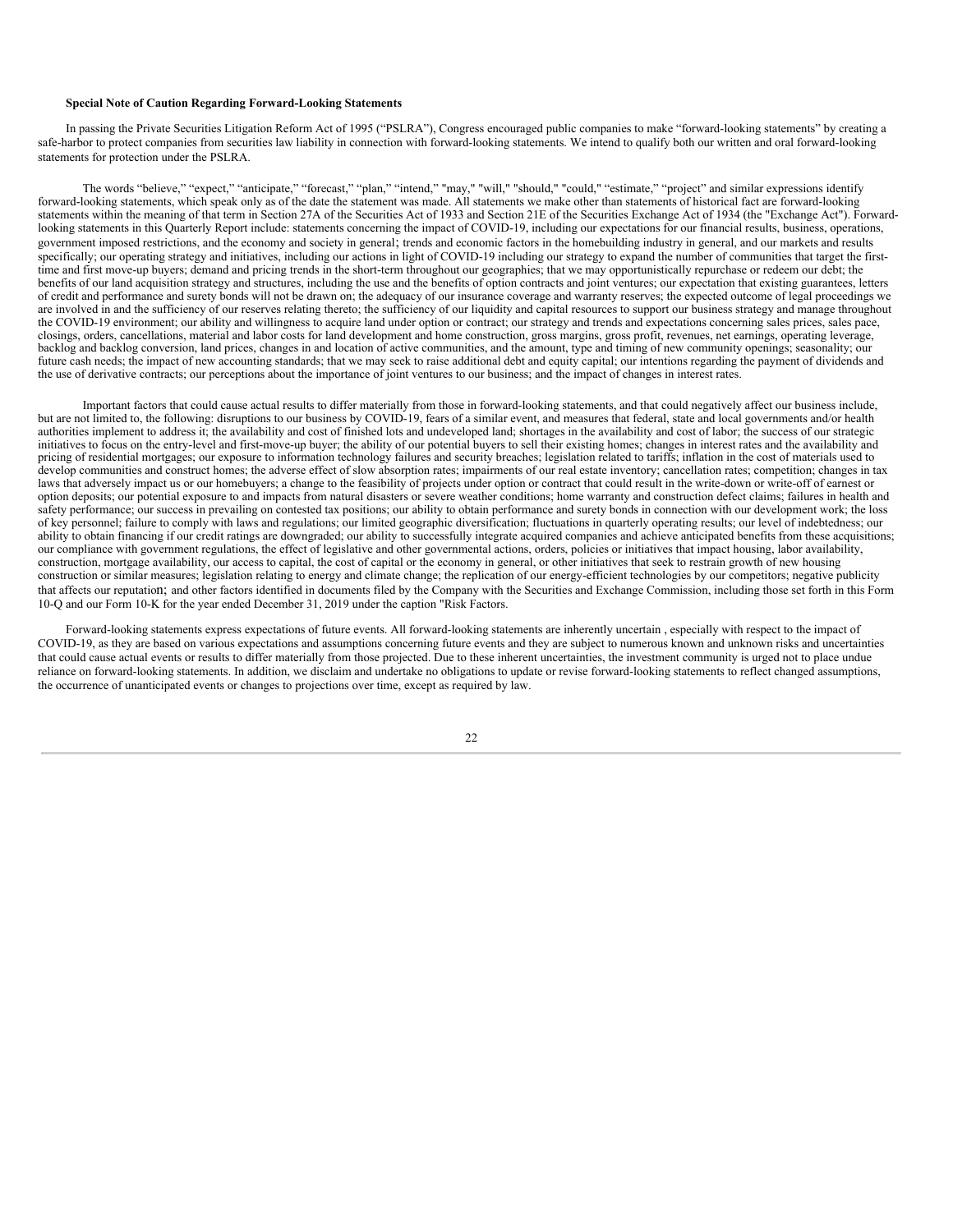**Special Note of Caution Regarding Forward-Looking Statements**

In passing the Private Securities Litigation Reform Act of 1995 ("PSLRA"), Congress encouraged public companies to make "forward-looking statements" by creating a safe-harbor to protect companies from securities law liability in connection with forward-looking statements. We intend to qualify both our written and oral forward-looking statements for protection under the PSLRA.

The words "believe," "expect," "anticipate," "forecast," "plan," "intend," "may," "will," "should," "could," "estimate," "project" and similar expressions identify forward-looking statements, which speak only as of the date the statement was made. All statements we make other than statements of historical fact are forward-looking statements within the meaning of that term in Section 27A of the Securities Act of 1933 and Section 21E of the Securities Exchange Act of 1934 (the "Exchange Act"). Forward-looking statements in this Quarterly Report include: statements concerning the impact of COVID-19, including our expectations for our financial results, business, operations, government imposed restrictions, and the economy and society in general; trends and economic factors in the homebuilding industry in general, and our markets and results specifically; our operating strategy and initiatives, including our actions in light of COVID-19 including our strategy to expand the number of communities that target the first-time and first move-up buyers; demand and pricing trends in the short-term throughout our geographies; that we may opportunistically repurchase or redeem our debt; the benefits of our land acquisition strategy and structures, including the use and the benefits of option contracts and joint ventures; our expectation that existing guarantees, letters of credit and performance and surety bonds will not be drawn on; the adequacy of our insurance coverage and warranty reserves; the expected outcome of legal proceedings we are involved in and the sufficiency of our reserves relating thereto; the sufficiency of our liquidity and capital resources to support our business strategy and manage throughout the COVID-19 environment; our ability and willingness to acquire land under option or contract; our strategy and trends and expectations concerning sales prices, sales pace, closings, orders, cancellations, material and labor costs for land development and home construction, gross margins, gross profit, revenues, net earnings, operating leverage, backlog and backlog conversion, land prices, changes in and location of active communities, and the amount, type and timing of new community openings; seasonality; our future cash needs; the impact of new accounting standards; that we may seek to raise additional debt and equity capital; our intentions regarding the payment of dividends and the use of derivative contracts; our perceptions about the importance of joint ventures to our business; and the impact of changes in interest rates.

Important factors that could cause actual results to differ materially from those in forward-looking statements, and that could negatively affect our business include, but are not limited to, the following: disruptions to our business by COVID-19, fears of a similar event, and measures that federal, state and local governments and/or health authorities implement to address it; the availability and cost of finished lots and undeveloped land; shortages in the availability and cost of labor; the success of our strategic initiatives to focus on the entry-level and first-move-up buyer; the ability of our potential buyers to sell their existing homes; changes in interest rates and the availability and pricing of residential mortgages; our exposure to information technology failures and security breaches; legislation related to tariffs; inflation in the cost of materials used to develop communities and construct homes; the adverse effect of slow absorption rates; impairments of our real estate inventory; cancellation rates; competition; changes in tax laws that adversely impact us or our homebuyers; a change to the feasibility of projects under option or contract that could result in the write-down or write-off of earnest or option deposits; our potential exposure to and impacts from natural disasters or severe weather conditions; home warranty and construction defect claims; failures in health and safety performance; our success in prevailing on contested tax positions; our ability to obtain performance and surety bonds in connection with our development work; the loss of key personnel; failure to comply with laws and regulations; our limited geographic diversification; fluctuations in quarterly operating results; our level of indebtedness; our ability to obtain financing if our credit ratings are downgraded; our ability to successfully integrate acquired companies and achieve anticipated benefits from these acquisitions; our compliance with government regulations, the effect of legislative and other governmental actions, orders, policies or initiatives that impact housing, labor availability, construction, mortgage availability, our access to capital, the cost of capital or the economy in general, or other initiatives that seek to restrain growth of new housing construction or similar measures; legislation relating to energy and climate change; the replication of our energy-efficient technologies by our competitors; negative publicity that affects our reputation; and other factors identified in documents filed by the Company with the Securities and Exchange Commission, including those set forth in this Form 10-Q and our Form 10-K for the year ended December 31, 2019 under the caption "Risk Factors.

Forward-looking statements express expectations of future events. All forward-looking statements are inherently uncertain , especially with respect to the impact of COVID-19, as they are based on various expectations and assumptions concerning future events and they are subject to numerous known and unknown risks and uncertainties that could cause actual events or results to differ materially from those projected. Due to these inherent uncertainties, the investment community is urged not to place undue reliance on forward-looking statements. In addition, we disclaim and undertake no obligations to update or revise forward-looking statements to reflect changed assumptions, the occurrence of unanticipated events or changes to projections over time, except as required by law.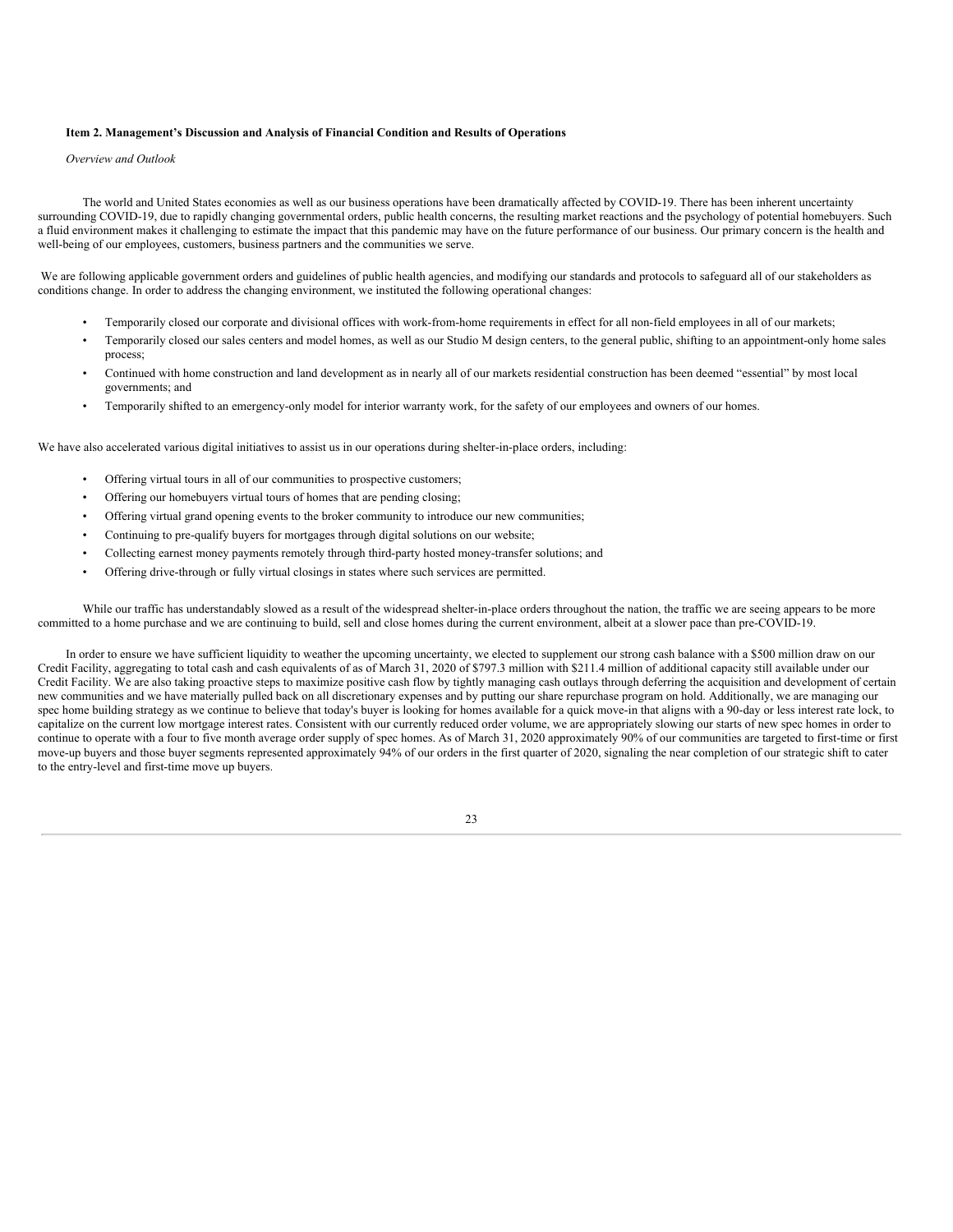**Item 2. Management's Discussion and Analysis of Financial Condition and Results of Operations**

*Overview and Outlook*

The world and United States economies as well as our business operations have been dramatically affected by COVID-19. There has been inherent uncertainty surrounding COVID-19, due to rapidly changing governmental orders, public health concerns, the resulting market reactions and the psychology of potential homebuyers. Such a fluid environment makes it challenging to estimate the impact that this pandemic may have on the future performance of our business. Our primary concern is the health and well-being of our employees, customers, business partners and the communities we serve.

We are following applicable government orders and guidelines of public health agencies, and modifying our standards and protocols to safeguard all of our stakeholders as conditions change. In order to address the changing environment, we instituted the following operational changes:

- Temporarily closed our corporate and divisional offices with work-from-home requirements in effect for all non-field employees in all of our markets;
- Temporarily closed our sales centers and model homes, as well as our Studio M design centers, to the general public, shifting to an appointment-only home sales process;
- Continued with home construction and land development as in nearly all of our markets residential construction has been deemed "essential" by most local governments; and
- Temporarily shifted to an emergency-only model for interior warranty work, for the safety of our employees and owners of our homes.

We have also accelerated various digital initiatives to assist us in our operations during shelter-in-place orders, including:

- Offering virtual tours in all of our communities to prospective customers;
- Offering our homebuyers virtual tours of homes that are pending closing;
- Offering virtual grand opening events to the broker community to introduce our new communities;
- Continuing to pre-qualify buyers for mortgages through digital solutions on our website;
- Collecting earnest money payments remotely through third-party hosted money-transfer solutions; and
- Offering drive-through or fully virtual closings in states where such services are permitted.

While our traffic has understandably slowed as a result of the widespread shelter-in-place orders throughout the nation, the traffic we are seeing appears to be more committed to a home purchase and we are continuing to build, sell and close homes during the current environment, albeit at a slower pace than pre-COVID-19.

In order to ensure we have sufficient liquidity to weather the upcoming uncertainty, we elected to supplement our strong cash balance with a $500 million draw on our Credit Facility, aggregating to total cash and cash equivalents of as of March 31, 2020 of $797.3 million with $211.4 million of additional capacity still available under our Credit Facility. We are also taking proactive steps to maximize positive cash flow by tightly managing cash outlays through deferring the acquisition and development of certain new communities and we have materially pulled back on all discretionary expenses and by putting our share repurchase program on hold. Additionally, we are managing our spec home building strategy as we continue to believe that today's buyer is looking for homes available for a quick move-in that aligns with a 90-day or less interest rate lock, to capitalize on the current low mortgage interest rates. Consistent with our currently reduced order volume, we are appropriately slowing our starts of new spec homes in order to continue to operate with a four to five month average order supply of spec homes. As of March 31, 2020 approximately 90% of our communities are targeted to first-time or first move-up buyers and those buyer segments represented approximately 94% of our orders in the first quarter of 2020, signaling the near completion of our strategic shift to cater to the entry-level and first-time move up buyers.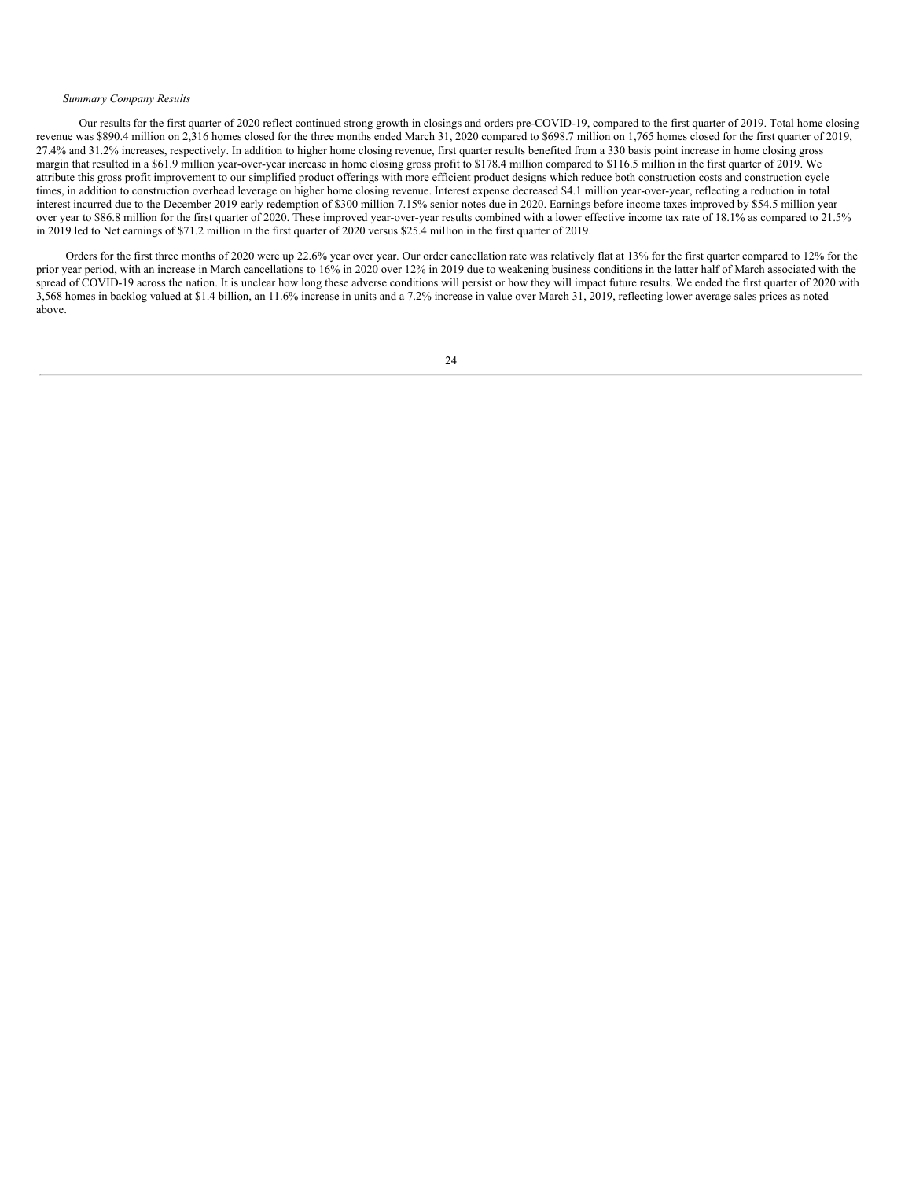*Summary Company Results*

Our results for the first quarter of 2020 reflect continued strong growth in closings and orders pre-COVID-19, compared to the first quarter of 2019. Total home closing revenue was $890.4 million on 2,316 homes closed for the three months ended March 31, 2020 compared to $698.7 million on 1,765 homes closed for the first quarter of 2019, 27.4% and 31.2% increases, respectively. In addition to higher home closing revenue, first quarter results benefited from a 330 basis point increase in home closing gross margin that resulted in a $61.9 million year-over-year increase in home closing gross profit to $178.4 million compared to $116.5 million in the first quarter of 2019. We attribute this gross profit improvement to our simplified product offerings with more efficient product designs which reduce both construction costs and construction cycle times, in addition to construction overhead leverage on higher home closing revenue. Interest expense decreased $4.1 million year-over-year, reflecting a reduction in total interest incurred due to the December 2019 early redemption of $300 million 7.15% senior notes due in 2020. Earnings before income taxes improved by $54.5 million year over year to $86.8 million for the first quarter of 2020. These improved year-over-year results combined with a lower effective income tax rate of 18.1% as compared to 21.5% in 2019 led to Net earnings of $71.2 million in the first quarter of 2020 versus $25.4 million in the first quarter of 2019.

Orders for the first three months of 2020 were up 22.6% year over year. Our order cancellation rate was relatively flat at 13% for the first quarter compared to 12% for the prior year period, with an increase in March cancellations to 16% in 2020 over 12% in 2019 due to weakening business conditions in the latter half of March associated with the spread of COVID-19 across the nation. It is unclear how long these adverse conditions will persist or how they will impact future results. We ended the first quarter of 2020 with 3,568 homes in backlog valued at $1.4 billion, an 11.6% increase in units and a 7.2% increase in value over March 31, 2019, reflecting lower average sales prices as noted above.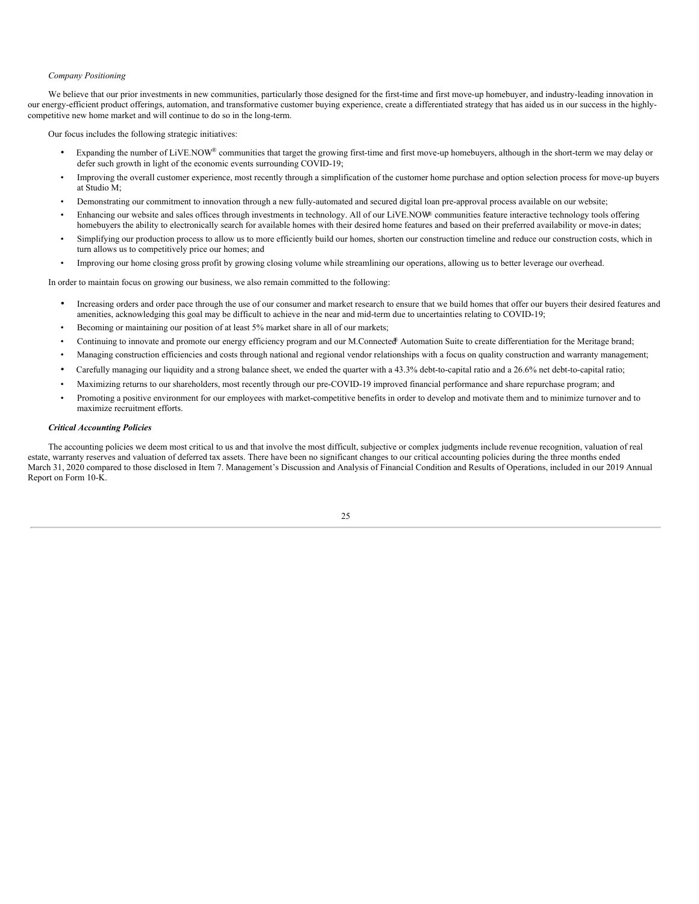*Company Positioning*

We believe that our prior investments in new communities, particularly those designed for the first-time and first move-up homebuyer, and industry-leading innovation in our energy-efficient product offerings, automation, and transformative customer buying experience, create a differentiated strategy that has aided us in our success in the highly-competitive new home market and will continue to do so in the long-term.

Our focus includes the following strategic initiatives:

- Expanding the number of LiVE.NOW® communities that target the growing first-time and first move-up homebuyers, although in the short-term we may delay or defer such growth in light of the economic events surrounding COVID-19;
- Improving the overall customer experience, most recently through a simplification of the customer home purchase and option selection process for move-up buyers at Studio M;
- Demonstrating our commitment to innovation through a new fully-automated and secured digital loan pre-approval process available on our website;
- Enhancing our website and sales offices through investments in technology. All of our LiVE.NOW® communities feature interactive technology tools offering homebuyers the ability to electronically search for available homes with their desired home features and based on their preferred availability or move-in dates;
- Simplifying our production process to allow us to more efficiently build our homes, shorten our construction timeline and reduce our construction costs, which in turn allows us to competitively price our homes; and
- Improving our home closing gross profit by growing closing volume while streamlining our operations, allowing us to better leverage our overhead.

In order to maintain focus on growing our business, we also remain committed to the following:

- Increasing orders and order pace through the use of our consumer and market research to ensure that we build homes that offer our buyers their desired features and amenities, acknowledging this goal may be difficult to achieve in the near and mid-term due to uncertainties relating to COVID-19;
- Becoming or maintaining our position of at least 5% market share in all of our markets;
- Continuing to innovate and promote our energy efficiency program and our M.Connected® Automation Suite to create differentiation for the Meritage brand;
- Managing construction efficiencies and costs through national and regional vendor relationships with a focus on quality construction and warranty management;
- Carefully managing our liquidity and a strong balance sheet, we ended the quarter with a 43.3% debt-to-capital ratio and a 26.6% net debt-to-capital ratio;
- Maximizing returns to our shareholders, most recently through our pre-COVID-19 improved financial performance and share repurchase program; and
- Promoting a positive environment for our employees with market-competitive benefits in order to develop and motivate them and to minimize turnover and to maximize recruitment efforts.

***Critical Accounting Policies***

The accounting policies we deem most critical to us and that involve the most difficult, subjective or complex judgments include revenue recognition, valuation of real estate, warranty reserves and valuation of deferred tax assets. There have been no significant changes to our critical accounting policies during the three months ended March 31, 2020 compared to those disclosed in Item 7. Management's Discussion and Analysis of Financial Condition and Results of Operations, included in our 2019 Annual Report on Form 10-K.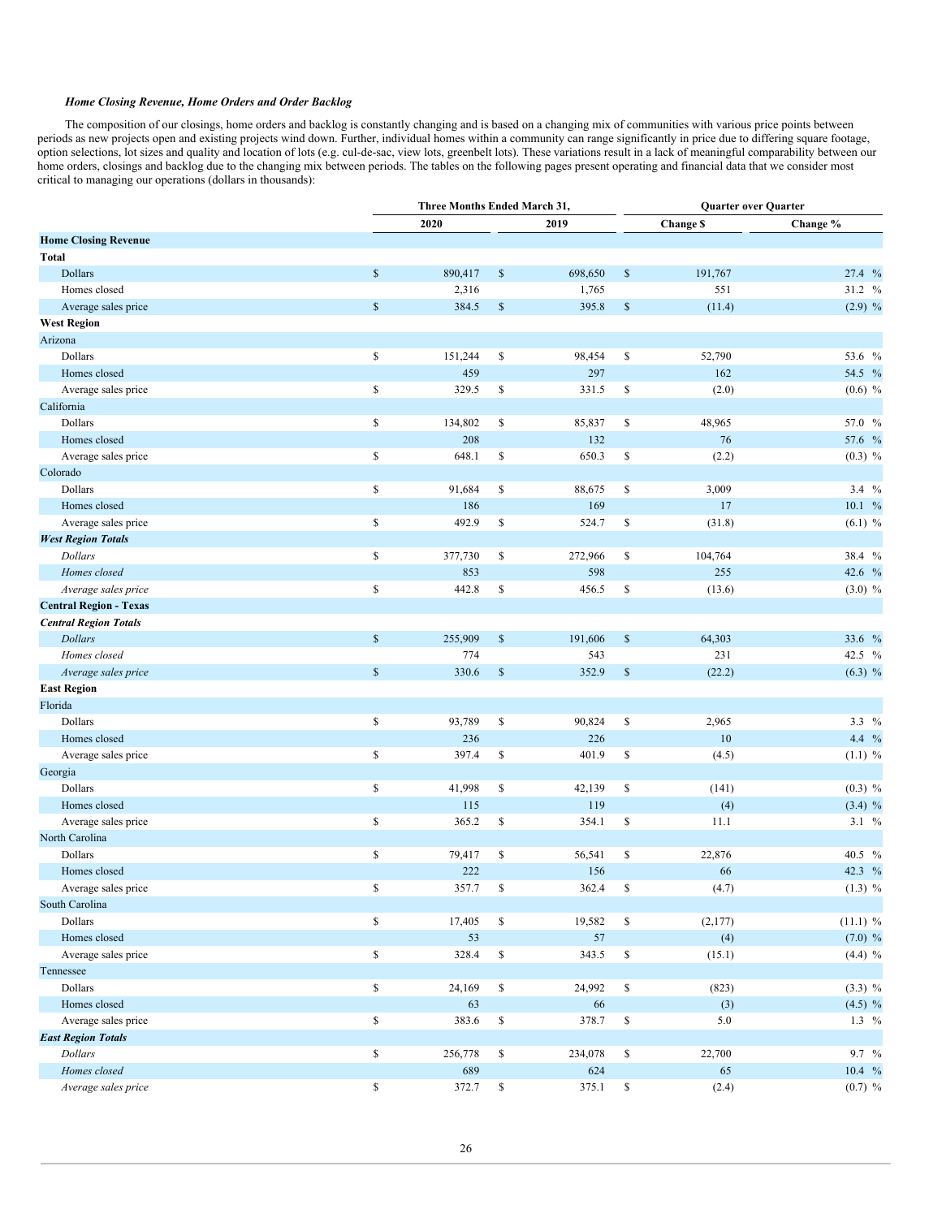*Home Closing Revenue, Home Orders and Order Backlog*

The composition of our closings, home orders and backlog is constantly changing and is based on a changing mix of communities with various price points between periods as new projects open and existing projects wind down. Further, individual homes within a community can range significantly in price due to differing square footage, option selections, lot sizes and quality and location of lots (e.g. cul-de-sac, view lots, greenbelt lots). These variations result in a lack of meaningful comparability between our home orders, closings and backlog due to the changing mix between periods. The tables on the following pages present operating and financial data that we consider most critical to managing our operations (dollars in thousands):

| | Three Months Ended March 31, | | Quarter over Quarter | |
|---|---|---|---|---|
| | 2020 | 2019 | Change $ | Change % |
| **Home Closing Revenue** | | | | |
| **Total** | | | | |
| Dollars | $ 890,417 | $ 698,650 | $ 191,767 | 27.4 % |
| Homes closed | 2,316 | 1,765 | 551 | 31.2 % |
| Average sales price | $ 384.5 | $ 395.8 | $ (11.4) | (2.9) % |
| **West Region** | | | | |
| Arizona | | | | |
| Dollars | $ 151,244 | $ 98,454 | $ 52,790 | 53.6 % |
| Homes closed | 459 | 297 | 162 | 54.5 % |
| Average sales price | $ 329.5 | $ 331.5 | $ (2.0) | (0.6) % |
| California | | | | |
| Dollars | $ 134,802 | $ 85,837 | $ 48,965 | 57.0 % |
| Homes closed | 208 | 132 | 76 | 57.6 % |
| Average sales price | $ 648.1 | $ 650.3 | $ (2.2) | (0.3) % |
| Colorado | | | | |
| Dollars | $ 91,684 | $ 88,675 | $ 3,009 | 3.4 % |
| Homes closed | 186 | 169 | 17 | 10.1 % |
| Average sales price | $ 492.9 | $ 524.7 | $ (31.8) | (6.1) % |
| ***West Region Totals*** | | | | |
| *Dollars* | $ 377,730 | $ 272,966 | $ 104,764 | 38.4 % |
| *Homes closed* | 853 | 598 | 255 | 42.6 % |
| *Average sales price* | $ 442.8 | $ 456.5 | $ (13.6) | (3.0) % |
| **Central Region - Texas** | | | | |
| ***Central Region Totals*** | | | | |
| *Dollars* | $ 255,909 | $ 191,606 | $ 64,303 | 33.6 % |
| *Homes closed* | 774 | 543 | 231 | 42.5 % |
| *Average sales price* | $ 330.6 | $ 352.9 | $ (22.2) | (6.3) % |
| **East Region** | | | | |
| Florida | | | | |
| Dollars | $ 93,789 | $ 90,824 | $ 2,965 | 3.3 % |
| Homes closed | 236 | 226 | 10 | 4.4 % |
| Average sales price | $ 397.4 | $ 401.9 | $ (4.5) | (1.1) % |
| Georgia | | | | |
| Dollars | $ 41,998 | $ 42,139 | $ (141) | (0.3) % |
| Homes closed | 115 | 119 | (4) | (3.4) % |
| Average sales price | $ 365.2 | $ 354.1 | $ 11.1 | 3.1 % |
| North Carolina | | | | |
| Dollars | $ 79,417 | $ 56,541 | $ 22,876 | 40.5 % |
| Homes closed | 222 | 156 | 66 | 42.3 % |
| Average sales price | $ 357.7 | $ 362.4 | $ (4.7) | (1.3) % |
| South Carolina | | | | |
| Dollars | $ 17,405 | $ 19,582 | $ (2,177) | (11.1) % |
| Homes closed | 53 | 57 | (4) | (7.0) % |
| Average sales price | $ 328.4 | $ 343.5 | $ (15.1) | (4.4) % |
| Tennessee | | | | |
| Dollars | $ 24,169 | $ 24,992 | $ (823) | (3.3) % |
| Homes closed | 63 | 66 | (3) | (4.5) % |
| Average sales price | $ 383.6 | $ 378.7 | $ 5.0 | 1.3 % |
| ***East Region Totals*** | | | | |
| *Dollars* | $ 256,778 | $ 234,078 | $ 22,700 | 9.7 % |
| *Homes closed* | 689 | 624 | 65 | 10.4 % |
| *Average sales price* | $ 372.7 | $ 375.1 | $ (2.4) | (0.7) % |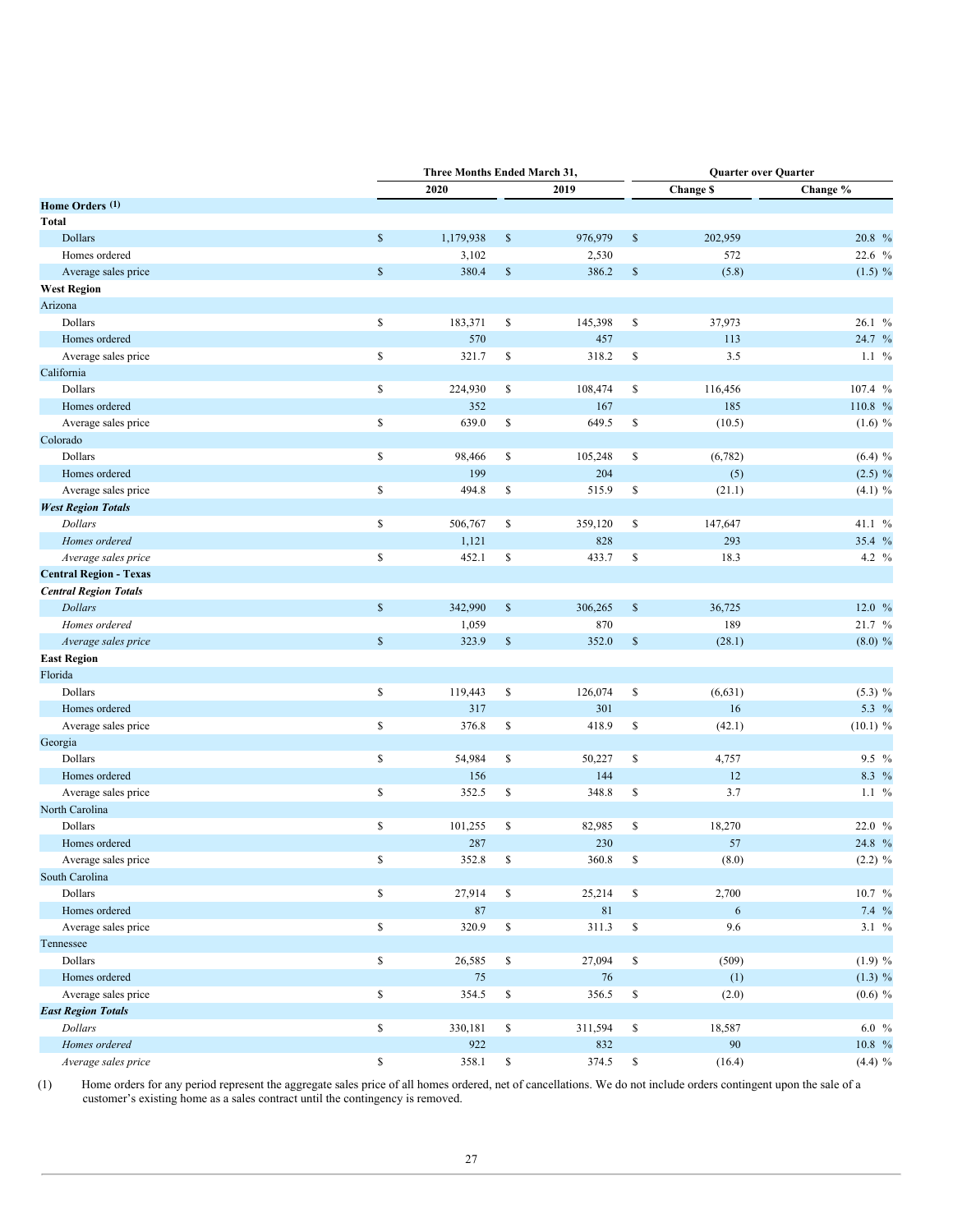| | Three Months Ended March 31, | | Quarter over Quarter | |
|---|---|---|---|---|
| | 2020 | 2019 | Change $ | Change % |
| **Home Orders (1)** | | | | |
| **Total** | | | | |
| Dollars | $ 1,179,938 | $ 976,979 | $ 202,959 | 20.8 % |
| Homes ordered | 3,102 | 2,530 | 572 | 22.6 % |
| Average sales price | $ 380.4 | $ 386.2 | $ (5.8) | (1.5) % |
| **West Region** | | | | |
| Arizona | | | | |
| Dollars | $ 183,371 | $ 145,398 | $ 37,973 | 26.1 % |
| Homes ordered | 570 | 457 | 113 | 24.7 % |
| Average sales price | $ 321.7 | $ 318.2 | $ 3.5 | 1.1 % |
| California | | | | |
| Dollars | $ 224,930 | $ 108,474 | $ 116,456 | 107.4 % |
| Homes ordered | 352 | 167 | 185 | 110.8 % |
| Average sales price | $ 639.0 | $ 649.5 | $ (10.5) | (1.6) % |
| Colorado | | | | |
| Dollars | $ 98,466 | $ 105,248 | $ (6,782) | (6.4) % |
| Homes ordered | 199 | 204 | (5) | (2.5) % |
| Average sales price | $ 494.8 | $ 515.9 | $ (21.1) | (4.1) % |
| ***West Region Totals*** | | | | |
| *Dollars* | $ 506,767 | $ 359,120 | $ 147,647 | 41.1 % |
| *Homes ordered* | 1,121 | 828 | 293 | 35.4 % |
| *Average sales price* | $ 452.1 | $ 433.7 | $ 18.3 | 4.2 % |
| **Central Region - Texas** | | | | |
| ***Central Region Totals*** | | | | |
| *Dollars* | $ 342,990 | $ 306,265 | $ 36,725 | 12.0 % |
| *Homes ordered* | 1,059 | 870 | 189 | 21.7 % |
| *Average sales price* | $ 323.9 | $ 352.0 | $ (28.1) | (8.0) % |
| **East Region** | | | | |
| Florida | | | | |
| Dollars | $ 119,443 | $ 126,074 | $ (6,631) | (5.3) % |
| Homes ordered | 317 | 301 | 16 | 5.3 % |
| Average sales price | $ 376.8 | $ 418.9 | $ (42.1) | (10.1) % |
| Georgia | | | | |
| Dollars | $ 54,984 | $ 50,227 | $ 4,757 | 9.5 % |
| Homes ordered | 156 | 144 | 12 | 8.3 % |
| Average sales price | $ 352.5 | $ 348.8 | $ 3.7 | 1.1 % |
| North Carolina | | | | |
| Dollars | $ 101,255 | $ 82,985 | $ 18,270 | 22.0 % |
| Homes ordered | 287 | 230 | 57 | 24.8 % |
| Average sales price | $ 352.8 | $ 360.8 | $ (8.0) | (2.2) % |
| South Carolina | | | | |
| Dollars | $ 27,914 | $ 25,214 | $ 2,700 | 10.7 % |
| Homes ordered | 87 | 81 | 6 | 7.4 % |
| Average sales price | $ 320.9 | $ 311.3 | $ 9.6 | 3.1 % |
| Tennessee | | | | |
| Dollars | $ 26,585 | $ 27,094 | $ (509) | (1.9) % |
| Homes ordered | 75 | 76 | (1) | (1.3) % |
| Average sales price | $ 354.5 | $ 356.5 | $ (2.0) | (0.6) % |
| ***East Region Totals*** | | | | |
| *Dollars* | $ 330,181 | $ 311,594 | $ 18,587 | 6.0 % |
| *Homes ordered* | 922 | 832 | 90 | 10.8 % |
| *Average sales price* | $ 358.1 | $ 374.5 | $ (16.4) | (4.4) % |

(1) Home orders for any period represent the aggregate sales price of all homes ordered, net of cancellations. We do not include orders contingent upon the sale of a customer's existing home as a sales contract until the contingency is removed.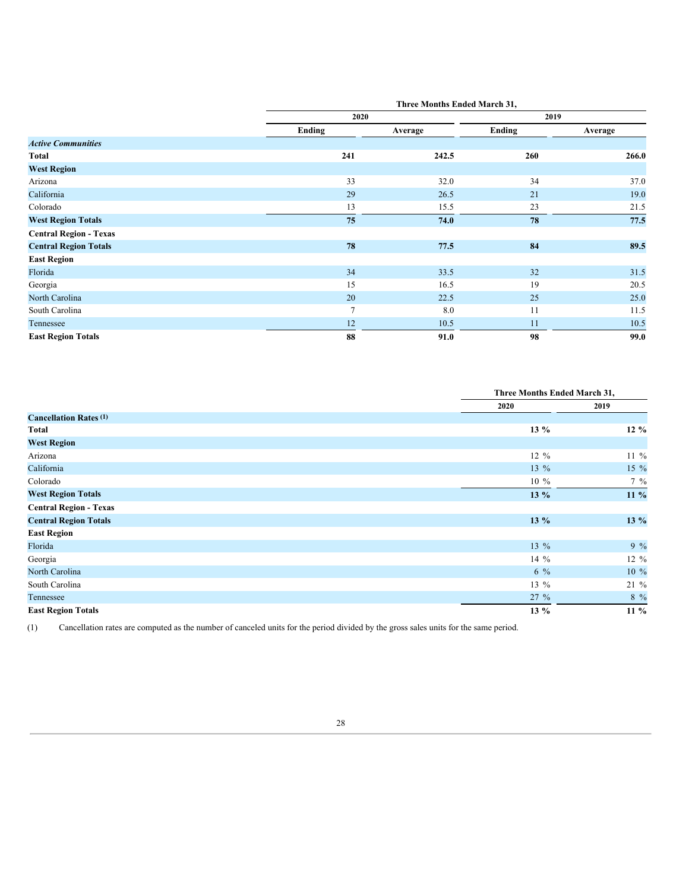| | Three Months Ended March 31, | | | |
|---|---|---|---|---|
| | 2020 | | 2019 | |
| | Ending | Average | Ending | Average |
| ***Active Communities*** | | | | |
| **Total** | **241** | **242.5** | **260** | **266.0** |
| **West Region** | | | | |
| Arizona | 33 | 32.0 | 34 | 37.0 |
| California | 29 | 26.5 | 21 | 19.0 |
| Colorado | 13 | 15.5 | 23 | 21.5 |
| **West Region Totals** | **75** | **74.0** | **78** | **77.5** |
| **Central Region - Texas** | | | | |
| **Central Region Totals** | **78** | **77.5** | **84** | **89.5** |
| **East Region** | | | | |
| Florida | 34 | 33.5 | 32 | 31.5 |
| Georgia | 15 | 16.5 | 19 | 20.5 |
| North Carolina | 20 | 22.5 | 25 | 25.0 |
| South Carolina | 7 | 8.0 | 11 | 11.5 |
| Tennessee | 12 | 10.5 | 11 | 10.5 |
| **East Region Totals** | **88** | **91.0** | **98** | **99.0** |

| | Three Months Ended March 31, | |
|---|---|---|
| | 2020 | 2019 |
| **Cancellation Rates** (1) | | |
| **Total** | **13 %** | **12 %** |
| **West Region** | | |
| Arizona | 12 % | 11 % |
| California | 13 % | 15 % |
| Colorado | 10 % | 7 % |
| **West Region Totals** | **13 %** | **11 %** |
| **Central Region - Texas** | | |
| **Central Region Totals** | **13 %** | **13 %** |
| **East Region** | | |
| Florida | 13 % | 9 % |
| Georgia | 14 % | 12 % |
| North Carolina | 6 % | 10 % |
| South Carolina | 13 % | 21 % |
| Tennessee | 27 % | 8 % |
| **East Region Totals** | **13 %** | **11 %** |

(1) Cancellation rates are computed as the number of canceled units for the period divided by the gross sales units for the same period.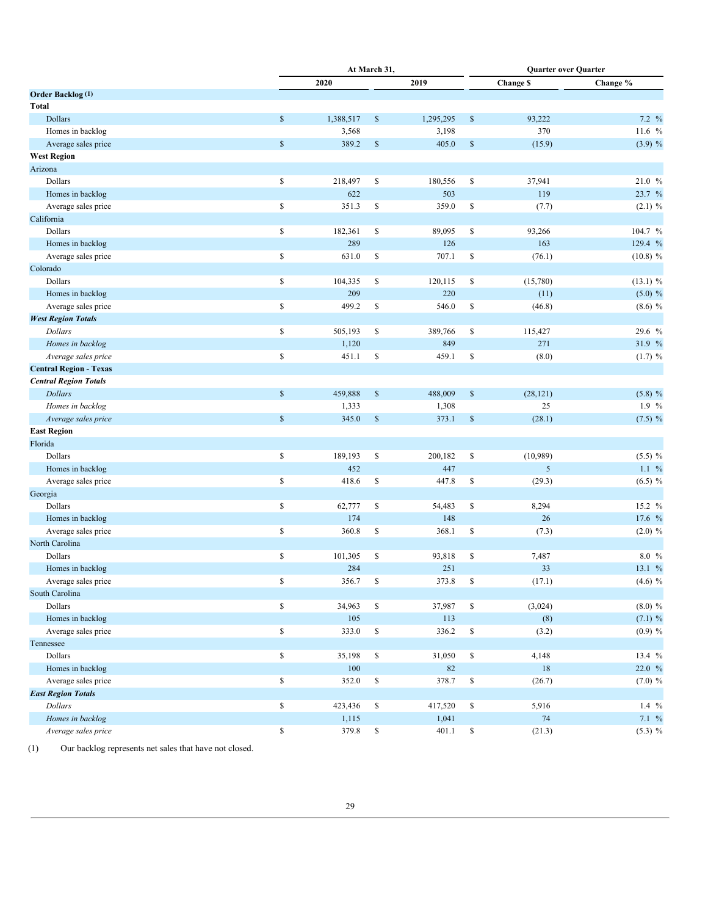| | At March 31, | | Quarter over Quarter | |
|---|---|---|---|---|
| | 2020 | 2019 | Change $ | Change % |
| **Order Backlog (1)** | | | | |
| **Total** | | | | |
| Dollars | $ 1,388,517 | $ 1,295,295 | $ 93,222 | 7.2 % |
| Homes in backlog | 3,568 | 3,198 | 370 | 11.6 % |
| Average sales price | $ 389.2 | $ 405.0 | $ (15.9) | (3.9) % |
| **West Region** | | | | |
| Arizona | | | | |
| Dollars | $ 218,497 | $ 180,556 | $ 37,941 | 21.0 % |
| Homes in backlog | 622 | 503 | 119 | 23.7 % |
| Average sales price | $ 351.3 | $ 359.0 | $ (7.7) | (2.1) % |
| California | | | | |
| Dollars | $ 182,361 | $ 89,095 | $ 93,266 | 104.7 % |
| Homes in backlog | 289 | 126 | 163 | 129.4 % |
| Average sales price | $ 631.0 | $ 707.1 | $ (76.1) | (10.8) % |
| Colorado | | | | |
| Dollars | $ 104,335 | $ 120,115 | $ (15,780) | (13.1) % |
| Homes in backlog | 209 | 220 | (11) | (5.0) % |
| Average sales price | $ 499.2 | $ 546.0 | $ (46.8) | (8.6) % |
| ***West Region Totals*** | | | | |
| *Dollars* | $ 505,193 | $ 389,766 | $ 115,427 | 29.6 % |
| *Homes in backlog* | 1,120 | 849 | 271 | 31.9 % |
| *Average sales price* | $ 451.1 | $ 459.1 | $ (8.0) | (1.7) % |
| **Central Region - Texas** | | | | |
| ***Central Region Totals*** | | | | |
| *Dollars* | $ 459,888 | $ 488,009 | $ (28,121) | (5.8) % |
| *Homes in backlog* | 1,333 | 1,308 | 25 | 1.9 % |
| *Average sales price* | $ 345.0 | $ 373.1 | $ (28.1) | (7.5) % |
| **East Region** | | | | |
| Florida | | | | |
| Dollars | $ 189,193 | $ 200,182 | $ (10,989) | (5.5) % |
| Homes in backlog | 452 | 447 | 5 | 1.1 % |
| Average sales price | $ 418.6 | $ 447.8 | $ (29.3) | (6.5) % |
| Georgia | | | | |
| Dollars | $ 62,777 | $ 54,483 | $ 8,294 | 15.2 % |
| Homes in backlog | 174 | 148 | 26 | 17.6 % |
| Average sales price | $ 360.8 | $ 368.1 | $ (7.3) | (2.0) % |
| North Carolina | | | | |
| Dollars | $ 101,305 | $ 93,818 | $ 7,487 | 8.0 % |
| Homes in backlog | 284 | 251 | 33 | 13.1 % |
| Average sales price | $ 356.7 | $ 373.8 | $ (17.1) | (4.6) % |
| South Carolina | | | | |
| Dollars | $ 34,963 | $ 37,987 | $ (3,024) | (8.0) % |
| Homes in backlog | 105 | 113 | (8) | (7.1) % |
| Average sales price | $ 333.0 | $ 336.2 | $ (3.2) | (0.9) % |
| Tennessee | | | | |
| Dollars | $ 35,198 | $ 31,050 | $ 4,148 | 13.4 % |
| Homes in backlog | 100 | 82 | 18 | 22.0 % |
| Average sales price | $ 352.0 | $ 378.7 | $ (26.7) | (7.0) % |
| ***East Region Totals*** | | | | |
| *Dollars* | $ 423,436 | $ 417,520 | $ 5,916 | 1.4 % |
| *Homes in backlog* | 1,115 | 1,041 | 74 | 7.1 % |
| *Average sales price* | $ 379.8 | $ 401.1 | $ (21.3) | (5.3) % |

(1) Our backlog represents net sales that have not closed.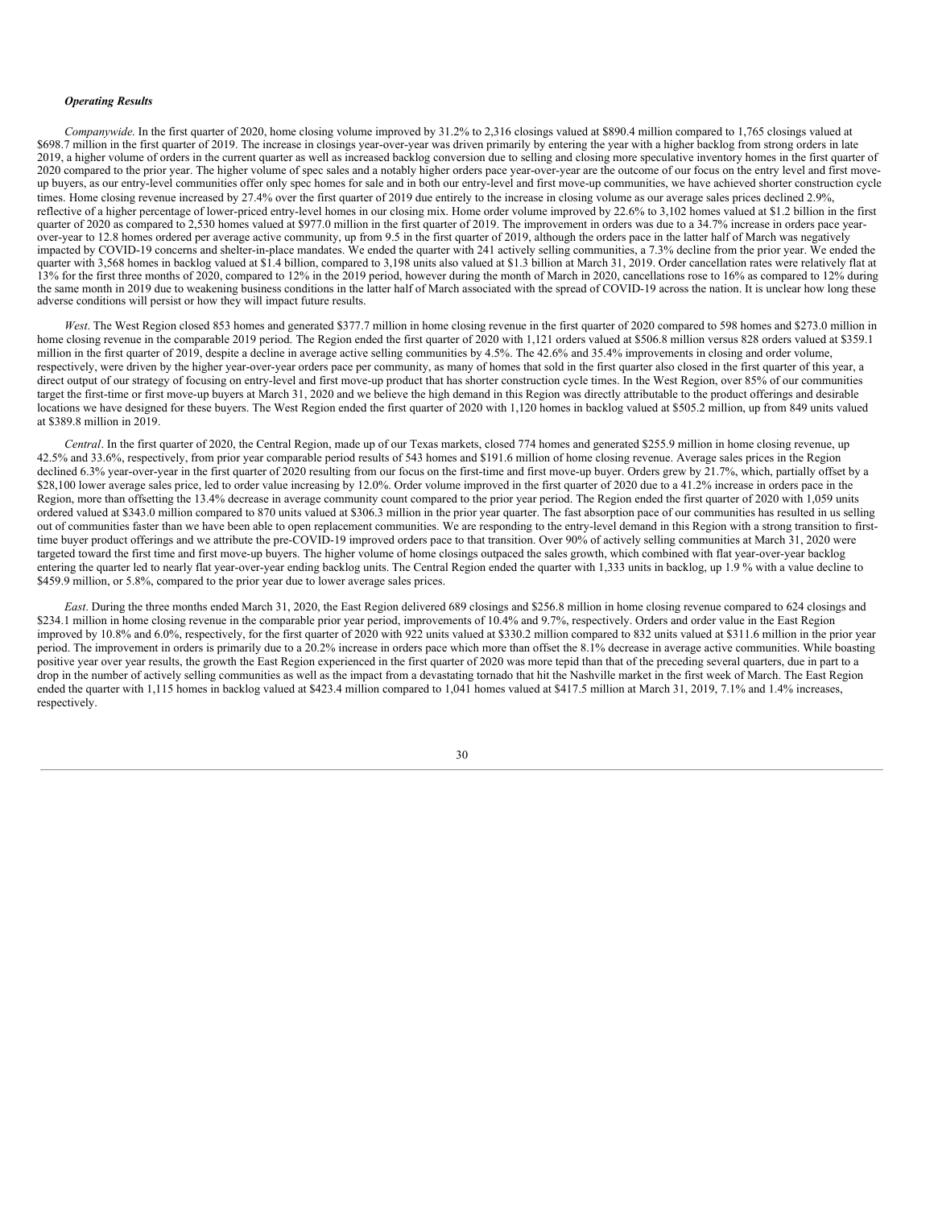***Operating Results***

*Companywide*. In the first quarter of 2020, home closing volume improved by 31.2% to 2,316 closings valued at $890.4 million compared to 1,765 closings valued at $698.7 million in the first quarter of 2019. The increase in closings year-over-year was driven primarily by entering the year with a higher backlog from strong orders in late 2019, a higher volume of orders in the current quarter as well as increased backlog conversion due to selling and closing more speculative inventory homes in the first quarter of 2020 compared to the prior year. The higher volume of spec sales and a notably higher orders pace year-over-year are the outcome of our focus on the entry level and first move-up buyers, as our entry-level communities offer only spec homes for sale and in both our entry-level and first move-up communities, we have achieved shorter construction cycle times. Home closing revenue increased by 27.4% over the first quarter of 2019 due entirely to the increase in closing volume as our average sales prices declined 2.9%, reflective of a higher percentage of lower-priced entry-level homes in our closing mix. Home order volume improved by 22.6% to 3,102 homes valued at $1.2 billion in the first quarter of 2020 as compared to 2,530 homes valued at $977.0 million in the first quarter of 2019. The improvement in orders was due to a 34.7% increase in orders pace year-over-year to 12.8 homes ordered per average active community, up from 9.5 in the first quarter of 2019, although the orders pace in the latter half of March was negatively impacted by COVID-19 concerns and shelter-in-place mandates. We ended the quarter with 241 actively selling communities, a 7.3% decline from the prior year. We ended the quarter with 3,568 homes in backlog valued at $1.4 billion, compared to 3,198 units also valued at $1.3 billion at March 31, 2019. Order cancellation rates were relatively flat at 13% for the first three months of 2020, compared to 12% in the 2019 period, however during the month of March in 2020, cancellations rose to 16% as compared to 12% during the same month in 2019 due to weakening business conditions in the latter half of March associated with the spread of COVID-19 across the nation. It is unclear how long these adverse conditions will persist or how they will impact future results.

*West*. The West Region closed 853 homes and generated $377.7 million in home closing revenue in the first quarter of 2020 compared to 598 homes and $273.0 million in home closing revenue in the comparable 2019 period. The Region ended the first quarter of 2020 with 1,121 orders valued at $506.8 million versus 828 orders valued at $359.1 million in the first quarter of 2019, despite a decline in average active selling communities by 4.5%. The 42.6% and 35.4% improvements in closing and order volume, respectively, were driven by the higher year-over-year orders pace per community, as many of homes that sold in the first quarter also closed in the first quarter of this year, a direct output of our strategy of focusing on entry-level and first move-up product that has shorter construction cycle times. In the West Region, over 85% of our communities target the first-time or first move-up buyers at March 31, 2020 and we believe the high demand in this Region was directly attributable to the product offerings and desirable locations we have designed for these buyers. The West Region ended the first quarter of 2020 with 1,120 homes in backlog valued at $505.2 million, up from 849 units valued at $389.8 million in 2019.

*Central*. In the first quarter of 2020, the Central Region, made up of our Texas markets, closed 774 homes and generated $255.9 million in home closing revenue, up 42.5% and 33.6%, respectively, from prior year comparable period results of 543 homes and $191.6 million of home closing revenue. Average sales prices in the Region declined 6.3% year-over-year in the first quarter of 2020 resulting from our focus on the first-time and first move-up buyer. Orders grew by 21.7%, which, partially offset by a $28,100 lower average sales price, led to order value increasing by 12.0%. Order volume improved in the first quarter of 2020 due to a 41.2% increase in orders pace in the Region, more than offsetting the 13.4% decrease in average community count compared to the prior year period. The Region ended the first quarter of 2020 with 1,059 units ordered valued at $343.0 million compared to 870 units valued at $306.3 million in the prior year quarter. The fast absorption pace of our communities has resulted in us selling out of communities faster than we have been able to open replacement communities. We are responding to the entry-level demand in this Region with a strong transition to first-time buyer product offerings and we attribute the pre-COVID-19 improved orders pace to that transition. Over 90% of actively selling communities at March 31, 2020 were targeted toward the first time and first move-up buyers. The higher volume of home closings outpaced the sales growth, which combined with flat year-over-year backlog entering the quarter led to nearly flat year-over-year ending backlog units. The Central Region ended the quarter with 1,333 units in backlog, up 1.9 % with a value decline to $459.9 million, or 5.8%, compared to the prior year due to lower average sales prices.

*East*. During the three months ended March 31, 2020, the East Region delivered 689 closings and $256.8 million in home closing revenue compared to 624 closings and $234.1 million in home closing revenue in the comparable prior year period, improvements of 10.4% and 9.7%, respectively. Orders and order value in the East Region improved by 10.8% and 6.0%, respectively, for the first quarter of 2020 with 922 units valued at $330.2 million compared to 832 units valued at $311.6 million in the prior year period. The improvement in orders is primarily due to a 20.2% increase in orders pace which more than offset the 8.1% decrease in average active communities. While boasting positive year over year results, the growth the East Region experienced in the first quarter of 2020 was more tepid than that of the preceding several quarters, due in part to a drop in the number of actively selling communities as well as the impact from a devastating tornado that hit the Nashville market in the first week of March. The East Region ended the quarter with 1,115 homes in backlog valued at $423.4 million compared to 1,041 homes valued at $417.5 million at March 31, 2019, 7.1% and 1.4% increases, respectively.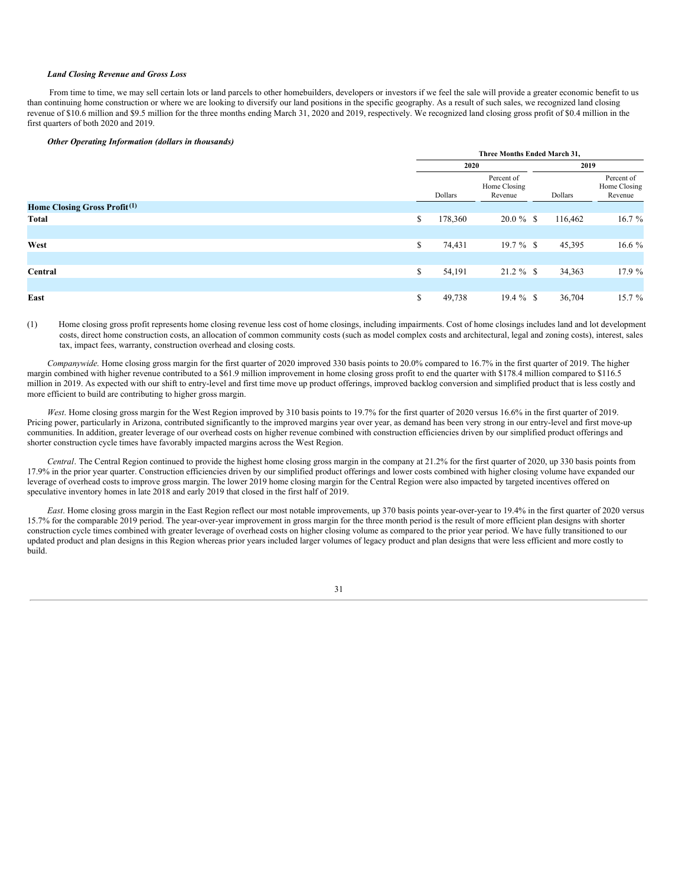***Land Closing Revenue and Gross Loss***

From time to time, we may sell certain lots or land parcels to other homebuilders, developers or investors if we feel the sale will provide a greater economic benefit to us than continuing home construction or where we are looking to diversify our land positions in the specific geography. As a result of such sales, we recognized land closing revenue of $10.6 million and $9.5 million for the three months ending March 31, 2020 and 2019, respectively. We recognized land closing gross profit of $0.4 million in the first quarters of both 2020 and 2019.

***Other Operating Information (dollars in thousands)***

| | Three Months Ended March 31, | | | |
|---|---|---|---|---|
| | 2020 | | 2019 | |
| | Dollars | Percent of Home Closing Revenue | Dollars | Percent of Home Closing Revenue |
| **Home Closing Gross Profit (1)** | | | | |
| **Total** | $ 178,360 | 20.0 % | $ 116,462 | 16.7 % |
| **West** | $ 74,431 | 19.7 % | $ 45,395 | 16.6 % |
| **Central** | $ 54,191 | 21.2 % | $ 34,363 | 17.9 % |
| **East** | $ 49,738 | 19.4 % | $ 36,704 | 15.7 % |

(1) Home closing gross profit represents home closing revenue less cost of home closings, including impairments. Cost of home closings includes land and lot development costs, direct home construction costs, an allocation of common community costs (such as model complex costs and architectural, legal and zoning costs), interest, sales tax, impact fees, warranty, construction overhead and closing costs.

*Companywide.* Home closing gross margin for the first quarter of 2020 improved 330 basis points to 20.0% compared to 16.7% in the first quarter of 2019. The higher margin combined with higher revenue contributed to a $61.9 million improvement in home closing gross profit to end the quarter with $178.4 million compared to $116.5 million in 2019. As expected with our shift to entry-level and first time move up product offerings, improved backlog conversion and simplified product that is less costly and more efficient to build are contributing to higher gross margin.

*West*. Home closing gross margin for the West Region improved by 310 basis points to 19.7% for the first quarter of 2020 versus 16.6% in the first quarter of 2019. Pricing power, particularly in Arizona, contributed significantly to the improved margins year over year, as demand has been very strong in our entry-level and first move-up communities. In addition, greater leverage of our overhead costs on higher revenue combined with construction efficiencies driven by our simplified product offerings and shorter construction cycle times have favorably impacted margins across the West Region.

*Central*. The Central Region continued to provide the highest home closing gross margin in the company at 21.2% for the first quarter of 2020, up 330 basis points from 17.9% in the prior year quarter. Construction efficiencies driven by our simplified product offerings and lower costs combined with higher closing volume have expanded our leverage of overhead costs to improve gross margin. The lower 2019 home closing margin for the Central Region were also impacted by targeted incentives offered on speculative inventory homes in late 2018 and early 2019 that closed in the first half of 2019.

*East*. Home closing gross margin in the East Region reflect our most notable improvements, up 370 basis points year-over-year to 19.4% in the first quarter of 2020 versus 15.7% for the comparable 2019 period. The year-over-year improvement in gross margin for the three month period is the result of more efficient plan designs with shorter construction cycle times combined with greater leverage of overhead costs on higher closing volume as compared to the prior year period. We have fully transitioned to our updated product and plan designs in this Region whereas prior years included larger volumes of legacy product and plan designs that were less efficient and more costly to build.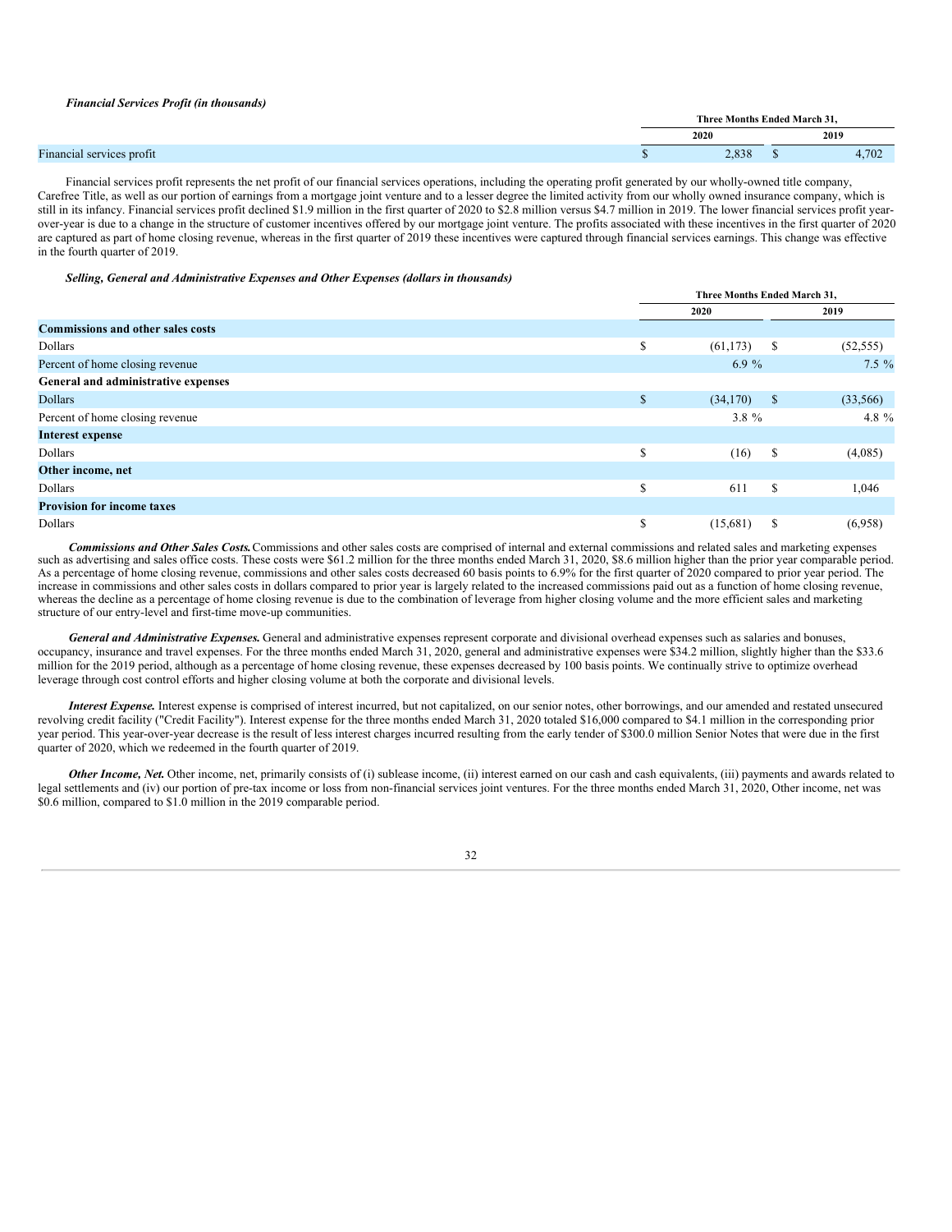***Financial Services Profit (in thousands)***

| | Three Months Ended March 31, | |
|---|---|---|
| | 2020 | 2019 |
| Financial services profit | $ 2,838 | $ 4,702 |

Financial services profit represents the net profit of our financial services operations, including the operating profit generated by our wholly-owned title company, Carefree Title, as well as our portion of earnings from a mortgage joint venture and to a lesser degree the limited activity from our wholly owned insurance company, which is still in its infancy. Financial services profit declined $1.9 million in the first quarter of 2020 to $2.8 million versus $4.7 million in 2019. The lower financial services profit year-over-year is due to a change in the structure of customer incentives offered by our mortgage joint venture. The profits associated with these incentives in the first quarter of 2020 are captured as part of home closing revenue, whereas in the first quarter of 2019 these incentives were captured through financial services earnings. This change was effective in the fourth quarter of 2019.

***Selling, General and Administrative Expenses and Other Expenses (dollars in thousands)***

| | Three Months Ended March 31, | |
|---|---|---|
| | 2020 | 2019 |
| **Commissions and other sales costs** | | |
| Dollars | $ (61,173) | $ (52,555) |
| Percent of home closing revenue | 6.9 % | 7.5 % |
| **General and administrative expenses** | | |
| Dollars | $ (34,170) | $ (33,566) |
| Percent of home closing revenue | 3.8 % | 4.8 % |
| **Interest expense** | | |
| Dollars | $ (16) | $ (4,085) |
| **Other income, net** | | |
| Dollars | $ 611 | $ 1,046 |
| **Provision for income taxes** | | |
| Dollars | $ (15,681) | $ (6,958) |

***Commissions and Other Sales Costs.*** Commissions and other sales costs are comprised of internal and external commissions and related sales and marketing expenses such as advertising and sales office costs. These costs were $61.2 million for the three months ended March 31, 2020, $8.6 million higher than the prior year comparable period. As a percentage of home closing revenue, commissions and other sales costs decreased 60 basis points to 6.9% for the first quarter of 2020 compared to prior year period. The increase in commissions and other sales costs in dollars compared to prior year is largely related to the increased commissions paid out as a function of home closing revenue, whereas the decline as a percentage of home closing revenue is due to the combination of leverage from higher closing volume and the more efficient sales and marketing structure of our entry-level and first-time move-up communities.

***General and Administrative Expenses.*** General and administrative expenses represent corporate and divisional overhead expenses such as salaries and bonuses, occupancy, insurance and travel expenses. For the three months ended March 31, 2020, general and administrative expenses were $34.2 million, slightly higher than the $33.6 million for the 2019 period, although as a percentage of home closing revenue, these expenses decreased by 100 basis points. We continually strive to optimize overhead leverage through cost control efforts and higher closing volume at both the corporate and divisional levels.

***Interest Expense.*** Interest expense is comprised of interest incurred, but not capitalized, on our senior notes, other borrowings, and our amended and restated unsecured revolving credit facility ("Credit Facility"). Interest expense for the three months ended March 31, 2020 totaled $16,000 compared to $4.1 million in the corresponding prior year period. This year-over-year decrease is the result of less interest charges incurred resulting from the early tender of $300.0 million Senior Notes that were due in the first quarter of 2020, which we redeemed in the fourth quarter of 2019.

***Other Income, Net.*** Other income, net, primarily consists of (i) sublease income, (ii) interest earned on our cash and cash equivalents, (iii) payments and awards related to legal settlements and (iv) our portion of pre-tax income or loss from non-financial services joint ventures. For the three months ended March 31, 2020, Other income, net was $0.6 million, compared to $1.0 million in the 2019 comparable period.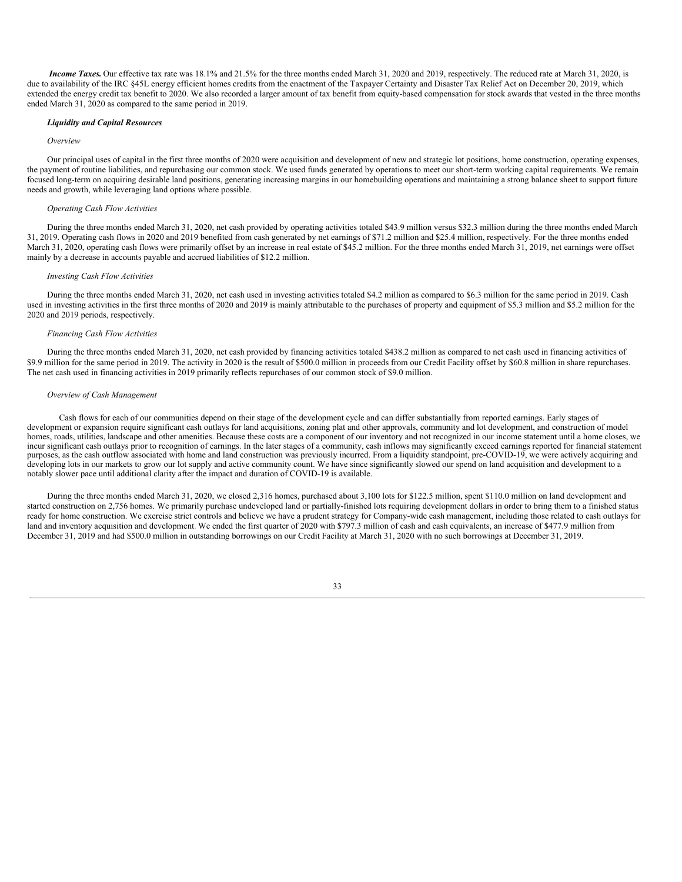***Income Taxes.*** Our effective tax rate was 18.1% and 21.5% for the three months ended March 31, 2020 and 2019, respectively. The reduced rate at March 31, 2020, is due to availability of the IRC §45L energy efficient homes credits from the enactment of the Taxpayer Certainty and Disaster Tax Relief Act on December 20, 2019, which extended the energy credit tax benefit to 2020. We also recorded a larger amount of tax benefit from equity-based compensation for stock awards that vested in the three months ended March 31, 2020 as compared to the same period in 2019.

***Liquidity and Capital Resources***

*Overview*

Our principal uses of capital in the first three months of 2020 were acquisition and development of new and strategic lot positions, home construction, operating expenses, the payment of routine liabilities, and repurchasing our common stock. We used funds generated by operations to meet our short-term working capital requirements. We remain focused long-term on acquiring desirable land positions, generating increasing margins in our homebuilding operations and maintaining a strong balance sheet to support future needs and growth, while leveraging land options where possible.

*Operating Cash Flow Activities*

During the three months ended March 31, 2020, net cash provided by operating activities totaled $43.9 million versus $32.3 million during the three months ended March 31, 2019. Operating cash flows in 2020 and 2019 benefited from cash generated by net earnings of $71.2 million and $25.4 million, respectively. For the three months ended March 31, 2020, operating cash flows were primarily offset by an increase in real estate of $45.2 million. For the three months ended March 31, 2019, net earnings were offset mainly by a decrease in accounts payable and accrued liabilities of $12.2 million.

*Investing Cash Flow Activities*

During the three months ended March 31, 2020, net cash used in investing activities totaled $4.2 million as compared to $6.3 million for the same period in 2019. Cash used in investing activities in the first three months of 2020 and 2019 is mainly attributable to the purchases of property and equipment of $5.3 million and $5.2 million for the 2020 and 2019 periods, respectively.

*Financing Cash Flow Activities*

During the three months ended March 31, 2020, net cash provided by financing activities totaled $438.2 million as compared to net cash used in financing activities of $9.9 million for the same period in 2019. The activity in 2020 is the result of $500.0 million in proceeds from our Credit Facility offset by $60.8 million in share repurchases. The net cash used in financing activities in 2019 primarily reflects repurchases of our common stock of $9.0 million.

*Overview of Cash Management*

Cash flows for each of our communities depend on their stage of the development cycle and can differ substantially from reported earnings. Early stages of development or expansion require significant cash outlays for land acquisitions, zoning plat and other approvals, community and lot development, and construction of model homes, roads, utilities, landscape and other amenities. Because these costs are a component of our inventory and not recognized in our income statement until a home closes, we incur significant cash outlays prior to recognition of earnings. In the later stages of a community, cash inflows may significantly exceed earnings reported for financial statement purposes, as the cash outflow associated with home and land construction was previously incurred. From a liquidity standpoint, pre-COVID-19, we were actively acquiring and developing lots in our markets to grow our lot supply and active community count. We have since significantly slowed our spend on land acquisition and development to a notably slower pace until additional clarity after the impact and duration of COVID-19 is available.

During the three months ended March 31, 2020, we closed 2,316 homes, purchased about 3,100 lots for $122.5 million, spent $110.0 million on land development and started construction on 2,756 homes. We primarily purchase undeveloped land or partially-finished lots requiring development dollars in order to bring them to a finished status ready for home construction. We exercise strict controls and believe we have a prudent strategy for Company-wide cash management, including those related to cash outlays for land and inventory acquisition and development. We ended the first quarter of 2020 with $797.3 million of cash and cash equivalents, an increase of $477.9 million from December 31, 2019 and had $500.0 million in outstanding borrowings on our Credit Facility at March 31, 2020 with no such borrowings at December 31, 2019.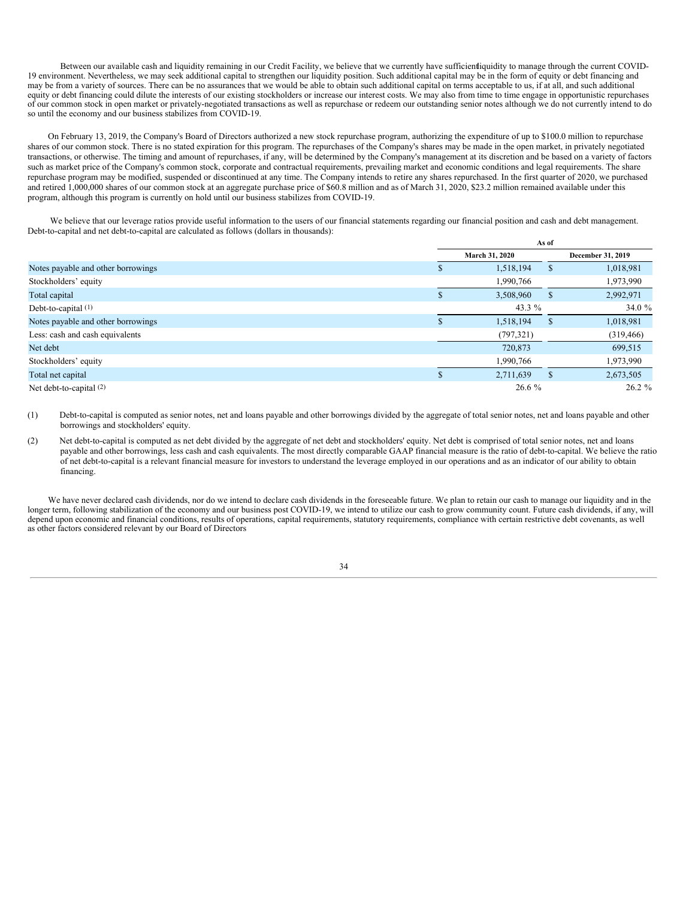Between our available cash and liquidity remaining in our Credit Facility, we believe that we currently have sufficient liquidity to manage through the current COVID-19 environment. Nevertheless, we may seek additional capital to strengthen our liquidity position. Such additional capital may be in the form of equity or debt financing and may be from a variety of sources. There can be no assurances that we would be able to obtain such additional capital on terms acceptable to us, if at all, and such additional equity or debt financing could dilute the interests of our existing stockholders or increase our interest costs. We may also from time to time engage in opportunistic repurchases of our common stock in open market or privately-negotiated transactions as well as repurchase or redeem our outstanding senior notes although we do not currently intend to do so until the economy and our business stabilizes from COVID-19.

On February 13, 2019, the Company's Board of Directors authorized a new stock repurchase program, authorizing the expenditure of up to $100.0 million to repurchase shares of our common stock. There is no stated expiration for this program. The repurchases of the Company's shares may be made in the open market, in privately negotiated transactions, or otherwise. The timing and amount of repurchases, if any, will be determined by the Company's management at its discretion and be based on a variety of factors such as market price of the Company's common stock, corporate and contractual requirements, prevailing market and economic conditions and legal requirements. The share repurchase program may be modified, suspended or discontinued at any time. The Company intends to retire any shares repurchased. In the first quarter of 2020, we purchased and retired 1,000,000 shares of our common stock at an aggregate purchase price of $60.8 million and as of March 31, 2020, $23.2 million remained available under this program, although this program is currently on hold until our business stabilizes from COVID-19.

We believe that our leverage ratios provide useful information to the users of our financial statements regarding our financial position and cash and debt management. Debt-to-capital and net debt-to-capital are calculated as follows (dollars in thousands):

| | As of | |
|---|---|---|
| | March 31, 2020 | December 31, 2019 |
| Notes payable and other borrowings | $ 1,518,194 | $ 1,018,981 |
| Stockholders' equity | 1,990,766 | 1,973,990 |
| Total capital | $ 3,508,960 | $ 2,992,971 |
| Debt-to-capital (1) | 43.3 % | 34.0 % |
| Notes payable and other borrowings | $ 1,518,194 | $ 1,018,981 |
| Less: cash and cash equivalents | (797,321) | (319,466) |
| Net debt | 720,873 | 699,515 |
| Stockholders' equity | 1,990,766 | 1,973,990 |
| Total net capital | $ 2,711,639 | $ 2,673,505 |
| Net debt-to-capital (2) | 26.6 % | 26.2 % |

(1) Debt-to-capital is computed as senior notes, net and loans payable and other borrowings divided by the aggregate of total senior notes, net and loans payable and other borrowings and stockholders' equity.

(2) Net debt-to-capital is computed as net debt divided by the aggregate of net debt and stockholders' equity. Net debt is comprised of total senior notes, net and loans payable and other borrowings, less cash and cash equivalents. The most directly comparable GAAP financial measure is the ratio of debt-to-capital. We believe the ratio of net debt-to-capital is a relevant financial measure for investors to understand the leverage employed in our operations and as an indicator of our ability to obtain financing.

We have never declared cash dividends, nor do we intend to declare cash dividends in the foreseeable future. We plan to retain our cash to manage our liquidity and in the longer term, following stabilization of the economy and our business post COVID-19, we intend to utilize our cash to grow community count. Future cash dividends, if any, will depend upon economic and financial conditions, results of operations, capital requirements, statutory requirements, compliance with certain restrictive debt covenants, as well as other factors considered relevant by our Board of Directors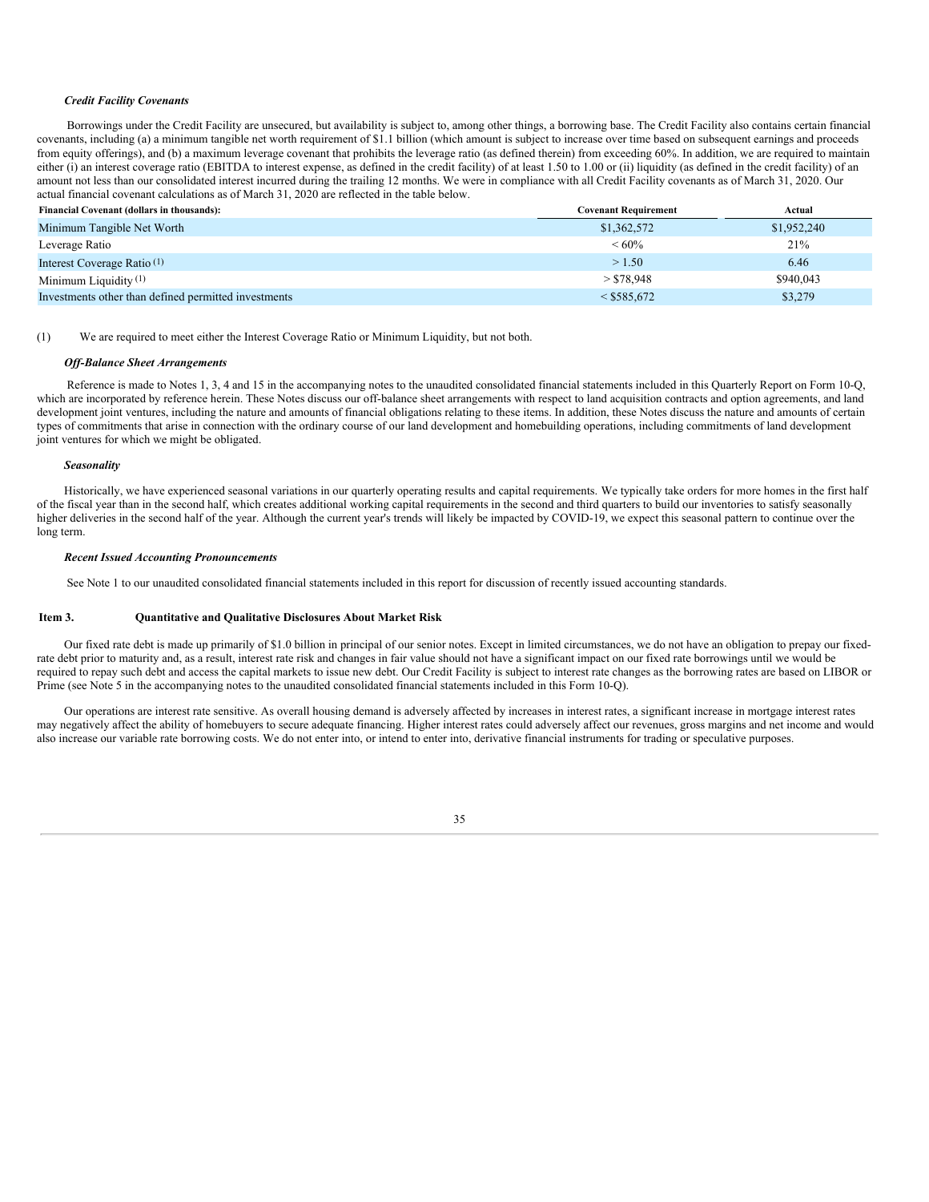***Credit Facility Covenants***

Borrowings under the Credit Facility are unsecured, but availability is subject to, among other things, a borrowing base. The Credit Facility also contains certain financial covenants, including (a) a minimum tangible net worth requirement of $1.1 billion (which amount is subject to increase over time based on subsequent earnings and proceeds from equity offerings), and (b) a maximum leverage covenant that prohibits the leverage ratio (as defined therein) from exceeding 60%. In addition, we are required to maintain either (i) an interest coverage ratio (EBITDA to interest expense, as defined in the credit facility) of at least 1.50 to 1.00 or (ii) liquidity (as defined in the credit facility) of an amount not less than our consolidated interest incurred during the trailing 12 months. We were in compliance with all Credit Facility covenants as of March 31, 2020. Our actual financial covenant calculations as of March 31, 2020 are reflected in the table below.

| Financial Covenant (dollars in thousands): | Covenant Requirement | Actual |
|---|---|---|
| Minimum Tangible Net Worth | $1,362,572 | $1,952,240 |
| Leverage Ratio | < 60% | 21% |
| Interest Coverage Ratio (1) | > 1.50 | 6.46 |
| Minimum Liquidity (1) | > $78,948 | $940,043 |
| Investments other than defined permitted investments | < $585,672 | $3,279 |

(1) We are required to meet either the Interest Coverage Ratio or Minimum Liquidity, but not both.

***Off-Balance Sheet Arrangements***

Reference is made to Notes 1, 3, 4 and 15 in the accompanying notes to the unaudited consolidated financial statements included in this Quarterly Report on Form 10-Q, which are incorporated by reference herein. These Notes discuss our off-balance sheet arrangements with respect to land acquisition contracts and option agreements, and land development joint ventures, including the nature and amounts of financial obligations relating to these items. In addition, these Notes discuss the nature and amounts of certain types of commitments that arise in connection with the ordinary course of our land development and homebuilding operations, including commitments of land development joint ventures for which we might be obligated.

***Seasonality***

Historically, we have experienced seasonal variations in our quarterly operating results and capital requirements. We typically take orders for more homes in the first half of the fiscal year than in the second half, which creates additional working capital requirements in the second and third quarters to build our inventories to satisfy seasonally higher deliveries in the second half of the year. Although the current year's trends will likely be impacted by COVID-19, we expect this seasonal pattern to continue over the long term.

***Recent Issued Accounting Pronouncements***

See Note 1 to our unaudited consolidated financial statements included in this report for discussion of recently issued accounting standards.

## Item 3. Quantitative and Qualitative Disclosures About Market Risk

Our fixed rate debt is made up primarily of $1.0 billion in principal of our senior notes. Except in limited circumstances, we do not have an obligation to prepay our fixed-rate debt prior to maturity and, as a result, interest rate risk and changes in fair value should not have a significant impact on our fixed rate borrowings until we would be required to repay such debt and access the capital markets to issue new debt. Our Credit Facility is subject to interest rate changes as the borrowing rates are based on LIBOR or Prime (see Note 5 in the accompanying notes to the unaudited consolidated financial statements included in this Form 10-Q).

Our operations are interest rate sensitive. As overall housing demand is adversely affected by increases in interest rates, a significant increase in mortgage interest rates may negatively affect the ability of homebuyers to secure adequate financing. Higher interest rates could adversely affect our revenues, gross margins and net income and would also increase our variable rate borrowing costs. We do not enter into, or intend to enter into, derivative financial instruments for trading or speculative purposes.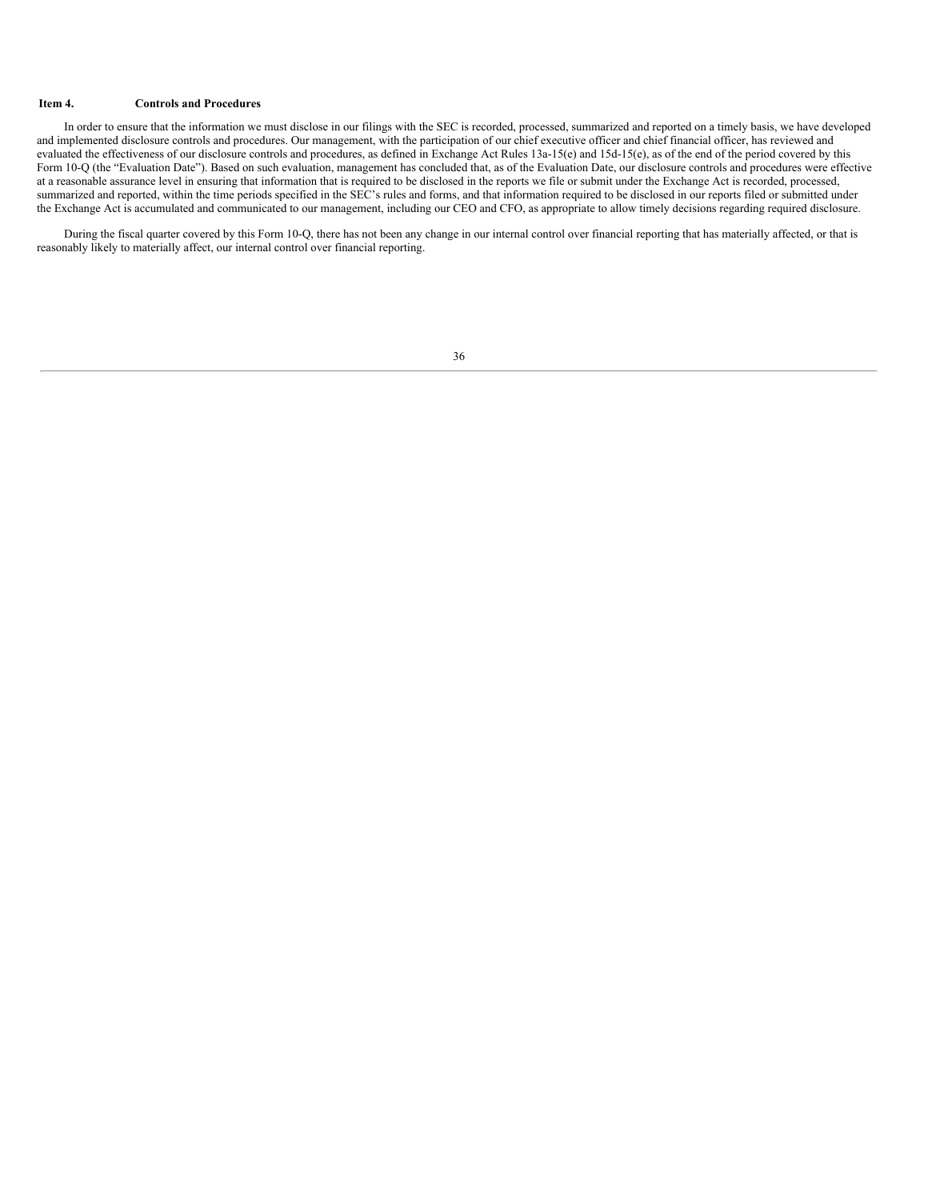## Item 4. Controls and Procedures

In order to ensure that the information we must disclose in our filings with the SEC is recorded, processed, summarized and reported on a timely basis, we have developed and implemented disclosure controls and procedures. Our management, with the participation of our chief executive officer and chief financial officer, has reviewed and evaluated the effectiveness of our disclosure controls and procedures, as defined in Exchange Act Rules 13a-15(e) and 15d-15(e), as of the end of the period covered by this Form 10-Q (the "Evaluation Date"). Based on such evaluation, management has concluded that, as of the Evaluation Date, our disclosure controls and procedures were effective at a reasonable assurance level in ensuring that information that is required to be disclosed in the reports we file or submit under the Exchange Act is recorded, processed, summarized and reported, within the time periods specified in the SEC's rules and forms, and that information required to be disclosed in our reports filed or submitted under the Exchange Act is accumulated and communicated to our management, including our CEO and CFO, as appropriate to allow timely decisions regarding required disclosure.

During the fiscal quarter covered by this Form 10-Q, there has not been any change in our internal control over financial reporting that has materially affected, or that is reasonably likely to materially affect, our internal control over financial reporting.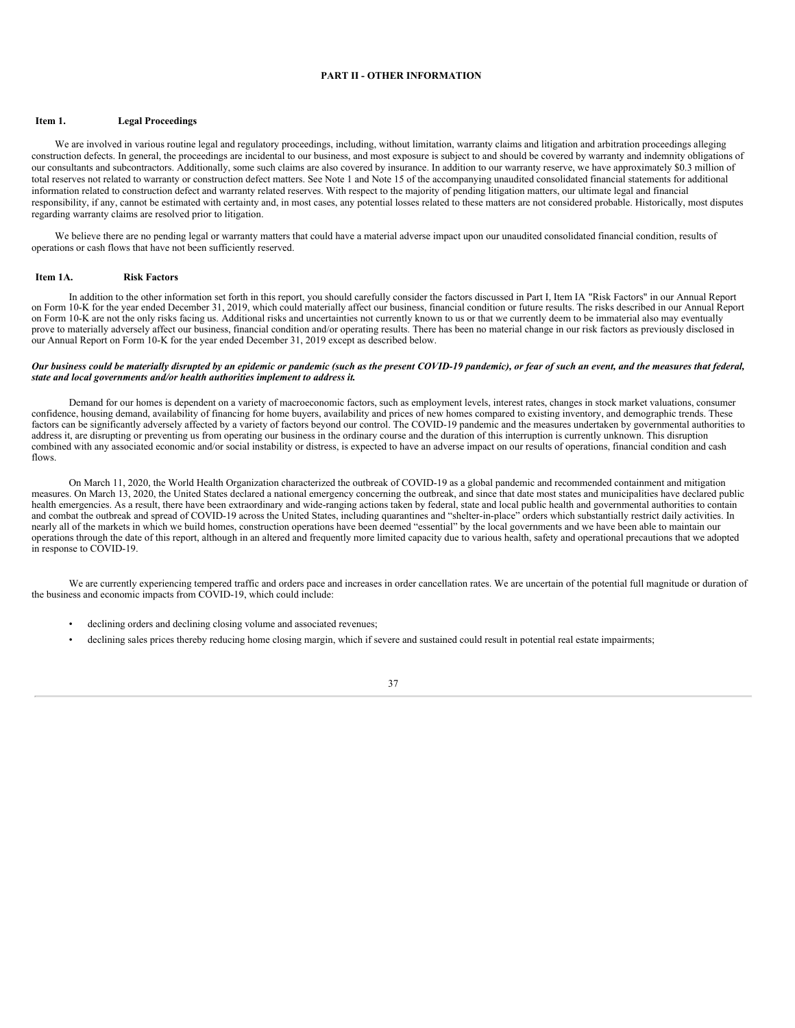# PART II - OTHER INFORMATION

## Item 1. Legal Proceedings

We are involved in various routine legal and regulatory proceedings, including, without limitation, warranty claims and litigation and arbitration proceedings alleging construction defects. In general, the proceedings are incidental to our business, and most exposure is subject to and should be covered by warranty and indemnity obligations of our consultants and subcontractors. Additionally, some such claims are also covered by insurance. In addition to our warranty reserve, we have approximately $0.3 million of total reserves not related to warranty or construction defect matters. See Note 1 and Note 15 of the accompanying unaudited consolidated financial statements for additional information related to construction defect and warranty related reserves. With respect to the majority of pending litigation matters, our ultimate legal and financial responsibility, if any, cannot be estimated with certainty and, in most cases, any potential losses related to these matters are not considered probable. Historically, most disputes regarding warranty claims are resolved prior to litigation.

We believe there are no pending legal or warranty matters that could have a material adverse impact upon our unaudited consolidated financial condition, results of operations or cash flows that have not been sufficiently reserved.

## Item 1A. Risk Factors

In addition to the other information set forth in this report, you should carefully consider the factors discussed in Part I, Item IA "Risk Factors" in our Annual Report on Form 10-K for the year ended December 31, 2019, which could materially affect our business, financial condition or future results. The risks described in our Annual Report on Form 10-K are not the only risks facing us. Additional risks and uncertainties not currently known to us or that we currently deem to be immaterial also may eventually prove to materially adversely affect our business, financial condition and/or operating results. There has been no material change in our risk factors as previously disclosed in our Annual Report on Form 10-K for the year ended December 31, 2019 except as described below.

***Our business could be materially disrupted by an epidemic or pandemic (such as the present COVID-19 pandemic), or fear of such an event, and the measures that federal, state and local governments and/or health authorities implement to address it.***

Demand for our homes is dependent on a variety of macroeconomic factors, such as employment levels, interest rates, changes in stock market valuations, consumer confidence, housing demand, availability of financing for home buyers, availability and prices of new homes compared to existing inventory, and demographic trends. These factors can be significantly adversely affected by a variety of factors beyond our control. The COVID-19 pandemic and the measures undertaken by governmental authorities to address it, are disrupting or preventing us from operating our business in the ordinary course and the duration of this interruption is currently unknown. This disruption combined with any associated economic and/or social instability or distress, is expected to have an adverse impact on our results of operations, financial condition and cash flows.

On March 11, 2020, the World Health Organization characterized the outbreak of COVID-19 as a global pandemic and recommended containment and mitigation measures. On March 13, 2020, the United States declared a national emergency concerning the outbreak, and since that date most states and municipalities have declared public health emergencies. As a result, there have been extraordinary and wide-ranging actions taken by federal, state and local public health and governmental authorities to contain and combat the outbreak and spread of COVID-19 across the United States, including quarantines and "shelter-in-place" orders which substantially restrict daily activities. In nearly all of the markets in which we build homes, construction operations have been deemed "essential" by the local governments and we have been able to maintain our operations through the date of this report, although in an altered and frequently more limited capacity due to various health, safety and operational precautions that we adopted in response to COVID-19.

We are currently experiencing tempered traffic and orders pace and increases in order cancellation rates. We are uncertain of the potential full magnitude or duration of the business and economic impacts from COVID-19, which could include:

- declining orders and declining closing volume and associated revenues;
- declining sales prices thereby reducing home closing margin, which if severe and sustained could result in potential real estate impairments;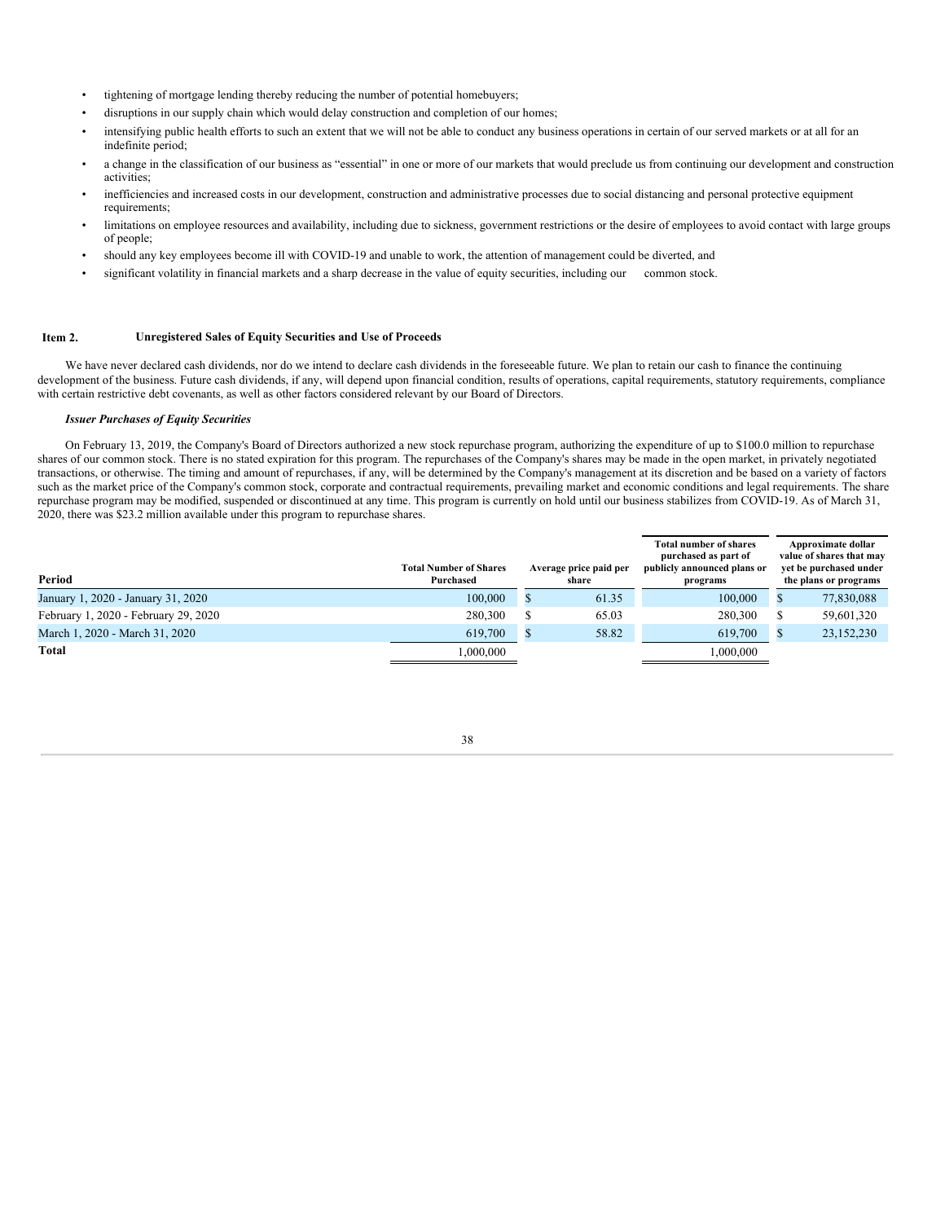- tightening of mortgage lending thereby reducing the number of potential homebuyers;
- disruptions in our supply chain which would delay construction and completion of our homes;
- intensifying public health efforts to such an extent that we will not be able to conduct any business operations in certain of our served markets or at all for an indefinite period;
- a change in the classification of our business as "essential" in one or more of our markets that would preclude us from continuing our development and construction activities;
- inefficiencies and increased costs in our development, construction and administrative processes due to social distancing and personal protective equipment requirements;
- limitations on employee resources and availability, including due to sickness, government restrictions or the desire of employees to avoid contact with large groups of people;
- should any key employees become ill with COVID-19 and unable to work, the attention of management could be diverted, and
- significant volatility in financial markets and a sharp decrease in the value of equity securities, including our common stock.

## Item 2. Unregistered Sales of Equity Securities and Use of Proceeds

We have never declared cash dividends, nor do we intend to declare cash dividends in the foreseeable future. We plan to retain our cash to finance the continuing development of the business. Future cash dividends, if any, will depend upon financial condition, results of operations, capital requirements, statutory requirements, compliance with certain restrictive debt covenants, as well as other factors considered relevant by our Board of Directors.

***Issuer Purchases of Equity Securities***

On February 13, 2019, the Company's Board of Directors authorized a new stock repurchase program, authorizing the expenditure of up to $100.0 million to repurchase shares of our common stock. There is no stated expiration for this program. The repurchases of the Company's shares may be made in the open market, in privately negotiated transactions, or otherwise. The timing and amount of repurchases, if any, will be determined by the Company's management at its discretion and be based on a variety of factors such as the market price of the Company's common stock, corporate and contractual requirements, prevailing market and economic conditions and legal requirements. The share repurchase program may be modified, suspended or discontinued at any time. This program is currently on hold until our business stabilizes from COVID-19. As of March 31, 2020, there was $23.2 million available under this program to repurchase shares.

| Period | Total Number of Shares Purchased | Average price paid per share | Total number of shares purchased as part of publicly announced plans or programs | Approximate dollar value of shares that may yet be purchased under the plans or programs |
|---|---|---|---|---|
| January 1, 2020 - January 31, 2020 | 100,000 | $ 61.35 | 100,000 | $ 77,830,088 |
| February 1, 2020 - February 29, 2020 | 280,300 | $ 65.03 | 280,300 | $ 59,601,320 |
| March 1, 2020 - March 31, 2020 | 619,700 | $ 58.82 | 619,700 | $ 23,152,230 |
| **Total** | 1,000,000 | | 1,000,000 | |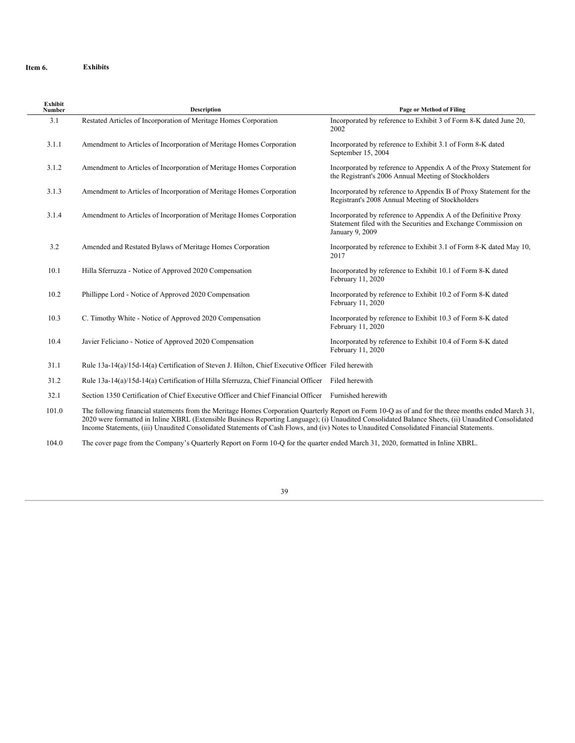**Item 6. Exhibits**

| Exhibit Number | Description | Page or Method of Filing |
|---|---|---|
| 3.1 | Restated Articles of Incorporation of Meritage Homes Corporation | Incorporated by reference to Exhibit 3 of Form 8-K dated June 20, 2002 |
| 3.1.1 | Amendment to Articles of Incorporation of Meritage Homes Corporation | Incorporated by reference to Exhibit 3.1 of Form 8-K dated September 15, 2004 |
| 3.1.2 | Amendment to Articles of Incorporation of Meritage Homes Corporation | Incorporated by reference to Appendix A of the Proxy Statement for the Registrant's 2006 Annual Meeting of Stockholders |
| 3.1.3 | Amendment to Articles of Incorporation of Meritage Homes Corporation | Incorporated by reference to Appendix B of Proxy Statement for the Registrant's 2008 Annual Meeting of Stockholders |
| 3.1.4 | Amendment to Articles of Incorporation of Meritage Homes Corporation | Incorporated by reference to Appendix A of the Definitive Proxy Statement filed with the Securities and Exchange Commission on January 9, 2009 |
| 3.2 | Amended and Restated Bylaws of Meritage Homes Corporation | Incorporated by reference to Exhibit 3.1 of Form 8-K dated May 10, 2017 |
| 10.1 | Hilla Sferruzza - Notice of Approved 2020 Compensation | Incorporated by reference to Exhibit 10.1 of Form 8-K dated February 11, 2020 |
| 10.2 | Phillippe Lord - Notice of Approved 2020 Compensation | Incorporated by reference to Exhibit 10.2 of Form 8-K dated February 11, 2020 |
| 10.3 | C. Timothy White - Notice of Approved 2020 Compensation | Incorporated by reference to Exhibit 10.3 of Form 8-K dated February 11, 2020 |
| 10.4 | Javier Feliciano - Notice of Approved 2020 Compensation | Incorporated by reference to Exhibit 10.4 of Form 8-K dated February 11, 2020 |
| 31.1 | Rule 13a-14(a)/15d-14(a) Certification of Steven J. Hilton, Chief Executive Officer | Filed herewith |
| 31.2 | Rule 13a-14(a)/15d-14(a) Certification of Hilla Sferruzza, Chief Financial Officer | Filed herewith |
| 32.1 | Section 1350 Certification of Chief Executive Officer and Chief Financial Officer | Furnished herewith |
| 101.0 | The following financial statements from the Meritage Homes Corporation Quarterly Report on Form 10-Q as of and for the three months ended March 31, 2020 were formatted in Inline XBRL (Extensible Business Reporting Language); (i) Unaudited Consolidated Balance Sheets, (ii) Unaudited Consolidated Income Statements, (iii) Unaudited Consolidated Statements of Cash Flows, and (iv) Notes to Unaudited Consolidated Financial Statements. | |
| 104.0 | The cover page from the Company's Quarterly Report on Form 10-Q for the quarter ended March 31, 2020, formatted in Inline XBRL. | |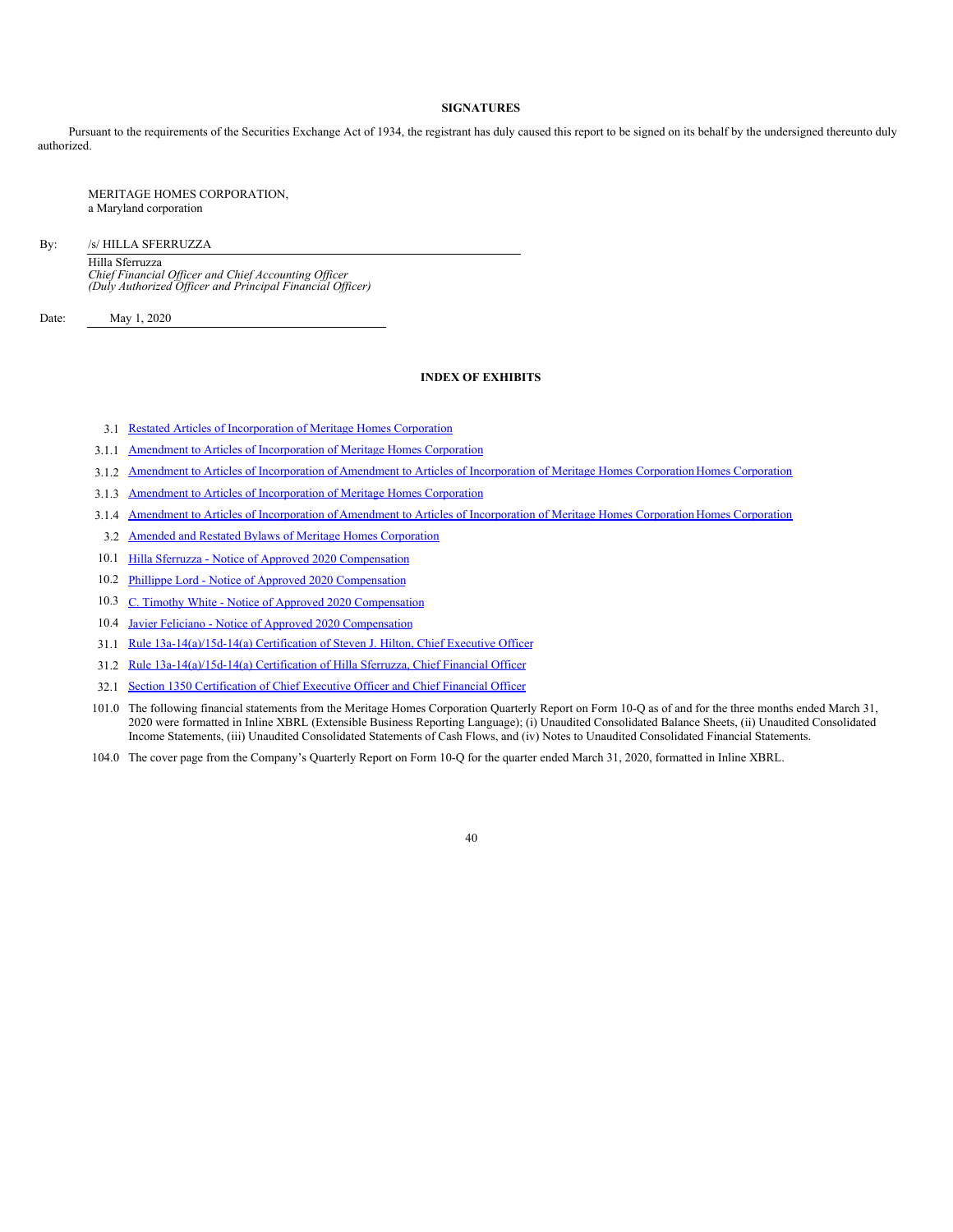## SIGNATURES

Pursuant to the requirements of the Securities Exchange Act of 1934, the registrant has duly caused this report to be signed on its behalf by the undersigned thereunto duly authorized.

MERITAGE HOMES CORPORATION,
a Maryland corporation

By: /s/ HILLA SFERRUZZA

Hilla Sferruzza
*Chief Financial Officer and Chief Accounting Officer*
*(Duly Authorized Officer and Principal Financial Officer)*

Date: May 1, 2020

## INDEX OF EXHIBITS

3.1 Restated Articles of Incorporation of Meritage Homes Corporation

3.1.1 Amendment to Articles of Incorporation of Meritage Homes Corporation

3.1.2 Amendment to Articles of Incorporation of Amendment to Articles of Incorporation of Meritage Homes Corporation Homes Corporation

3.1.3 Amendment to Articles of Incorporation of Meritage Homes Corporation

3.1.4 Amendment to Articles of Incorporation of Amendment to Articles of Incorporation of Meritage Homes Corporation Homes Corporation

3.2 Amended and Restated Bylaws of Meritage Homes Corporation

10.1 Hilla Sferruzza - Notice of Approved 2020 Compensation

10.2 Phillippe Lord - Notice of Approved 2020 Compensation

10.3 C. Timothy White - Notice of Approved 2020 Compensation

10.4 Javier Feliciano - Notice of Approved 2020 Compensation

31.1 Rule 13a-14(a)/15d-14(a) Certification of Steven J. Hilton, Chief Executive Officer

31.2 Rule 13a-14(a)/15d-14(a) Certification of Hilla Sferruzza, Chief Financial Officer

32.1 Section 1350 Certification of Chief Executive Officer and Chief Financial Officer

101.0 The following financial statements from the Meritage Homes Corporation Quarterly Report on Form 10-Q as of and for the three months ended March 31, 2020 were formatted in Inline XBRL (Extensible Business Reporting Language); (i) Unaudited Consolidated Balance Sheets, (ii) Unaudited Consolidated Income Statements, (iii) Unaudited Consolidated Statements of Cash Flows, and (iv) Notes to Unaudited Consolidated Financial Statements.

104.0 The cover page from the Company's Quarterly Report on Form 10-Q for the quarter ended March 31, 2020, formatted in Inline XBRL.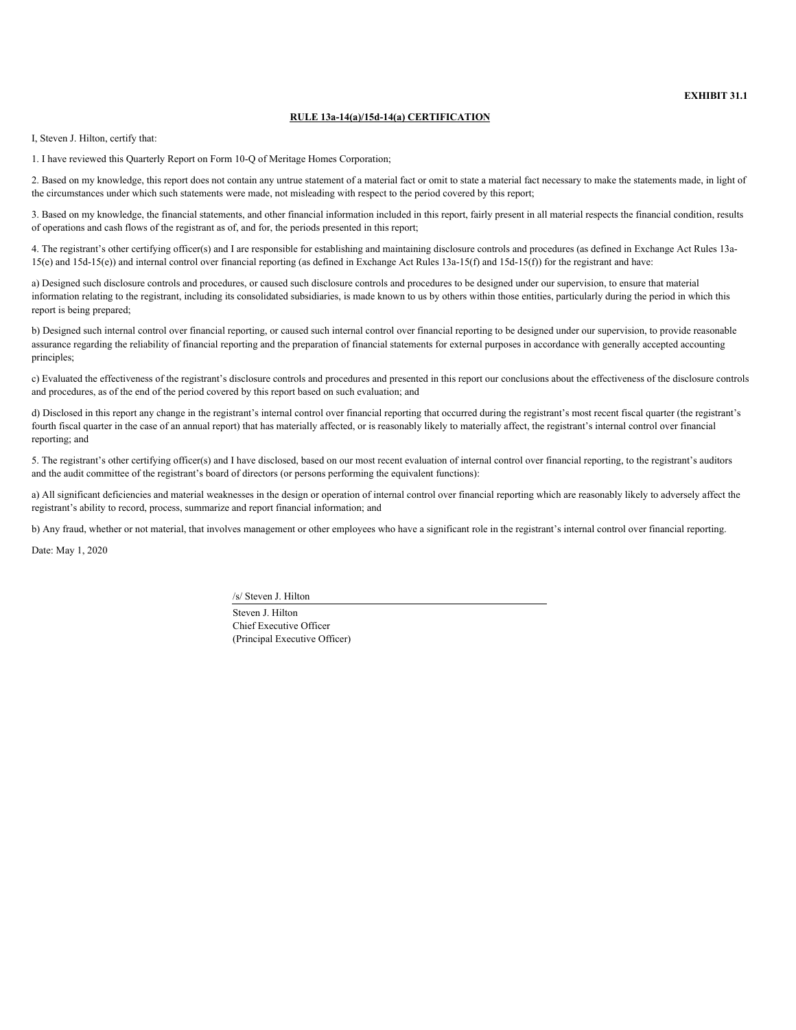**EXHIBIT 31.1**

**RULE 13a-14(a)/15d-14(a) CERTIFICATION**

I, Steven J. Hilton, certify that:

1. I have reviewed this Quarterly Report on Form 10-Q of Meritage Homes Corporation;

2. Based on my knowledge, this report does not contain any untrue statement of a material fact or omit to state a material fact necessary to make the statements made, in light of the circumstances under which such statements were made, not misleading with respect to the period covered by this report;

3. Based on my knowledge, the financial statements, and other financial information included in this report, fairly present in all material respects the financial condition, results of operations and cash flows of the registrant as of, and for, the periods presented in this report;

4. The registrant's other certifying officer(s) and I are responsible for establishing and maintaining disclosure controls and procedures (as defined in Exchange Act Rules 13a-15(e) and 15d-15(e)) and internal control over financial reporting (as defined in Exchange Act Rules 13a-15(f) and 15d-15(f)) for the registrant and have:

a) Designed such disclosure controls and procedures, or caused such disclosure controls and procedures to be designed under our supervision, to ensure that material information relating to the registrant, including its consolidated subsidiaries, is made known to us by others within those entities, particularly during the period in which this report is being prepared;

b) Designed such internal control over financial reporting, or caused such internal control over financial reporting to be designed under our supervision, to provide reasonable assurance regarding the reliability of financial reporting and the preparation of financial statements for external purposes in accordance with generally accepted accounting principles;

c) Evaluated the effectiveness of the registrant's disclosure controls and procedures and presented in this report our conclusions about the effectiveness of the disclosure controls and procedures, as of the end of the period covered by this report based on such evaluation; and

d) Disclosed in this report any change in the registrant's internal control over financial reporting that occurred during the registrant's most recent fiscal quarter (the registrant's fourth fiscal quarter in the case of an annual report) that has materially affected, or is reasonably likely to materially affect, the registrant's internal control over financial reporting; and

5. The registrant's other certifying officer(s) and I have disclosed, based on our most recent evaluation of internal control over financial reporting, to the registrant's auditors and the audit committee of the registrant's board of directors (or persons performing the equivalent functions):

a) All significant deficiencies and material weaknesses in the design or operation of internal control over financial reporting which are reasonably likely to adversely affect the registrant's ability to record, process, summarize and report financial information; and

b) Any fraud, whether or not material, that involves management or other employees who have a significant role in the registrant's internal control over financial reporting.

Date: May 1, 2020

/s/ Steven J. Hilton

Steven J. Hilton
Chief Executive Officer
(Principal Executive Officer)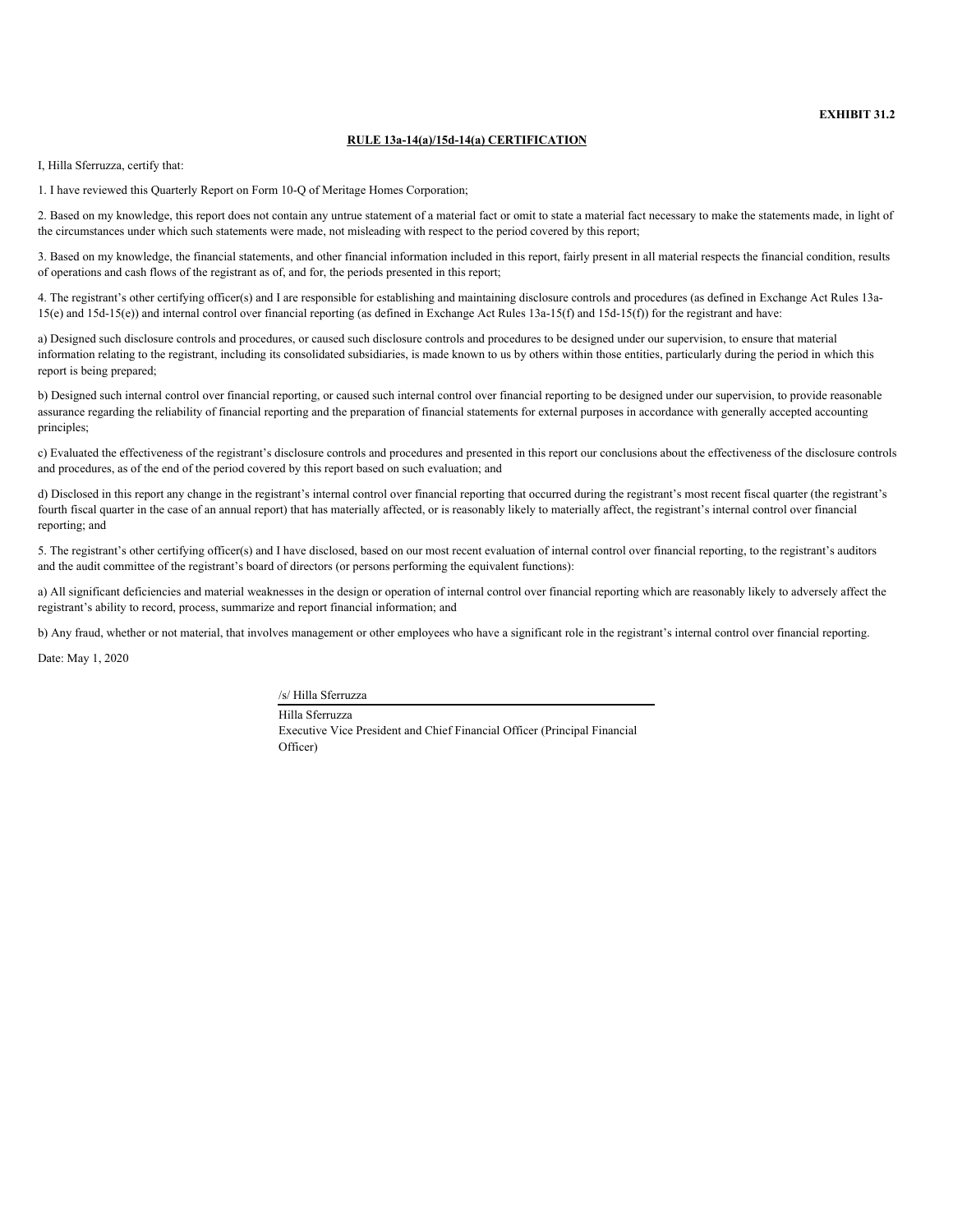**EXHIBIT 31.2**

**RULE 13a-14(a)/15d-14(a) CERTIFICATION**

I, Hilla Sferruzza, certify that:

1. I have reviewed this Quarterly Report on Form 10-Q of Meritage Homes Corporation;

2. Based on my knowledge, this report does not contain any untrue statement of a material fact or omit to state a material fact necessary to make the statements made, in light of the circumstances under which such statements were made, not misleading with respect to the period covered by this report;

3. Based on my knowledge, the financial statements, and other financial information included in this report, fairly present in all material respects the financial condition, results of operations and cash flows of the registrant as of, and for, the periods presented in this report;

4. The registrant's other certifying officer(s) and I are responsible for establishing and maintaining disclosure controls and procedures (as defined in Exchange Act Rules 13a-15(e) and 15d-15(e)) and internal control over financial reporting (as defined in Exchange Act Rules 13a-15(f) and 15d-15(f)) for the registrant and have:

a) Designed such disclosure controls and procedures, or caused such disclosure controls and procedures to be designed under our supervision, to ensure that material information relating to the registrant, including its consolidated subsidiaries, is made known to us by others within those entities, particularly during the period in which this report is being prepared;

b) Designed such internal control over financial reporting, or caused such internal control over financial reporting to be designed under our supervision, to provide reasonable assurance regarding the reliability of financial reporting and the preparation of financial statements for external purposes in accordance with generally accepted accounting principles;

c) Evaluated the effectiveness of the registrant's disclosure controls and procedures and presented in this report our conclusions about the effectiveness of the disclosure controls and procedures, as of the end of the period covered by this report based on such evaluation; and

d) Disclosed in this report any change in the registrant's internal control over financial reporting that occurred during the registrant's most recent fiscal quarter (the registrant's fourth fiscal quarter in the case of an annual report) that has materially affected, or is reasonably likely to materially affect, the registrant's internal control over financial reporting; and

5. The registrant's other certifying officer(s) and I have disclosed, based on our most recent evaluation of internal control over financial reporting, to the registrant's auditors and the audit committee of the registrant's board of directors (or persons performing the equivalent functions):

a) All significant deficiencies and material weaknesses in the design or operation of internal control over financial reporting which are reasonably likely to adversely affect the registrant's ability to record, process, summarize and report financial information; and

b) Any fraud, whether or not material, that involves management or other employees who have a significant role in the registrant's internal control over financial reporting.

Date: May 1, 2020

/s/ Hilla Sferruzza

Hilla Sferruzza
Executive Vice President and Chief Financial Officer (Principal Financial Officer)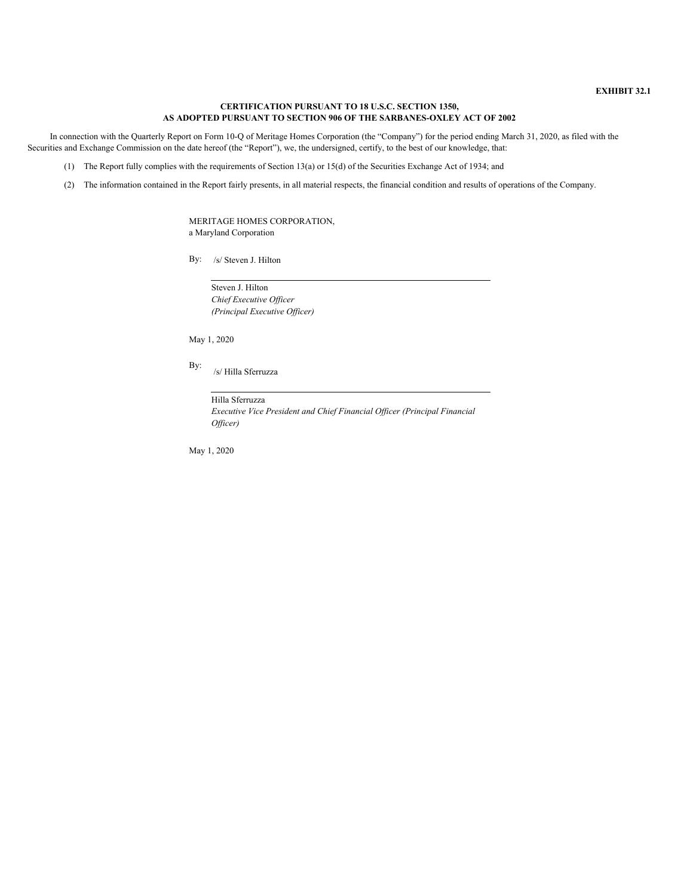**EXHIBIT 32.1**

**CERTIFICATION PURSUANT TO 18 U.S.C. SECTION 1350,**
**AS ADOPTED PURSUANT TO SECTION 906 OF THE SARBANES-OXLEY ACT OF 2002**

In connection with the Quarterly Report on Form 10-Q of Meritage Homes Corporation (the "Company") for the period ending March 31, 2020, as filed with the Securities and Exchange Commission on the date hereof (the "Report"), we, the undersigned, certify, to the best of our knowledge, that:

(1) The Report fully complies with the requirements of Section 13(a) or 15(d) of the Securities Exchange Act of 1934; and

(2) The information contained in the Report fairly presents, in all material respects, the financial condition and results of operations of the Company.

MERITAGE HOMES CORPORATION,
a Maryland Corporation

By: /s/ Steven J. Hilton

Steven J. Hilton
*Chief Executive Officer*
*(Principal Executive Officer)*

May 1, 2020

By: /s/ Hilla Sferruzza

Hilla Sferruzza
*Executive Vice President and Chief Financial Officer (Principal Financial Officer)*

May 1, 2020